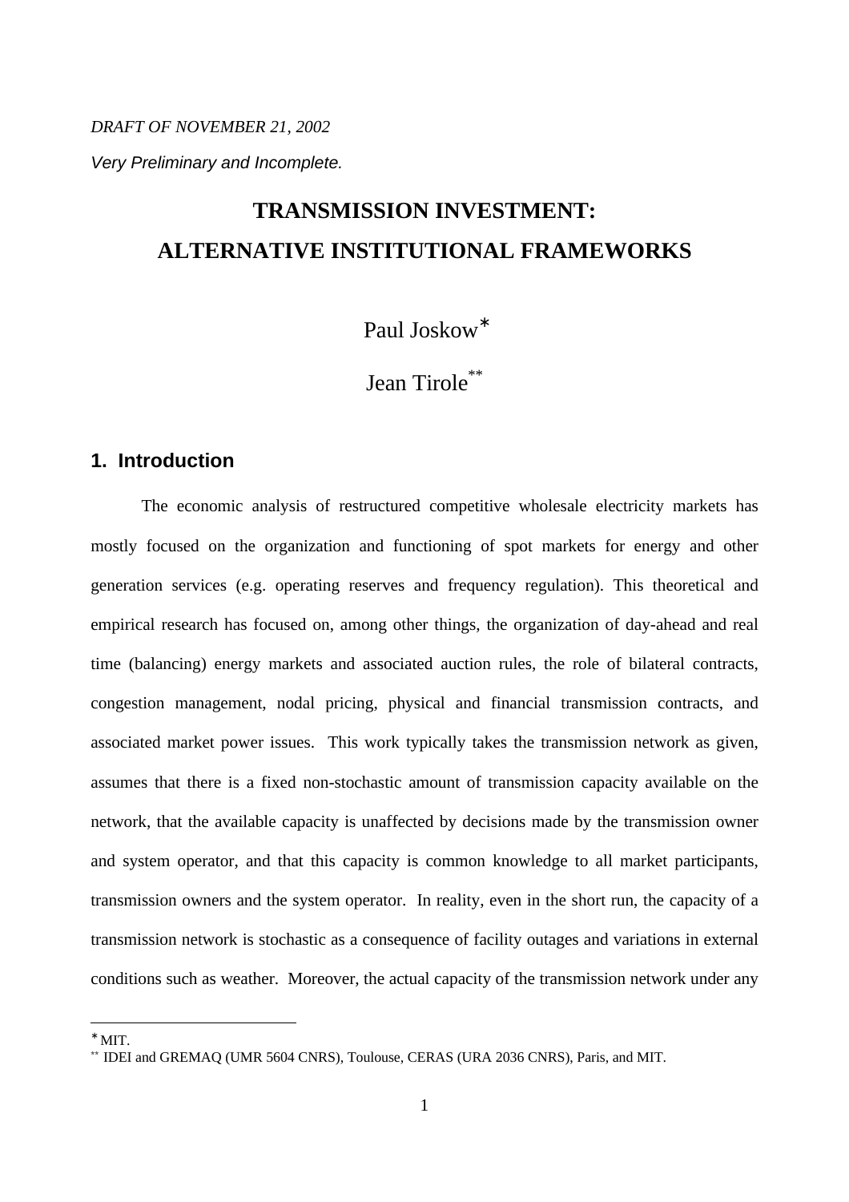*DRAFT OF NOVEMBER 21, 2002*

*Very Preliminary and Incomplete.*

# TRANSMISSION INVESTMENT: ALTERNATIVE INSTITUTIONAL FRAMEWORKS

Paul Joskow[*]

Jean Tirole[**]

## 1. Introduction

The economic analysis of restructured competitive wholesale electricity markets has mostly focused on the organization and functioning of spot markets for energy and other generation services (e.g. operating reserves and frequency regulation). This theoretical and empirical research has focused on, among other things, the organization of day-ahead and real time (balancing) energy markets and associated auction rules, the role of bilateral contracts, congestion management, nodal pricing, physical and financial transmission contracts, and associated market power issues. This work typically takes the transmission network as given, assumes that there is a fixed non-stochastic amount of transmission capacity available on the network, that the available capacity is unaffected by decisions made by the transmission owner and system operator, and that this capacity is common knowledge to all market participants, transmission owners and the system operator. In reality, even in the short run, the capacity of a transmission network is stochastic as a consequence of facility outages and variations in external conditions such as weather. Moreover, the actual capacity of the transmission network under any

---

[*] MIT.

[**] IDEI and GREMAQ (UMR 5604 CNRS), Toulouse, CERAS (URA 2036 CNRS), Paris, and MIT.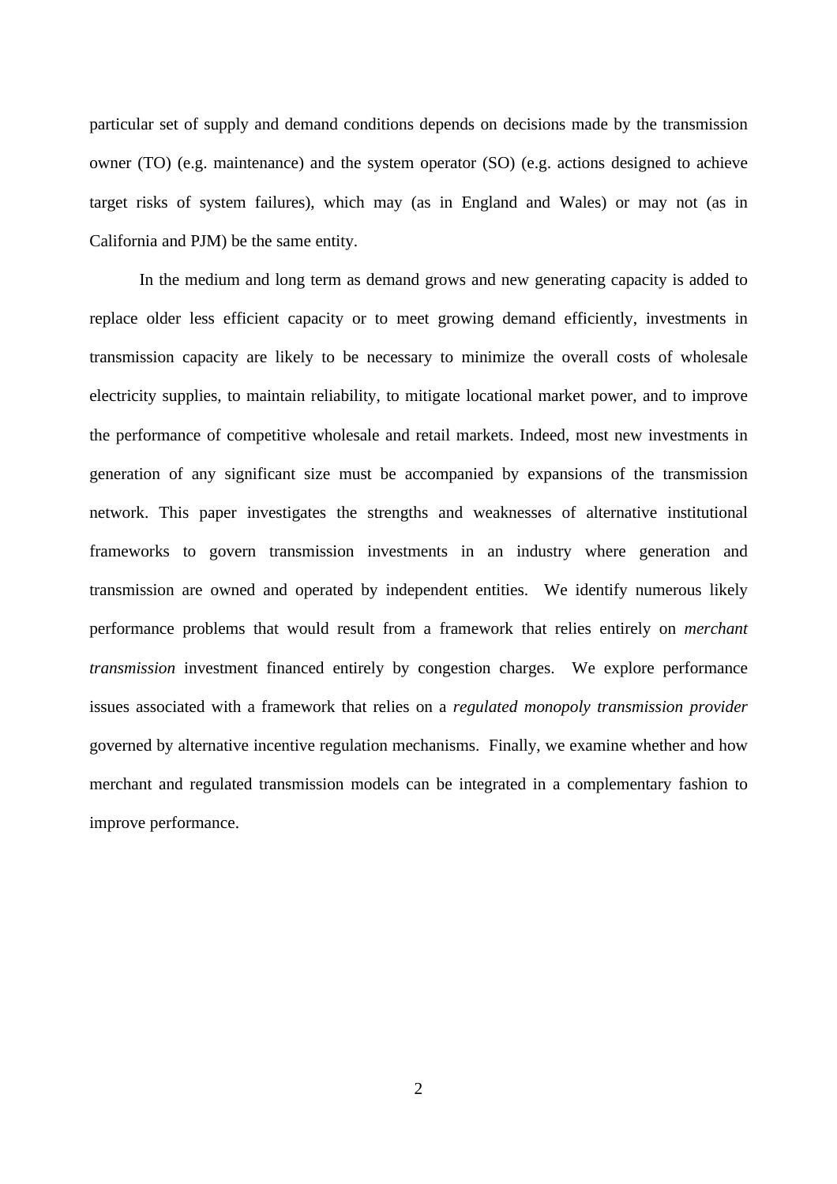particular set of supply and demand conditions depends on decisions made by the transmission owner (TO) (e.g. maintenance) and the system operator (SO) (e.g. actions designed to achieve target risks of system failures), which may (as in England and Wales) or may not (as in California and PJM) be the same entity.

In the medium and long term as demand grows and new generating capacity is added to replace older less efficient capacity or to meet growing demand efficiently, investments in transmission capacity are likely to be necessary to minimize the overall costs of wholesale electricity supplies, to maintain reliability, to mitigate locational market power, and to improve the performance of competitive wholesale and retail markets. Indeed, most new investments in generation of any significant size must be accompanied by expansions of the transmission network. This paper investigates the strengths and weaknesses of alternative institutional frameworks to govern transmission investments in an industry where generation and transmission are owned and operated by independent entities. We identify numerous likely performance problems that would result from a framework that relies entirely on *merchant transmission* investment financed entirely by congestion charges. We explore performance issues associated with a framework that relies on a *regulated monopoly transmission provider* governed by alternative incentive regulation mechanisms. Finally, we examine whether and how merchant and regulated transmission models can be integrated in a complementary fashion to improve performance.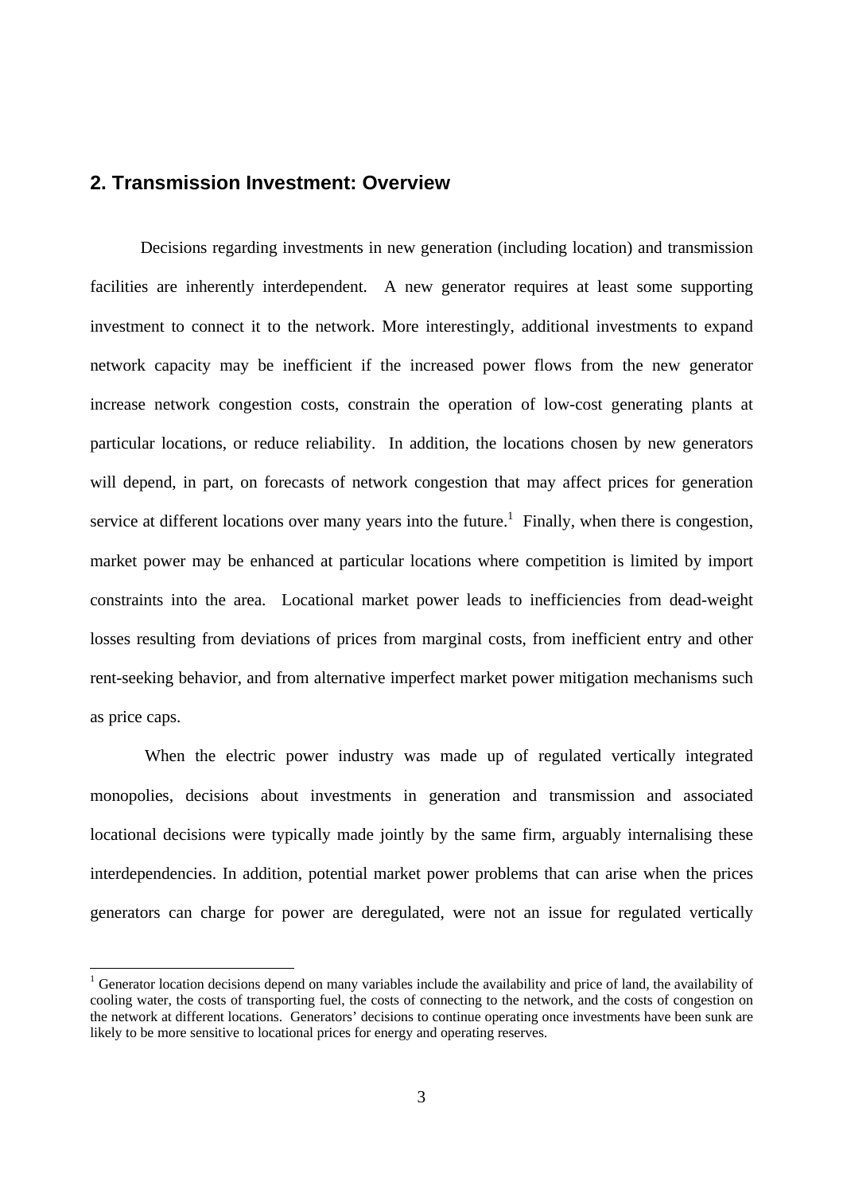## 2. Transmission Investment: Overview

Decisions regarding investments in new generation (including location) and transmission facilities are inherently interdependent. A new generator requires at least some supporting investment to connect it to the network. More interestingly, additional investments to expand network capacity may be inefficient if the increased power flows from the new generator increase network congestion costs, constrain the operation of low-cost generating plants at particular locations, or reduce reliability. In addition, the locations chosen by new generators will depend, in part, on forecasts of network congestion that may affect prices for generation service at different locations over many years into the future.[1] Finally, when there is congestion, market power may be enhanced at particular locations where competition is limited by import constraints into the area. Locational market power leads to inefficiencies from dead-weight losses resulting from deviations of prices from marginal costs, from inefficient entry and other rent-seeking behavior, and from alternative imperfect market power mitigation mechanisms such as price caps.

When the electric power industry was made up of regulated vertically integrated monopolies, decisions about investments in generation and transmission and associated locational decisions were typically made jointly by the same firm, arguably internalising these interdependencies. In addition, potential market power problems that can arise when the prices generators can charge for power are deregulated, were not an issue for regulated vertically

[1] Generator location decisions depend on many variables include the availability and price of land, the availability of cooling water, the costs of transporting fuel, the costs of connecting to the network, and the costs of congestion on the network at different locations. Generators' decisions to continue operating once investments have been sunk are likely to be more sensitive to locational prices for energy and operating reserves.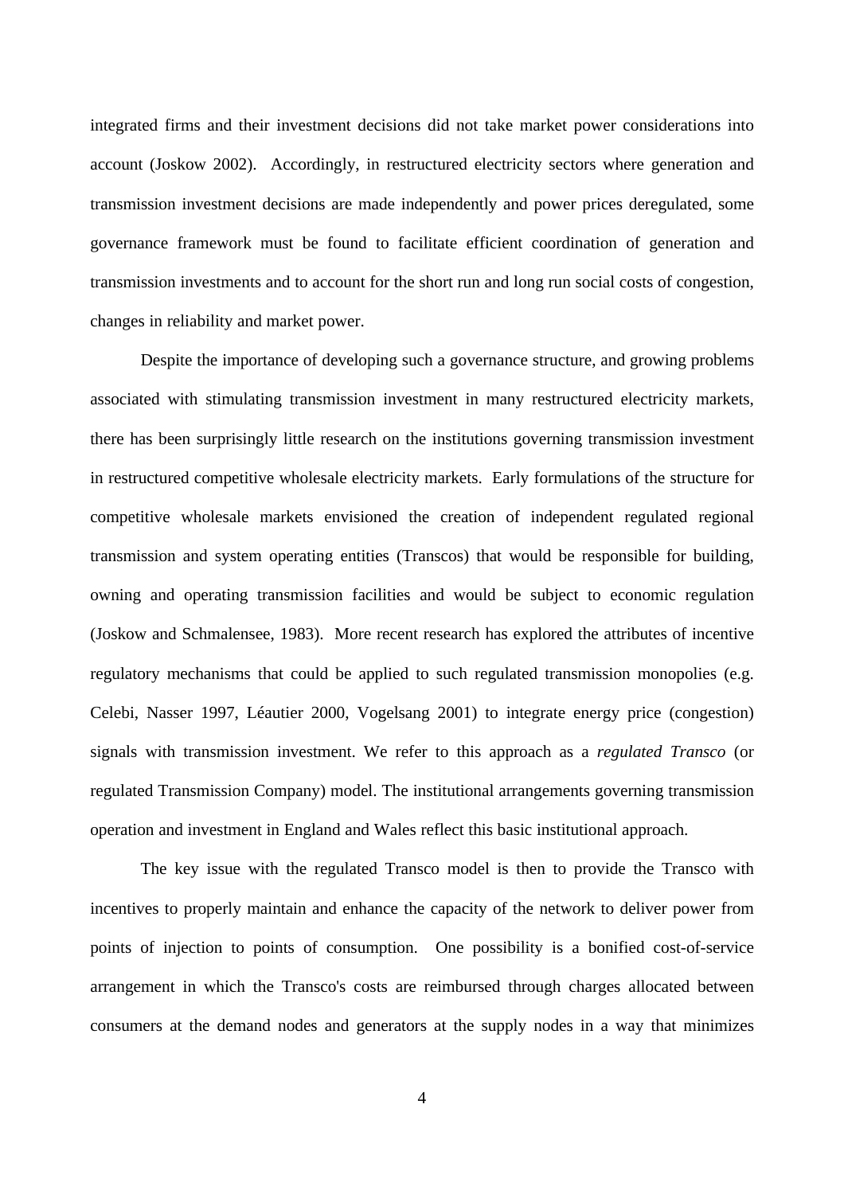integrated firms and their investment decisions did not take market power considerations into account (Joskow 2002). Accordingly, in restructured electricity sectors where generation and transmission investment decisions are made independently and power prices deregulated, some governance framework must be found to facilitate efficient coordination of generation and transmission investments and to account for the short run and long run social costs of congestion, changes in reliability and market power.

Despite the importance of developing such a governance structure, and growing problems associated with stimulating transmission investment in many restructured electricity markets, there has been surprisingly little research on the institutions governing transmission investment in restructured competitive wholesale electricity markets. Early formulations of the structure for competitive wholesale markets envisioned the creation of independent regulated regional transmission and system operating entities (Transcos) that would be responsible for building, owning and operating transmission facilities and would be subject to economic regulation (Joskow and Schmalensee, 1983). More recent research has explored the attributes of incentive regulatory mechanisms that could be applied to such regulated transmission monopolies (e.g. Celebi, Nasser 1997, Léautier 2000, Vogelsang 2001) to integrate energy price (congestion) signals with transmission investment. We refer to this approach as a *regulated Transco* (or regulated Transmission Company) model. The institutional arrangements governing transmission operation and investment in England and Wales reflect this basic institutional approach.

The key issue with the regulated Transco model is then to provide the Transco with incentives to properly maintain and enhance the capacity of the network to deliver power from points of injection to points of consumption. One possibility is a bonified cost-of-service arrangement in which the Transco's costs are reimbursed through charges allocated between consumers at the demand nodes and generators at the supply nodes in a way that minimizes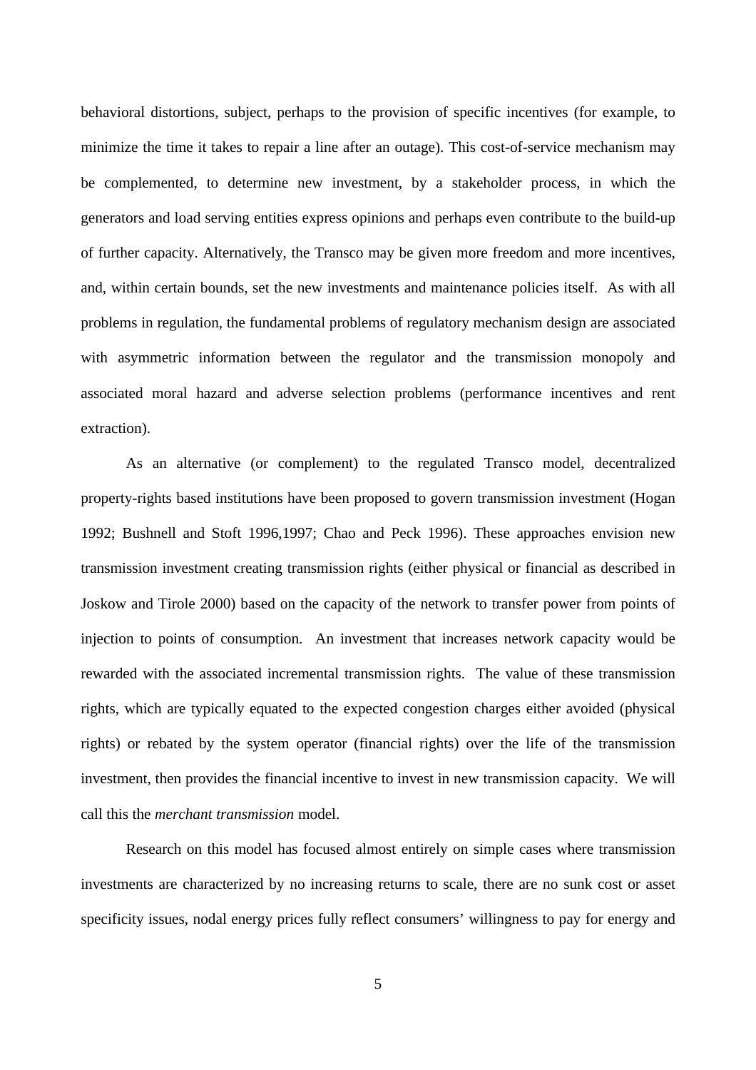behavioral distortions, subject, perhaps to the provision of specific incentives (for example, to minimize the time it takes to repair a line after an outage). This cost-of-service mechanism may be complemented, to determine new investment, by a stakeholder process, in which the generators and load serving entities express opinions and perhaps even contribute to the build-up of further capacity. Alternatively, the Transco may be given more freedom and more incentives, and, within certain bounds, set the new investments and maintenance policies itself. As with all problems in regulation, the fundamental problems of regulatory mechanism design are associated with asymmetric information between the regulator and the transmission monopoly and associated moral hazard and adverse selection problems (performance incentives and rent extraction).

As an alternative (or complement) to the regulated Transco model, decentralized property-rights based institutions have been proposed to govern transmission investment (Hogan 1992; Bushnell and Stoft 1996,1997; Chao and Peck 1996). These approaches envision new transmission investment creating transmission rights (either physical or financial as described in Joskow and Tirole 2000) based on the capacity of the network to transfer power from points of injection to points of consumption. An investment that increases network capacity would be rewarded with the associated incremental transmission rights. The value of these transmission rights, which are typically equated to the expected congestion charges either avoided (physical rights) or rebated by the system operator (financial rights) over the life of the transmission investment, then provides the financial incentive to invest in new transmission capacity. We will call this the *merchant transmission* model.

Research on this model has focused almost entirely on simple cases where transmission investments are characterized by no increasing returns to scale, there are no sunk cost or asset specificity issues, nodal energy prices fully reflect consumers' willingness to pay for energy and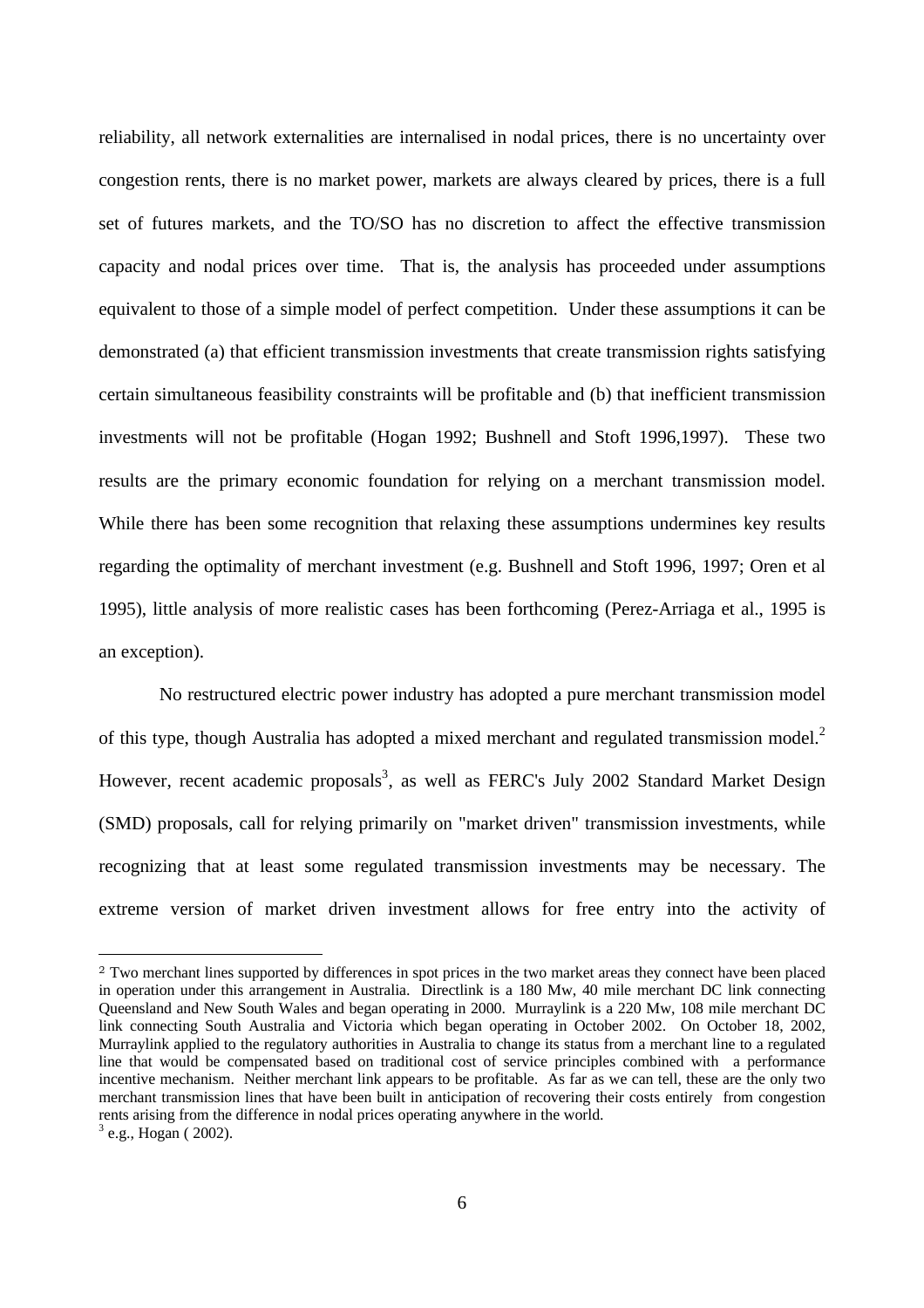reliability, all network externalities are internalised in nodal prices, there is no uncertainty over congestion rents, there is no market power, markets are always cleared by prices, there is a full set of futures markets, and the TO/SO has no discretion to affect the effective transmission capacity and nodal prices over time. That is, the analysis has proceeded under assumptions equivalent to those of a simple model of perfect competition. Under these assumptions it can be demonstrated (a) that efficient transmission investments that create transmission rights satisfying certain simultaneous feasibility constraints will be profitable and (b) that inefficient transmission investments will not be profitable (Hogan 1992; Bushnell and Stoft 1996,1997). These two results are the primary economic foundation for relying on a merchant transmission model. While there has been some recognition that relaxing these assumptions undermines key results regarding the optimality of merchant investment (e.g. Bushnell and Stoft 1996, 1997; Oren et al 1995), little analysis of more realistic cases has been forthcoming (Perez-Arriaga et al., 1995 is an exception).

No restructured electric power industry has adopted a pure merchant transmission model of this type, though Australia has adopted a mixed merchant and regulated transmission model.[2] However, recent academic proposals[3], as well as FERC's July 2002 Standard Market Design (SMD) proposals, call for relying primarily on "market driven" transmission investments, while recognizing that at least some regulated transmission investments may be necessary. The extreme version of market driven investment allows for free entry into the activity of

---

[2] Two merchant lines supported by differences in spot prices in the two market areas they connect have been placed in operation under this arrangement in Australia. Directlink is a 180 Mw, 40 mile merchant DC link connecting Queensland and New South Wales and began operating in 2000. Murraylink is a 220 Mw, 108 mile merchant DC link connecting South Australia and Victoria which began operating in October 2002. On October 18, 2002, Murraylink applied to the regulatory authorities in Australia to change its status from a merchant line to a regulated line that would be compensated based on traditional cost of service principles combined with a performance incentive mechanism. Neither merchant link appears to be profitable. As far as we can tell, these are the only two merchant transmission lines that have been built in anticipation of recovering their costs entirely from congestion rents arising from the difference in nodal prices operating anywhere in the world.

[3] e.g., Hogan ( 2002).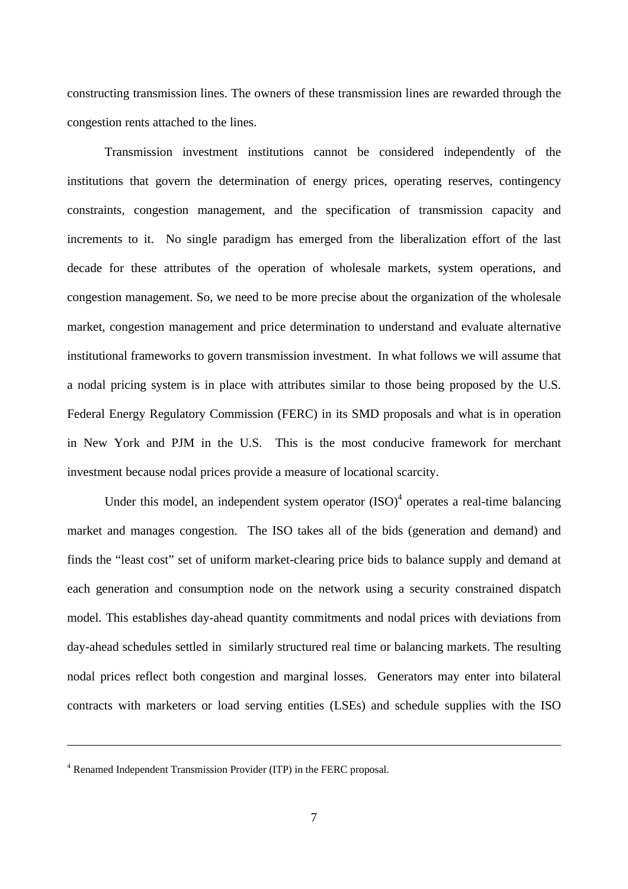constructing transmission lines. The owners of these transmission lines are rewarded through the congestion rents attached to the lines.

Transmission investment institutions cannot be considered independently of the institutions that govern the determination of energy prices, operating reserves, contingency constraints, congestion management, and the specification of transmission capacity and increments to it. No single paradigm has emerged from the liberalization effort of the last decade for these attributes of the operation of wholesale markets, system operations, and congestion management. So, we need to be more precise about the organization of the wholesale market, congestion management and price determination to understand and evaluate alternative institutional frameworks to govern transmission investment. In what follows we will assume that a nodal pricing system is in place with attributes similar to those being proposed by the U.S. Federal Energy Regulatory Commission (FERC) in its SMD proposals and what is in operation in New York and PJM in the U.S. This is the most conducive framework for merchant investment because nodal prices provide a measure of locational scarcity.

Under this model, an independent system operator (ISO)[4] operates a real-time balancing market and manages congestion. The ISO takes all of the bids (generation and demand) and finds the "least cost" set of uniform market-clearing price bids to balance supply and demand at each generation and consumption node on the network using a security constrained dispatch model. This establishes day-ahead quantity commitments and nodal prices with deviations from day-ahead schedules settled in similarly structured real time or balancing markets. The resulting nodal prices reflect both congestion and marginal losses. Generators may enter into bilateral contracts with marketers or load serving entities (LSEs) and schedule supplies with the ISO

---

[4] Renamed Independent Transmission Provider (ITP) in the FERC proposal.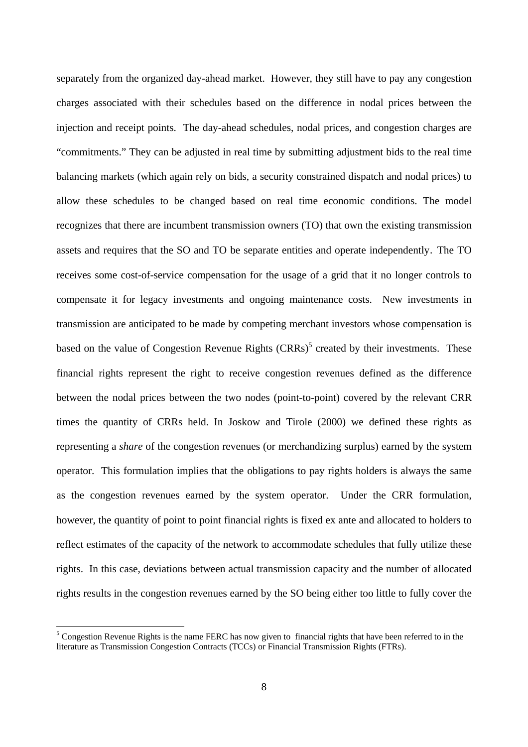separately from the organized day-ahead market. However, they still have to pay any congestion charges associated with their schedules based on the difference in nodal prices between the injection and receipt points. The day-ahead schedules, nodal prices, and congestion charges are "commitments." They can be adjusted in real time by submitting adjustment bids to the real time balancing markets (which again rely on bids, a security constrained dispatch and nodal prices) to allow these schedules to be changed based on real time economic conditions. The model recognizes that there are incumbent transmission owners (TO) that own the existing transmission assets and requires that the SO and TO be separate entities and operate independently. The TO receives some cost-of-service compensation for the usage of a grid that it no longer controls to compensate it for legacy investments and ongoing maintenance costs. New investments in transmission are anticipated to be made by competing merchant investors whose compensation is based on the value of Congestion Revenue Rights (CRRs)[5] created by their investments. These financial rights represent the right to receive congestion revenues defined as the difference between the nodal prices between the two nodes (point-to-point) covered by the relevant CRR times the quantity of CRRs held. In Joskow and Tirole (2000) we defined these rights as representing a *share* of the congestion revenues (or merchandizing surplus) earned by the system operator. This formulation implies that the obligations to pay rights holders is always the same as the congestion revenues earned by the system operator. Under the CRR formulation, however, the quantity of point to point financial rights is fixed ex ante and allocated to holders to reflect estimates of the capacity of the network to accommodate schedules that fully utilize these rights. In this case, deviations between actual transmission capacity and the number of allocated rights results in the congestion revenues earned by the SO being either too little to fully cover the

[5] Congestion Revenue Rights is the name FERC has now given to financial rights that have been referred to in the literature as Transmission Congestion Contracts (TCCs) or Financial Transmission Rights (FTRs).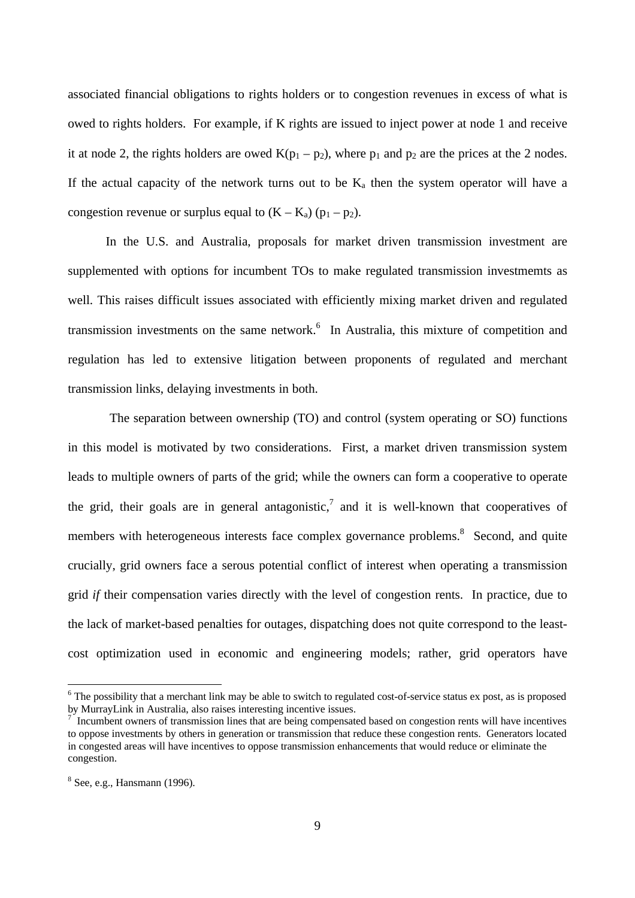associated financial obligations to rights holders or to congestion revenues in excess of what is owed to rights holders. For example, if K rights are issued to inject power at node 1 and receive it at node 2, the rights holders are owed $K(p_1 - p_2)$, where $p_1$ and $p_2$ are the prices at the 2 nodes. If the actual capacity of the network turns out to be $K_a$ then the system operator will have a congestion revenue or surplus equal to $(K - K_a)(p_1 - p_2)$.

In the U.S. and Australia, proposals for market driven transmission investment are supplemented with options for incumbent TOs to make regulated transmission investmemts as well. This raises difficult issues associated with efficiently mixing market driven and regulated transmission investments on the same network.[6] In Australia, this mixture of competition and regulation has led to extensive litigation between proponents of regulated and merchant transmission links, delaying investments in both.

The separation between ownership (TO) and control (system operating or SO) functions in this model is motivated by two considerations. First, a market driven transmission system leads to multiple owners of parts of the grid; while the owners can form a cooperative to operate the grid, their goals are in general antagonistic,[7] and it is well-known that cooperatives of members with heterogeneous interests face complex governance problems.[8] Second, and quite crucially, grid owners face a serous potential conflict of interest when operating a transmission grid *if* their compensation varies directly with the level of congestion rents. In practice, due to the lack of market-based penalties for outages, dispatching does not quite correspond to the least-cost optimization used in economic and engineering models; rather, grid operators have

---

[6] The possibility that a merchant link may be able to switch to regulated cost-of-service status ex post, as is proposed by MurrayLink in Australia, also raises interesting incentive issues.

[7] Incumbent owners of transmission lines that are being compensated based on congestion rents will have incentives to oppose investments by others in generation or transmission that reduce these congestion rents. Generators located in congested areas will have incentives to oppose transmission enhancements that would reduce or eliminate the congestion.

[8] See, e.g., Hansmann (1996).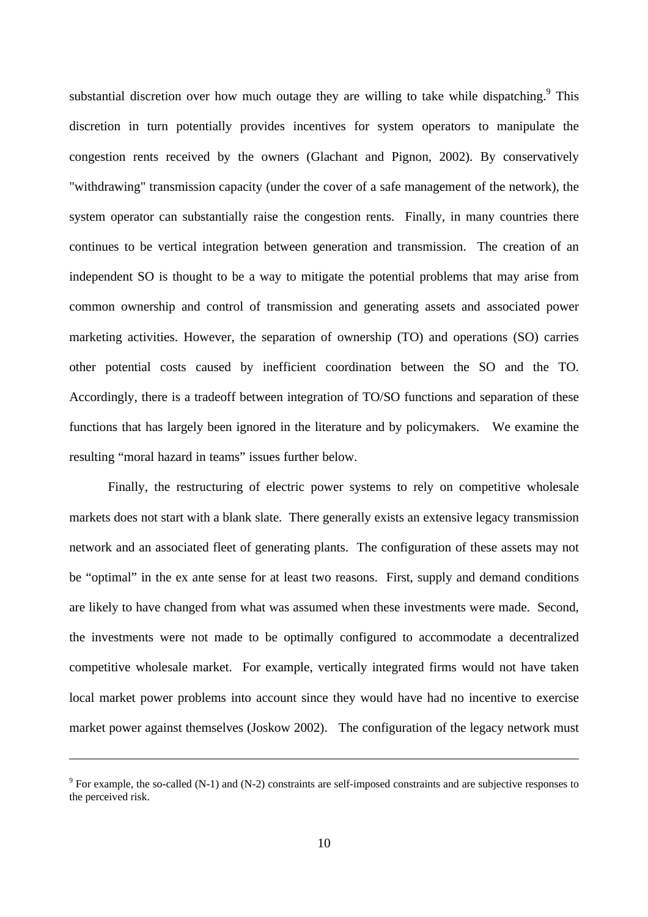substantial discretion over how much outage they are willing to take while dispatching.[9] This discretion in turn potentially provides incentives for system operators to manipulate the congestion rents received by the owners (Glachant and Pignon, 2002). By conservatively "withdrawing" transmission capacity (under the cover of a safe management of the network), the system operator can substantially raise the congestion rents. Finally, in many countries there continues to be vertical integration between generation and transmission. The creation of an independent SO is thought to be a way to mitigate the potential problems that may arise from common ownership and control of transmission and generating assets and associated power marketing activities. However, the separation of ownership (TO) and operations (SO) carries other potential costs caused by inefficient coordination between the SO and the TO. Accordingly, there is a tradeoff between integration of TO/SO functions and separation of these functions that has largely been ignored in the literature and by policymakers. We examine the resulting "moral hazard in teams" issues further below.

Finally, the restructuring of electric power systems to rely on competitive wholesale markets does not start with a blank slate. There generally exists an extensive legacy transmission network and an associated fleet of generating plants. The configuration of these assets may not be "optimal" in the ex ante sense for at least two reasons. First, supply and demand conditions are likely to have changed from what was assumed when these investments were made. Second, the investments were not made to be optimally configured to accommodate a decentralized competitive wholesale market. For example, vertically integrated firms would not have taken local market power problems into account since they would have had no incentive to exercise market power against themselves (Joskow 2002). The configuration of the legacy network must

---

[9] For example, the so-called (N-1) and (N-2) constraints are self-imposed constraints and are subjective responses to the perceived risk.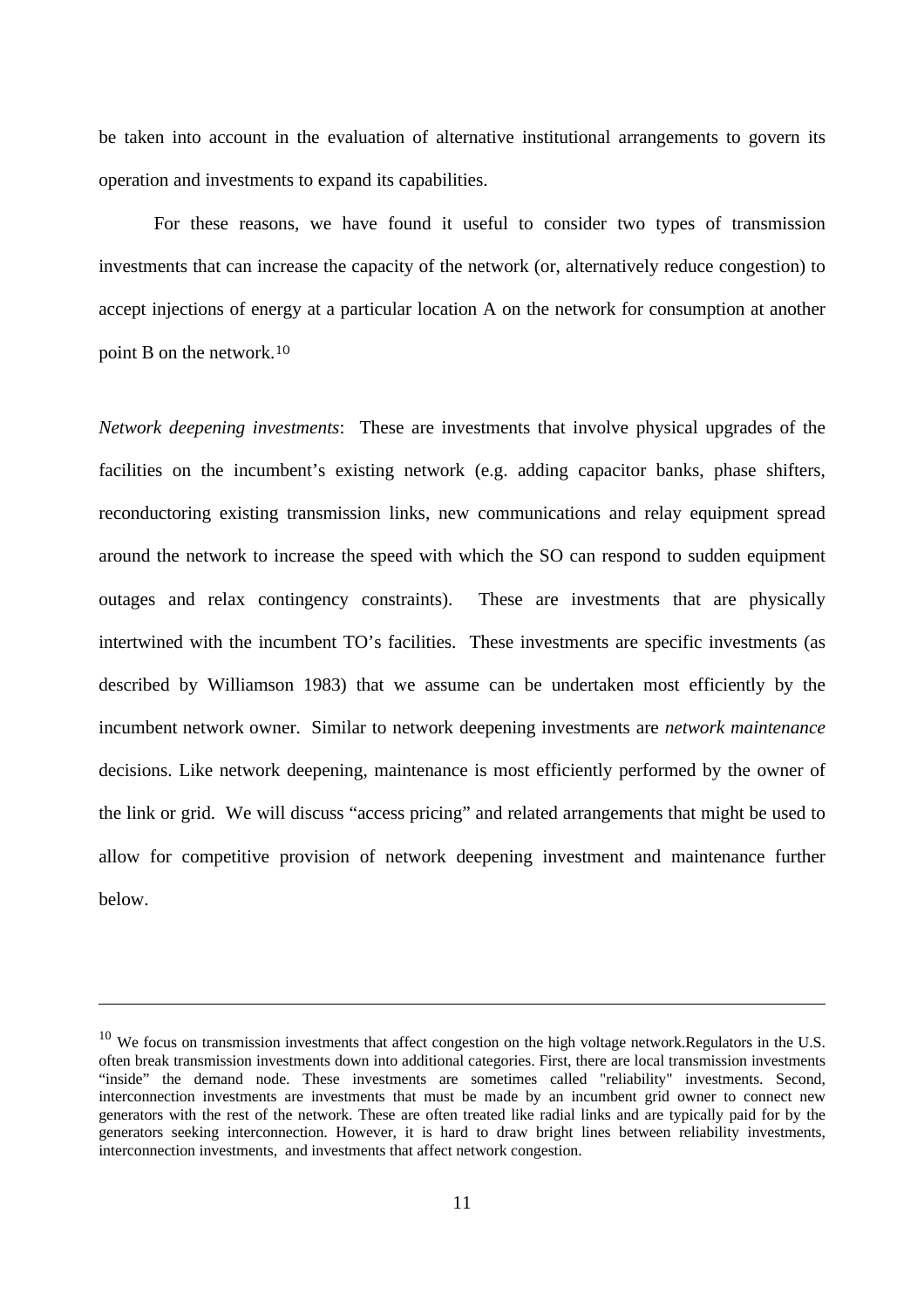be taken into account in the evaluation of alternative institutional arrangements to govern its operation and investments to expand its capabilities.

For these reasons, we have found it useful to consider two types of transmission investments that can increase the capacity of the network (or, alternatively reduce congestion) to accept injections of energy at a particular location A on the network for consumption at another point B on the network.[10]

*Network deepening investments*: These are investments that involve physical upgrades of the facilities on the incumbent's existing network (e.g. adding capacitor banks, phase shifters, reconductoring existing transmission links, new communications and relay equipment spread around the network to increase the speed with which the SO can respond to sudden equipment outages and relax contingency constraints). These are investments that are physically intertwined with the incumbent TO's facilities. These investments are specific investments (as described by Williamson 1983) that we assume can be undertaken most efficiently by the incumbent network owner. Similar to network deepening investments are *network maintenance* decisions. Like network deepening, maintenance is most efficiently performed by the owner of the link or grid. We will discuss "access pricing" and related arrangements that might be used to allow for competitive provision of network deepening investment and maintenance further below.

---

[10] We focus on transmission investments that affect congestion on the high voltage network.Regulators in the U.S. often break transmission investments down into additional categories. First, there are local transmission investments "inside" the demand node. These investments are sometimes called "reliability" investments. Second, interconnection investments are investments that must be made by an incumbent grid owner to connect new generators with the rest of the network. These are often treated like radial links and are typically paid for by the generators seeking interconnection. However, it is hard to draw bright lines between reliability investments, interconnection investments, and investments that affect network congestion.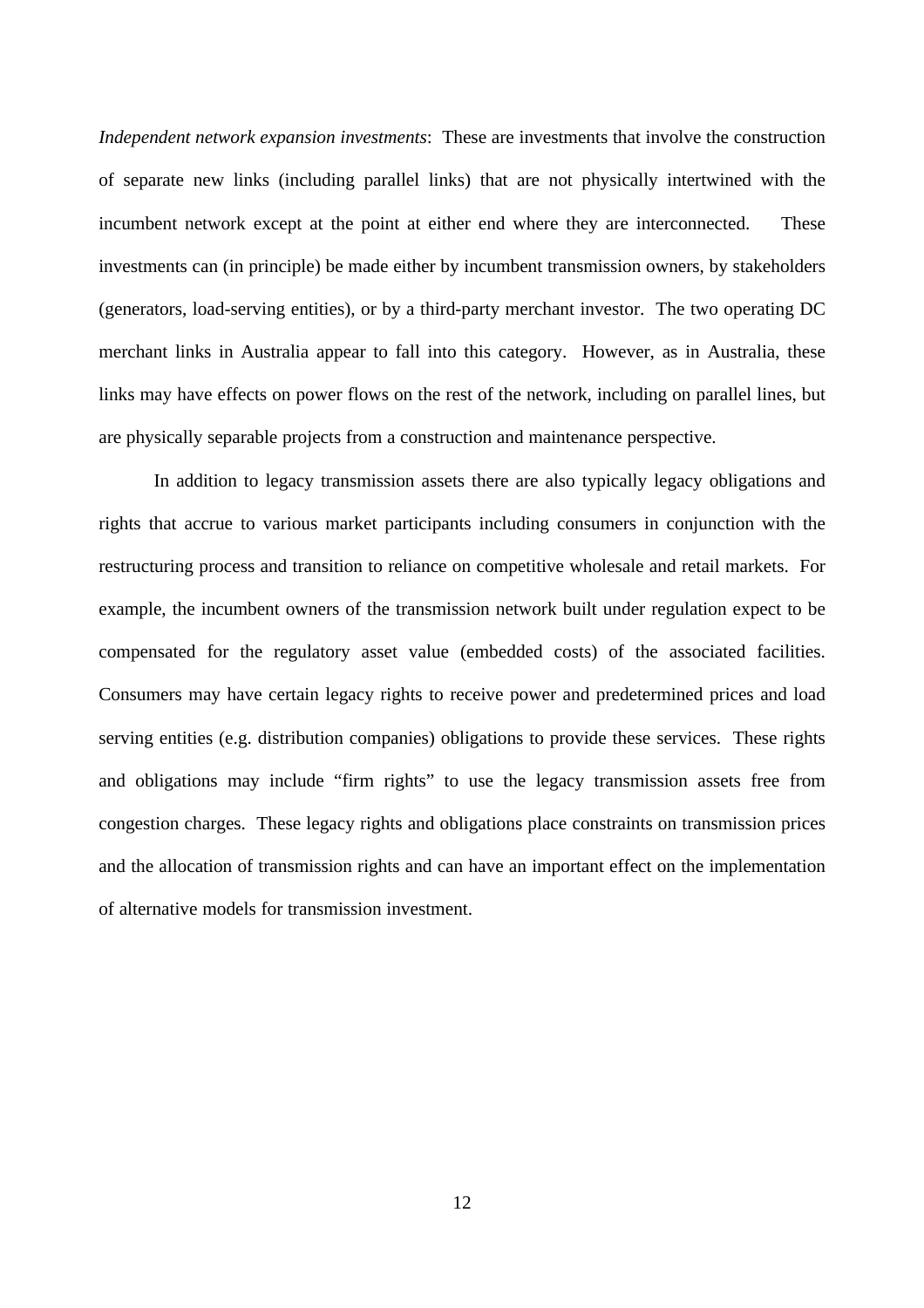*Independent network expansion investments*: These are investments that involve the construction of separate new links (including parallel links) that are not physically intertwined with the incumbent network except at the point at either end where they are interconnected. These investments can (in principle) be made either by incumbent transmission owners, by stakeholders (generators, load-serving entities), or by a third-party merchant investor. The two operating DC merchant links in Australia appear to fall into this category. However, as in Australia, these links may have effects on power flows on the rest of the network, including on parallel lines, but are physically separable projects from a construction and maintenance perspective.

In addition to legacy transmission assets there are also typically legacy obligations and rights that accrue to various market participants including consumers in conjunction with the restructuring process and transition to reliance on competitive wholesale and retail markets. For example, the incumbent owners of the transmission network built under regulation expect to be compensated for the regulatory asset value (embedded costs) of the associated facilities. Consumers may have certain legacy rights to receive power and predetermined prices and load serving entities (e.g. distribution companies) obligations to provide these services. These rights and obligations may include "firm rights" to use the legacy transmission assets free from congestion charges. These legacy rights and obligations place constraints on transmission prices and the allocation of transmission rights and can have an important effect on the implementation of alternative models for transmission investment.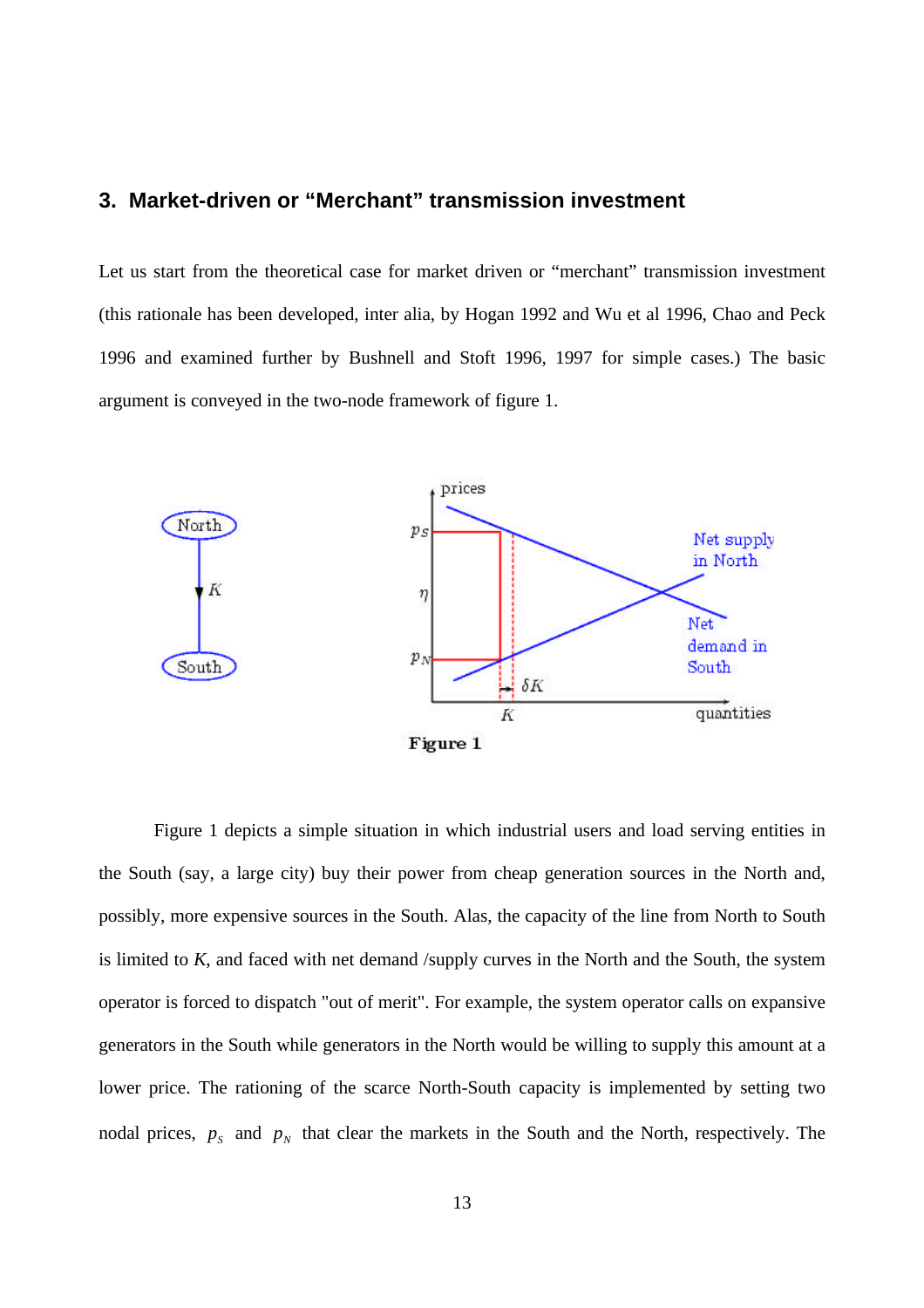## 3. Market-driven or "Merchant" transmission investment

Let us start from the theoretical case for market driven or "merchant" transmission investment (this rationale has been developed, inter alia, by Hogan 1992 and Wu et al 1996, Chao and Peck 1996 and examined further by Bushnell and Stoft 1996, 1997 for simple cases.) The basic argument is conveyed in the two-node framework of figure 1.

**Figure 1**

Figure 1 depicts a simple situation in which industrial users and load serving entities in the South (say, a large city) buy their power from cheap generation sources in the North and, possibly, more expensive sources in the South. Alas, the capacity of the line from North to South is limited to *K*, and faced with net demand /supply curves in the North and the South, the system operator is forced to dispatch "out of merit". For example, the system operator calls on expansive generators in the South while generators in the North would be willing to supply this amount at a lower price. The rationing of the scarce North-South capacity is implemented by setting two nodal prices, $p_S$ and $p_N$ that clear the markets in the South and the North, respectively. The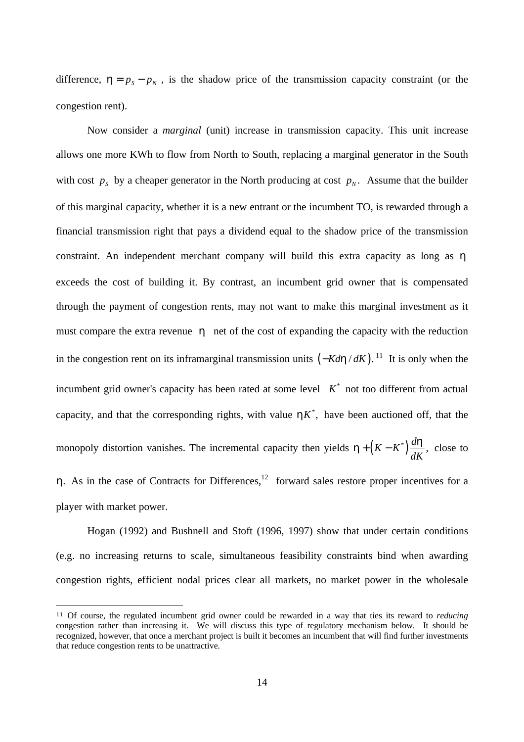difference, $\eta = p_S - p_N$, is the shadow price of the transmission capacity constraint (or the congestion rent).

Now consider a *marginal* (unit) increase in transmission capacity. This unit increase allows one more KWh to flow from North to South, replacing a marginal generator in the South with cost $p_S$ by a cheaper generator in the North producing at cost $p_N$. Assume that the builder of this marginal capacity, whether it is a new entrant or the incumbent TO, is rewarded through a financial transmission right that pays a dividend equal to the shadow price of the transmission constraint. An independent merchant company will build this extra capacity as long as $\eta$ exceeds the cost of building it. By contrast, an incumbent grid owner that is compensated through the payment of congestion rents, may not want to make this marginal investment as it must compare the extra revenue $\eta$ net of the cost of expanding the capacity with the reduction in the congestion rent on its inframarginal transmission units $\left(-Kd\eta / dK\right)$.[11] It is only when the incumbent grid owner's capacity has been rated at some level $K^*$ not too different from actual capacity, and that the corresponding rights, with value $\eta K^*$, have been auctioned off, that the monopoly distortion vanishes. The incremental capacity then yields $\eta + \left(K - K^*\right)\dfrac{d\eta}{dK}$, close to $\eta$. As in the case of Contracts for Differences,[12] forward sales restore proper incentives for a player with market power.

Hogan (1992) and Bushnell and Stoft (1996, 1997) show that under certain conditions (e.g. no increasing returns to scale, simultaneous feasibility constraints bind when awarding congestion rights, efficient nodal prices clear all markets, no market power in the wholesale

---

[11] Of course, the regulated incumbent grid owner could be rewarded in a way that ties its reward to *reducing* congestion rather than increasing it. We will discuss this type of regulatory mechanism below. It should be recognized, however, that once a merchant project is built it becomes an incumbent that will find further investments that reduce congestion rents to be unattractive.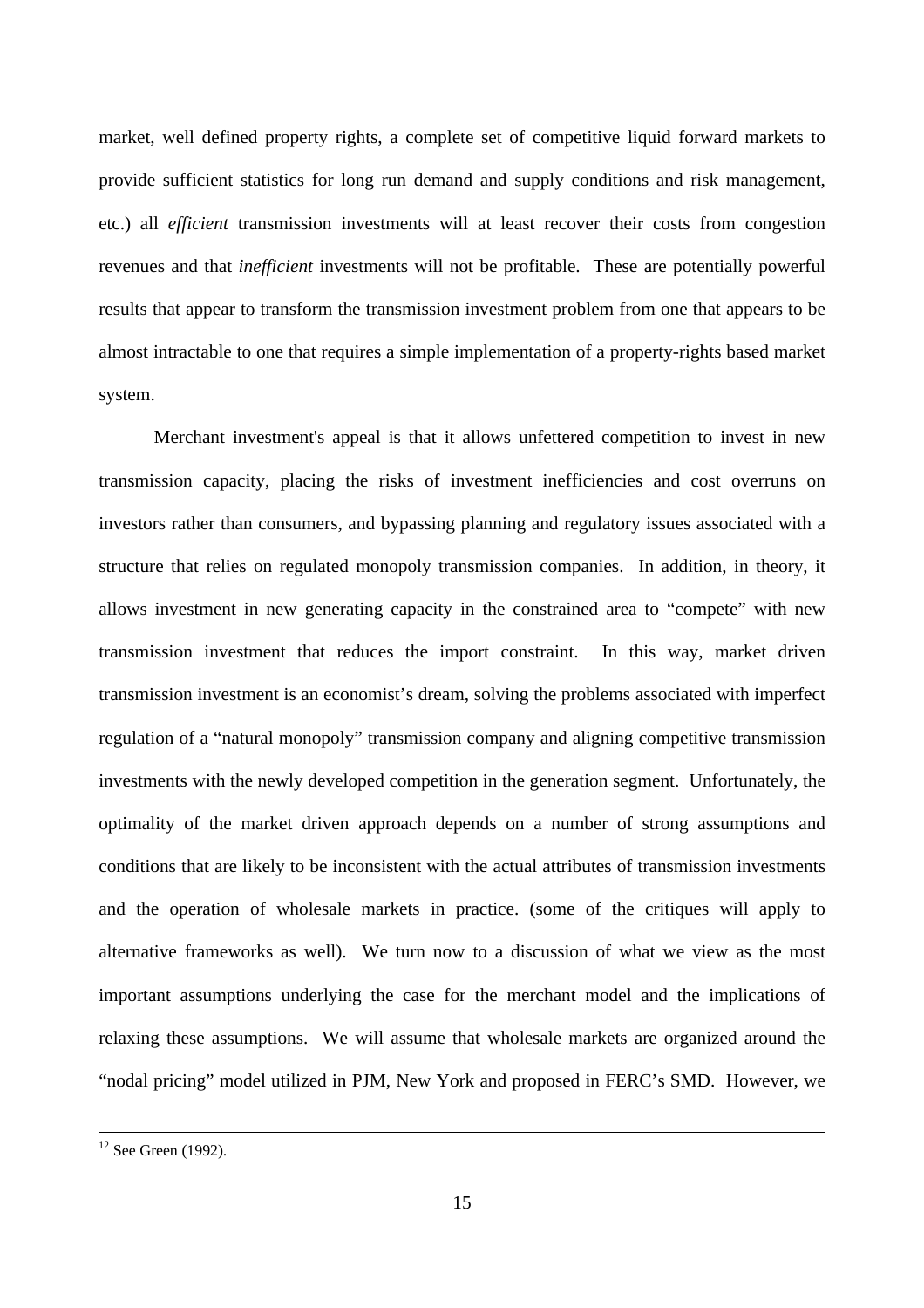market, well defined property rights, a complete set of competitive liquid forward markets to provide sufficient statistics for long run demand and supply conditions and risk management, etc.) all *efficient* transmission investments will at least recover their costs from congestion revenues and that *inefficient* investments will not be profitable. These are potentially powerful results that appear to transform the transmission investment problem from one that appears to be almost intractable to one that requires a simple implementation of a property-rights based market system.

Merchant investment's appeal is that it allows unfettered competition to invest in new transmission capacity, placing the risks of investment inefficiencies and cost overruns on investors rather than consumers, and bypassing planning and regulatory issues associated with a structure that relies on regulated monopoly transmission companies. In addition, in theory, it allows investment in new generating capacity in the constrained area to "compete" with new transmission investment that reduces the import constraint. In this way, market driven transmission investment is an economist's dream, solving the problems associated with imperfect regulation of a "natural monopoly" transmission company and aligning competitive transmission investments with the newly developed competition in the generation segment. Unfortunately, the optimality of the market driven approach depends on a number of strong assumptions and conditions that are likely to be inconsistent with the actual attributes of transmission investments and the operation of wholesale markets in practice. (some of the critiques will apply to alternative frameworks as well). We turn now to a discussion of what we view as the most important assumptions underlying the case for the merchant model and the implications of relaxing these assumptions. We will assume that wholesale markets are organized around the "nodal pricing" model utilized in PJM, New York and proposed in FERC's SMD. However, we

---

[12] See Green (1992).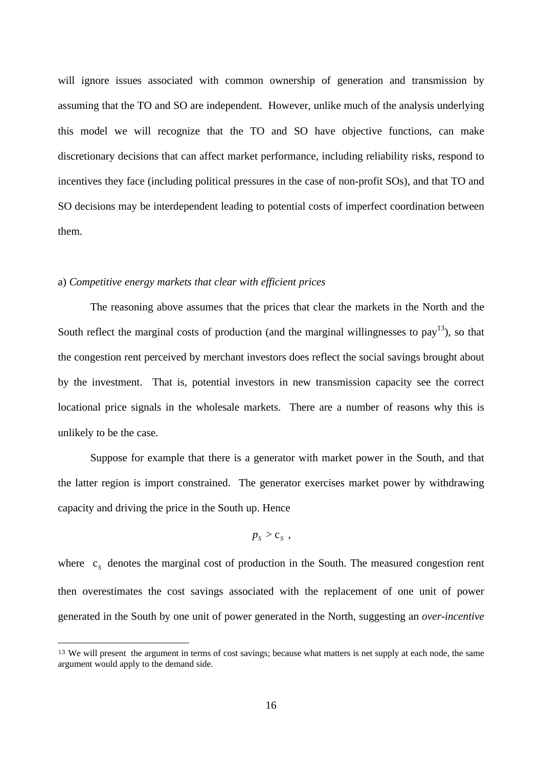will ignore issues associated with common ownership of generation and transmission by assuming that the TO and SO are independent. However, unlike much of the analysis underlying this model we will recognize that the TO and SO have objective functions, can make discretionary decisions that can affect market performance, including reliability risks, respond to incentives they face (including political pressures in the case of non-profit SOs), and that TO and SO decisions may be interdependent leading to potential costs of imperfect coordination between them.

a) *Competitive energy markets that clear with efficient prices*

The reasoning above assumes that the prices that clear the markets in the North and the South reflect the marginal costs of production (and the marginal willingnesses to pay[13]), so that the congestion rent perceived by merchant investors does reflect the social savings brought about by the investment. That is, potential investors in new transmission capacity see the correct locational price signals in the wholesale markets. There are a number of reasons why this is unlikely to be the case.

Suppose for example that there is a generator with market power in the South, and that the latter region is import constrained. The generator exercises market power by withdrawing capacity and driving the price in the South up. Hence

$$p_S > c_S \ ,$$

where $c_S$ denotes the marginal cost of production in the South. The measured congestion rent then overestimates the cost savings associated with the replacement of one unit of power generated in the South by one unit of power generated in the North, suggesting an *over-incentive*

[13] We will present the argument in terms of cost savings; because what matters is net supply at each node, the same argument would apply to the demand side.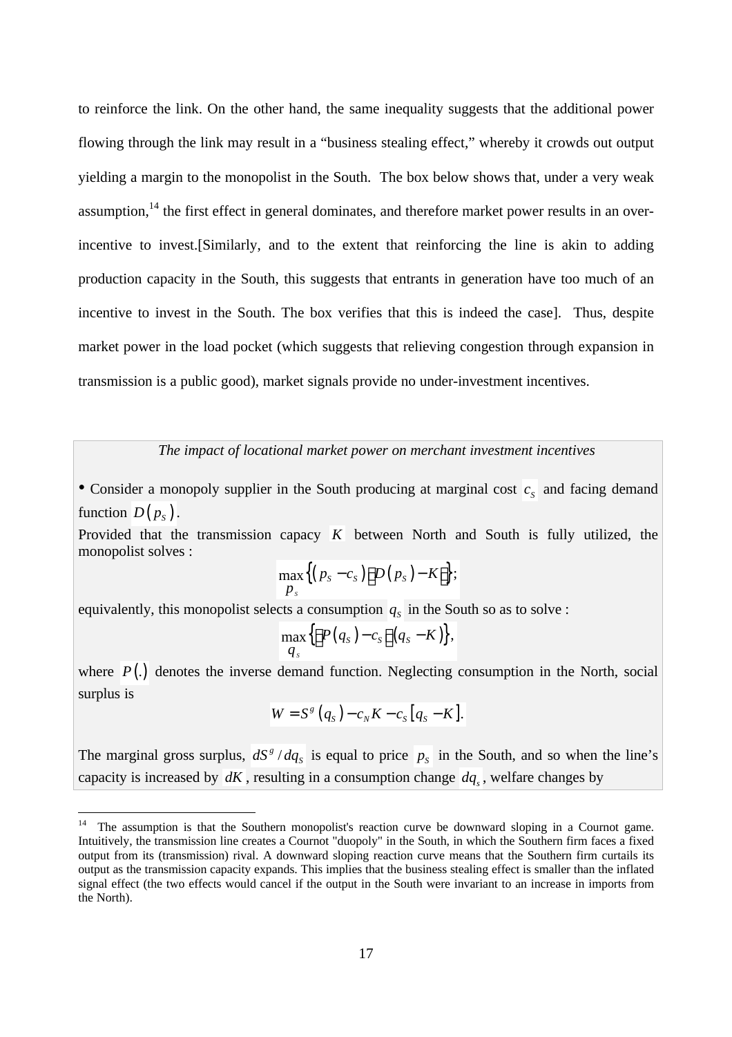to reinforce the link. On the other hand, the same inequality suggests that the additional power flowing through the link may result in a "business stealing effect," whereby it crowds out output yielding a margin to the monopolist in the South. The box below shows that, under a very weak assumption,[14] the first effect in general dominates, and therefore market power results in an over-incentive to invest.[Similarly, and to the extent that reinforcing the line is akin to adding production capacity in the South, this suggests that entrants in generation have too much of an incentive to invest in the South. The box verifies that this is indeed the case]. Thus, despite market power in the load pocket (which suggests that relieving congestion through expansion in transmission is a public good), market signals provide no under-investment incentives.

*The impact of locational market power on merchant investment incentives*

• Consider a monopoly supplier in the South producing at marginal cost $c_S$ and facing demand function $D(p_S)$.

Provided that the transmission capacy $K$ between North and South is fully utilized, the monopolist solves :

$$\max_{p_s} \left\{ (p_S - c_S)\left[D(p_S) - K\right] \right\};$$

equivalently, this monopolist selects a consumption $q_S$ in the South so as to solve :

$$\max_{q_s} \left\{ \left[P(q_S) - c_S\right](q_S - K) \right\},$$

where $P(.)$ denotes the inverse demand function. Neglecting consumption in the North, social surplus is

$$W = S^g(q_S) - c_N K - c_S\left[q_S - K\right].$$

The marginal gross surplus, $dS^g / dq_S$ is equal to price $p_S$ in the South, and so when the line's capacity is increased by $dK$, resulting in a consumption change $dq_s$, welfare changes by

---

[14] The assumption is that the Southern monopolist's reaction curve be downward sloping in a Cournot game. Intuitively, the transmission line creates a Cournot "duopoly" in the South, in which the Southern firm faces a fixed output from its (transmission) rival. A downward sloping reaction curve means that the Southern firm curtails its output as the transmission capacity expands. This implies that the business stealing effect is smaller than the inflated signal effect (the two effects would cancel if the output in the South were invariant to an increase in imports from the North).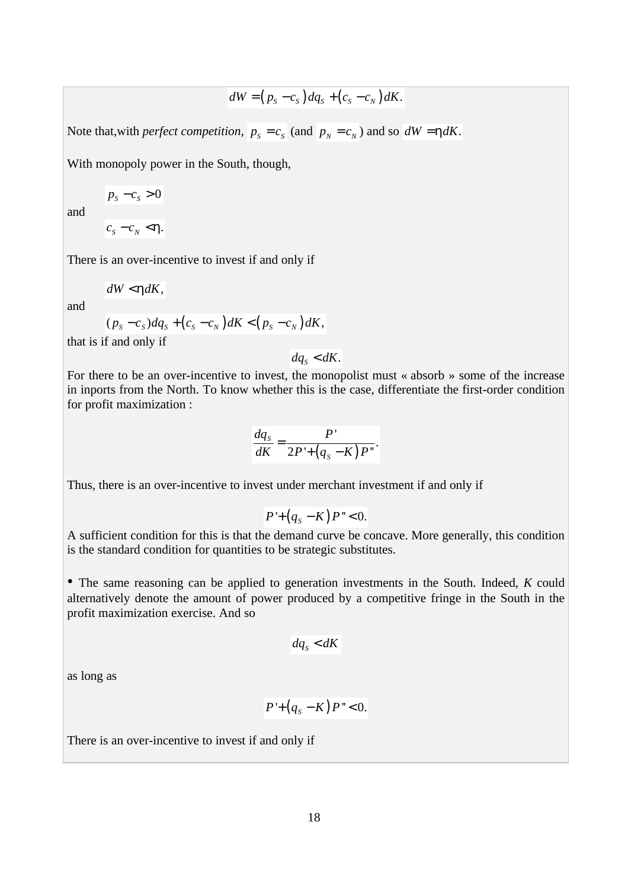$$dW = \left( p_S - c_S \right) dq_S + \left( c_S - c_N \right) dK.$$

Note that,with *perfect competition*, $p_S = c_S$ (and $p_N = c_N$) and so $dW = \eta dK$.

With monopoly power in the South, though,

$$p_S - c_S > 0$$

and

$$c_S - c_N < \eta.$$

There is an over-incentive to invest if and only if

$$dW < \eta dK,$$

and

$$(p_S - c_S) dq_S + \left( c_S - c_N \right) dK < \left( p_S - c_N \right) dK,$$

that is if and only if

$$dq_S < dK.$$

For there to be an over-incentive to invest, the monopolist must « absorb » some of the increase in inports from the North. To know whether this is the case, differentiate the first-order condition for profit maximization :

$$\frac{dq_S}{dK} = \frac{P'}{2P' + \left( q_S - K \right) P''}.$$

Thus, there is an over-incentive to invest under merchant investment if and only if

$$P' + \left( q_S - K \right) P'' < 0.$$

A sufficient condition for this is that the demand curve be concave. More generally, this condition is the standard condition for quantities to be strategic substitutes.

- The same reasoning can be applied to generation investments in the South. Indeed, $K$ could alternatively denote the amount of power produced by a competitive fringe in the South in the profit maximization exercise. And so

$$dq_S < dK$$

as long as

$$P' + \left( q_S - K \right) P'' < 0.$$

There is an over-incentive to invest if and only if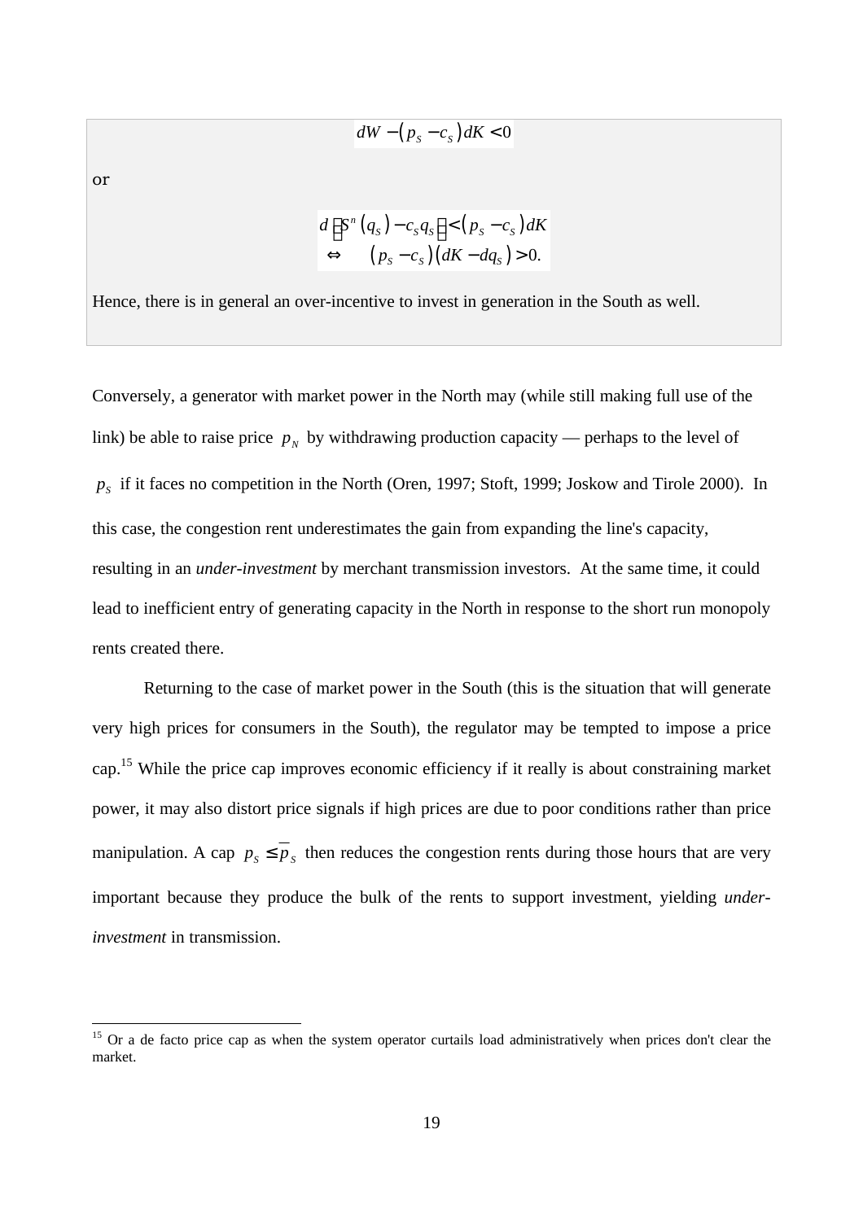$$dW - (p_S - c_S)dK < 0$$

or

$$d\left[S^n(q_S) - c_S q_S\right] < (p_S - c_S)dK$$
$$\Leftrightarrow \quad (p_S - c_S)(dK - dq_S) > 0.$$

Hence, there is in general an over-incentive to invest in generation in the South as well.

Conversely, a generator with market power in the North may (while still making full use of the link) be able to raise price $p_N$ by withdrawing production capacity — perhaps to the level of $p_S$ if it faces no competition in the North (Oren, 1997; Stoft, 1999; Joskow and Tirole 2000). In this case, the congestion rent underestimates the gain from expanding the line's capacity, resulting in an *under-investment* by merchant transmission investors. At the same time, it could lead to inefficient entry of generating capacity in the North in response to the short run monopoly rents created there.

Returning to the case of market power in the South (this is the situation that will generate very high prices for consumers in the South), the regulator may be tempted to impose a price cap.[15] While the price cap improves economic efficiency if it really is about constraining market power, it may also distort price signals if high prices are due to poor conditions rather than price manipulation. A cap $p_S \leq \bar{p}_S$ then reduces the congestion rents during those hours that are very important because they produce the bulk of the rents to support investment, yielding *under-investment* in transmission.

[15] Or a de facto price cap as when the system operator curtails load administratively when prices don't clear the market.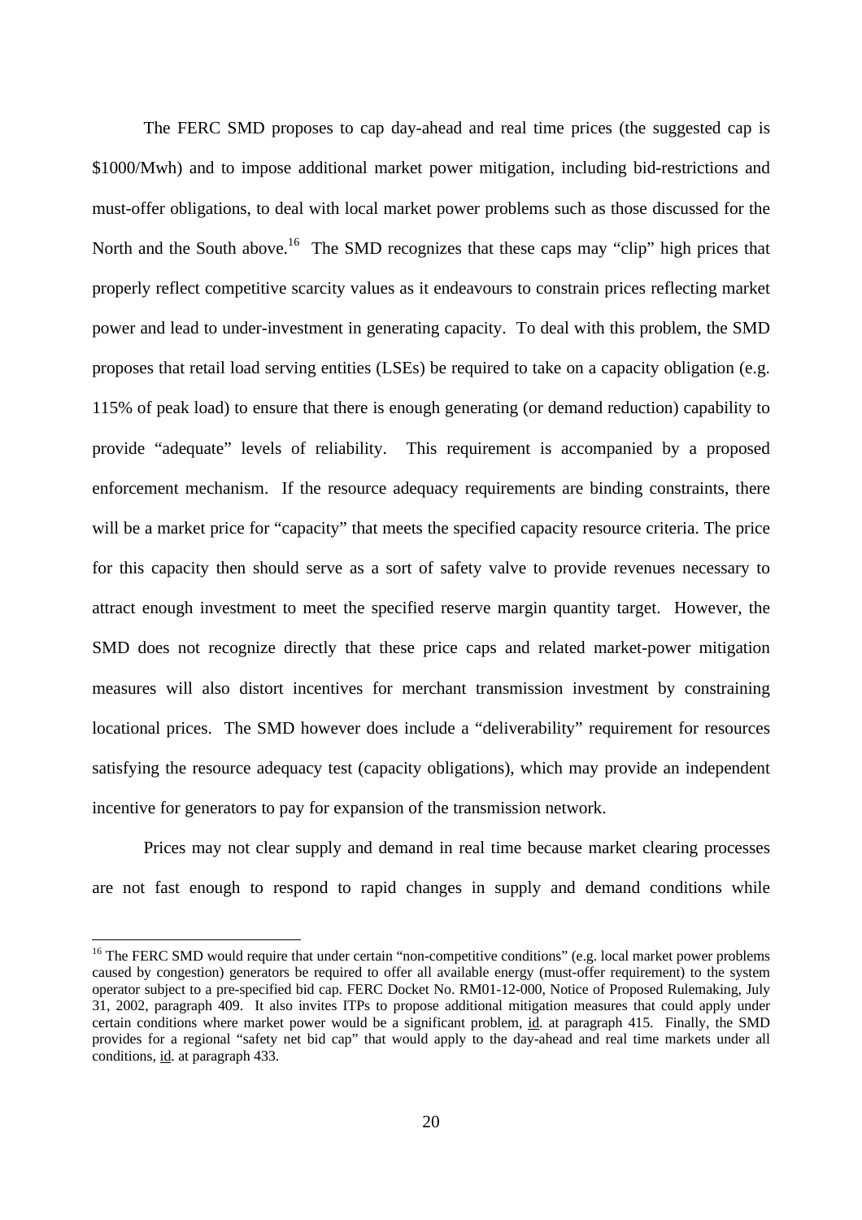The FERC SMD proposes to cap day-ahead and real time prices (the suggested cap is \$1000/Mwh) and to impose additional market power mitigation, including bid-restrictions and must-offer obligations, to deal with local market power problems such as those discussed for the North and the South above.[16] The SMD recognizes that these caps may "clip" high prices that properly reflect competitive scarcity values as it endeavours to constrain prices reflecting market power and lead to under-investment in generating capacity. To deal with this problem, the SMD proposes that retail load serving entities (LSEs) be required to take on a capacity obligation (e.g. 115% of peak load) to ensure that there is enough generating (or demand reduction) capability to provide "adequate" levels of reliability. This requirement is accompanied by a proposed enforcement mechanism. If the resource adequacy requirements are binding constraints, there will be a market price for "capacity" that meets the specified capacity resource criteria. The price for this capacity then should serve as a sort of safety valve to provide revenues necessary to attract enough investment to meet the specified reserve margin quantity target. However, the SMD does not recognize directly that these price caps and related market-power mitigation measures will also distort incentives for merchant transmission investment by constraining locational prices. The SMD however does include a "deliverability" requirement for resources satisfying the resource adequacy test (capacity obligations), which may provide an independent incentive for generators to pay for expansion of the transmission network.

Prices may not clear supply and demand in real time because market clearing processes are not fast enough to respond to rapid changes in supply and demand conditions while

---

[16] The FERC SMD would require that under certain "non-competitive conditions" (e.g. local market power problems caused by congestion) generators be required to offer all available energy (must-offer requirement) to the system operator subject to a pre-specified bid cap. FERC Docket No. RM01-12-000, Notice of Proposed Rulemaking, July 31, 2002, paragraph 409. It also invites ITPs to propose additional mitigation measures that could apply under certain conditions where market power would be a significant problem, id. at paragraph 415. Finally, the SMD provides for a regional "safety net bid cap" that would apply to the day-ahead and real time markets under all conditions, id. at paragraph 433.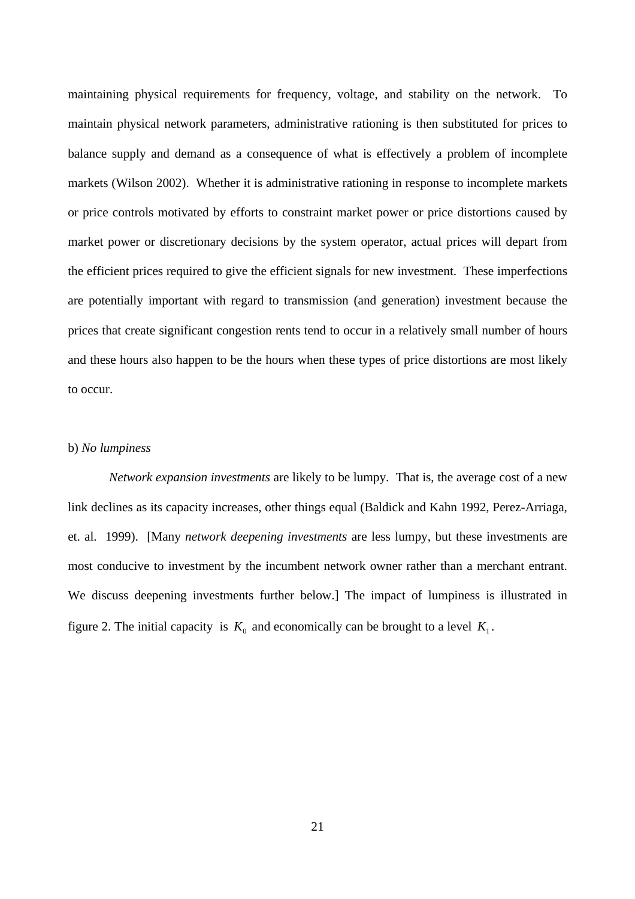maintaining physical requirements for frequency, voltage, and stability on the network. To maintain physical network parameters, administrative rationing is then substituted for prices to balance supply and demand as a consequence of what is effectively a problem of incomplete markets (Wilson 2002). Whether it is administrative rationing in response to incomplete markets or price controls motivated by efforts to constraint market power or price distortions caused by market power or discretionary decisions by the system operator, actual prices will depart from the efficient prices required to give the efficient signals for new investment. These imperfections are potentially important with regard to transmission (and generation) investment because the prices that create significant congestion rents tend to occur in a relatively small number of hours and these hours also happen to be the hours when these types of price distortions are most likely to occur.

b) *No lumpiness*

*Network expansion investments* are likely to be lumpy. That is, the average cost of a new link declines as its capacity increases, other things equal (Baldick and Kahn 1992, Perez-Arriaga, et. al. 1999). [Many *network deepening investments* are less lumpy, but these investments are most conducive to investment by the incumbent network owner rather than a merchant entrant. We discuss deepening investments further below.] The impact of lumpiness is illustrated in figure 2. The initial capacity is $K_0$ and economically can be brought to a level $K_1$.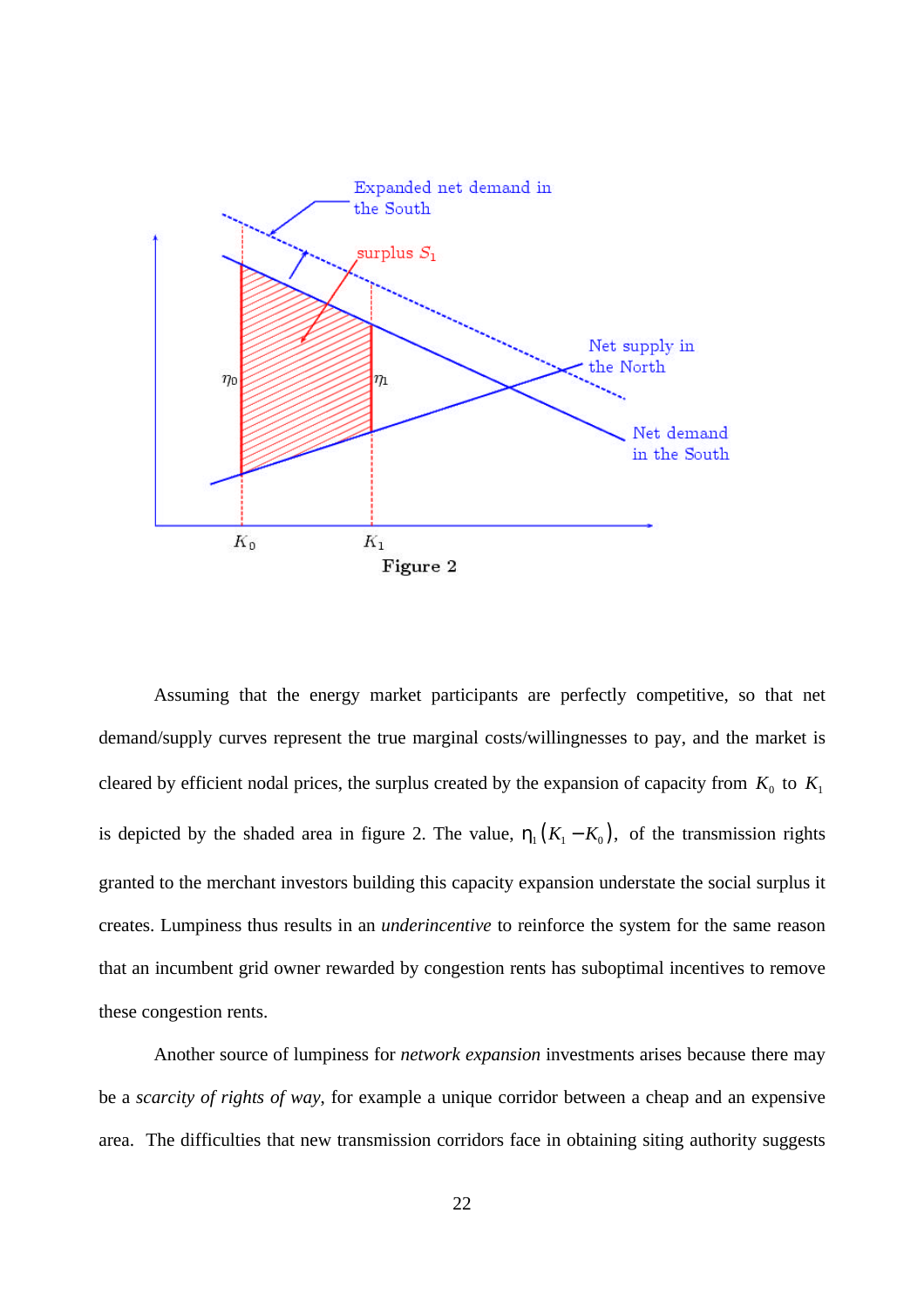Figure 2

Assuming that the energy market participants are perfectly competitive, so that net demand/supply curves represent the true marginal costs/willingnesses to pay, and the market is cleared by efficient nodal prices, the surplus created by the expansion of capacity from $K_0$ to $K_1$ is depicted by the shaded area in figure 2. The value, $\eta_1 (K_1 - K_0)$, of the transmission rights granted to the merchant investors building this capacity expansion understate the social surplus it creates. Lumpiness thus results in an *underincentive* to reinforce the system for the same reason that an incumbent grid owner rewarded by congestion rents has suboptimal incentives to remove these congestion rents.

Another source of lumpiness for *network expansion* investments arises because there may be a *scarcity of rights of way*, for example a unique corridor between a cheap and an expensive area. The difficulties that new transmission corridors face in obtaining siting authority suggests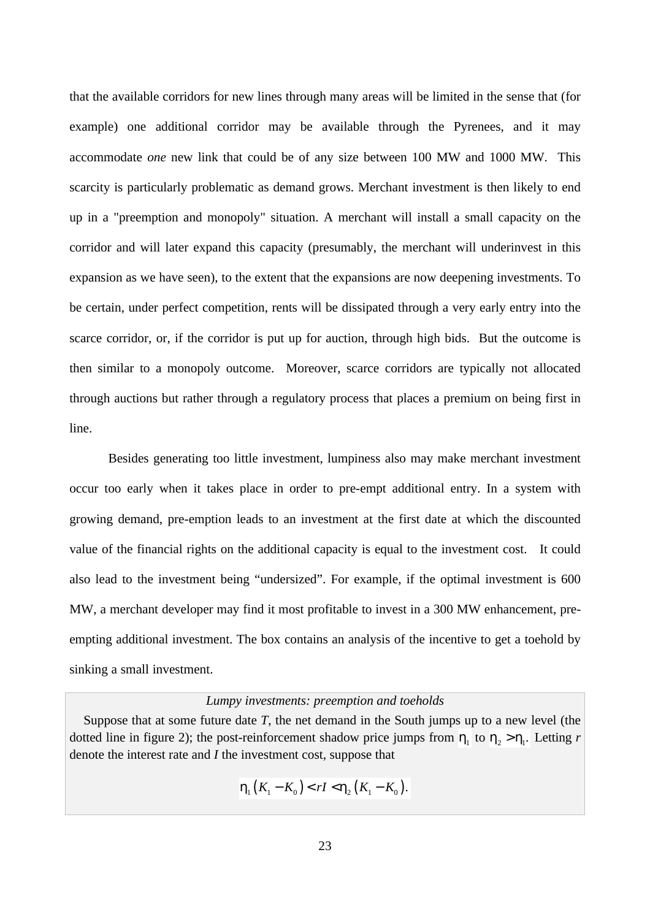that the available corridors for new lines through many areas will be limited in the sense that (for example) one additional corridor may be available through the Pyrenees, and it may accommodate *one* new link that could be of any size between 100 MW and 1000 MW. This scarcity is particularly problematic as demand grows. Merchant investment is then likely to end up in a "preemption and monopoly" situation. A merchant will install a small capacity on the corridor and will later expand this capacity (presumably, the merchant will underinvest in this expansion as we have seen), to the extent that the expansions are now deepening investments. To be certain, under perfect competition, rents will be dissipated through a very early entry into the scarce corridor, or, if the corridor is put up for auction, through high bids. But the outcome is then similar to a monopoly outcome. Moreover, scarce corridors are typically not allocated through auctions but rather through a regulatory process that places a premium on being first in line.

Besides generating too little investment, lumpiness also may make merchant investment occur too early when it takes place in order to pre-empt additional entry. In a system with growing demand, pre-emption leads to an investment at the first date at which the discounted value of the financial rights on the additional capacity is equal to the investment cost. It could also lead to the investment being "undersized". For example, if the optimal investment is 600 MW, a merchant developer may find it most profitable to invest in a 300 MW enhancement, pre-empting additional investment. The box contains an analysis of the incentive to get a toehold by sinking a small investment.

*Lumpy investments: preemption and toeholds*

Suppose that at some future date $T$, the net demand in the South jumps up to a new level (the dotted line in figure 2); the post-reinforcement shadow price jumps from $\eta_1$ to $\eta_2 > \eta_1$. Letting $r$ denote the interest rate and $I$ the investment cost, suppose that

$$\eta_1 (K_1 - K_0) < rI < \eta_2 (K_1 - K_0).$$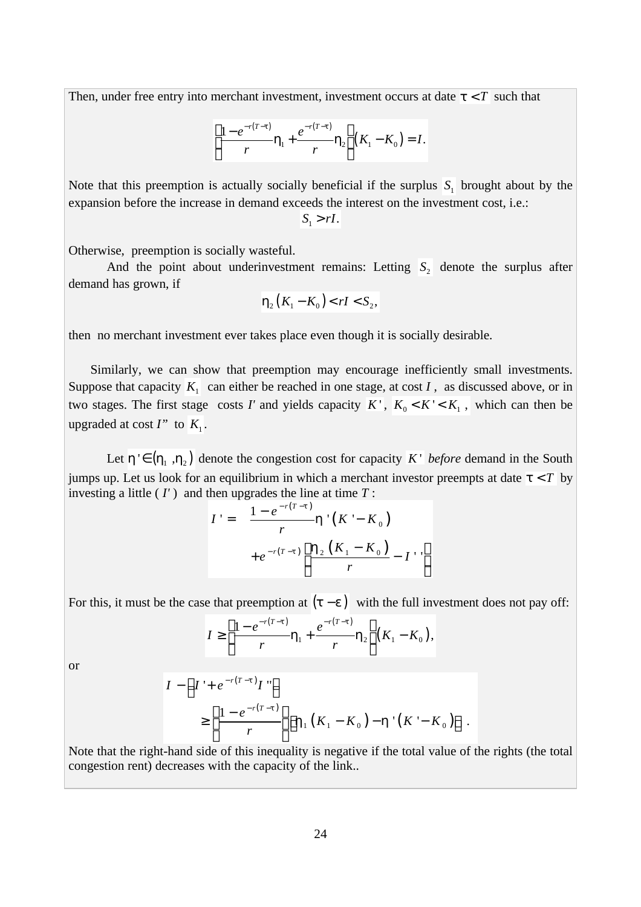Then, under free entry into merchant investment, investment occurs at date $\tau < T$ such that

$$\left(\frac{1-e^{-r(T-\tau)}}{r}\eta_1 + \frac{e^{-r(T-\tau)}}{r}\eta_2\right)(K_1 - K_0) = I.$$

Note that this preemption is actually socially beneficial if the surplus $S_1$ brought about by the expansion before the increase in demand exceeds the interest on the investment cost, i.e.:

$$S_1 > rI.$$

Otherwise, preemption is socially wasteful.

And the point about underinvestment remains: Letting $S_2$ denote the surplus after demand has grown, if

$$\eta_2 (K_1 - K_0) < rI < S_2,$$

then no merchant investment ever takes place even though it is socially desirable.

Similarly, we can show that preemption may encourage inefficiently small investments. Suppose that capacity $K_1$ can either be reached in one stage, at cost $I$, as discussed above, or in two stages. The first stage costs $I'$ and yields capacity $K'$, $K_0 < K' < K_1$, which can then be upgraded at cost $I''$ to $K_1$.

Let $\eta' \in (\eta_1, \eta_2)$ denote the congestion cost for capacity $K'$ *before* demand in the South jumps up. Let us look for an equilibrium in which a merchant investor preempts at date $\tau < T$ by investing a little ($I'$) and then upgrades the line at time $T$:

$$I' = \frac{1-e^{-r(T-\tau)}}{r}\eta'(K' - K_0) + e^{-r(T-\tau)}\left[\frac{\eta_2 (K_1 - K_0)}{r} - I''\right]$$

For this, it must be the case that preemption at $(\tau - \varepsilon)$ with the full investment does not pay off:

$$I \geq \left(\frac{1-e^{-r(T-\tau)}}{r}\eta_1 + \frac{e^{-r(T-\tau)}}{r}\eta_2\right)(K_1 - K_0),$$

or

$$I - \left[I' + e^{-r(T-\tau)} I''\right] \geq \left[\frac{1-e^{-r(T-\tau)}}{r}\right]\left[\eta_1 (K_1 - K_0) - \eta'(K' - K_0)\right].$$

Note that the right-hand side of this inequality is negative if the total value of the rights (the total congestion rent) decreases with the capacity of the link..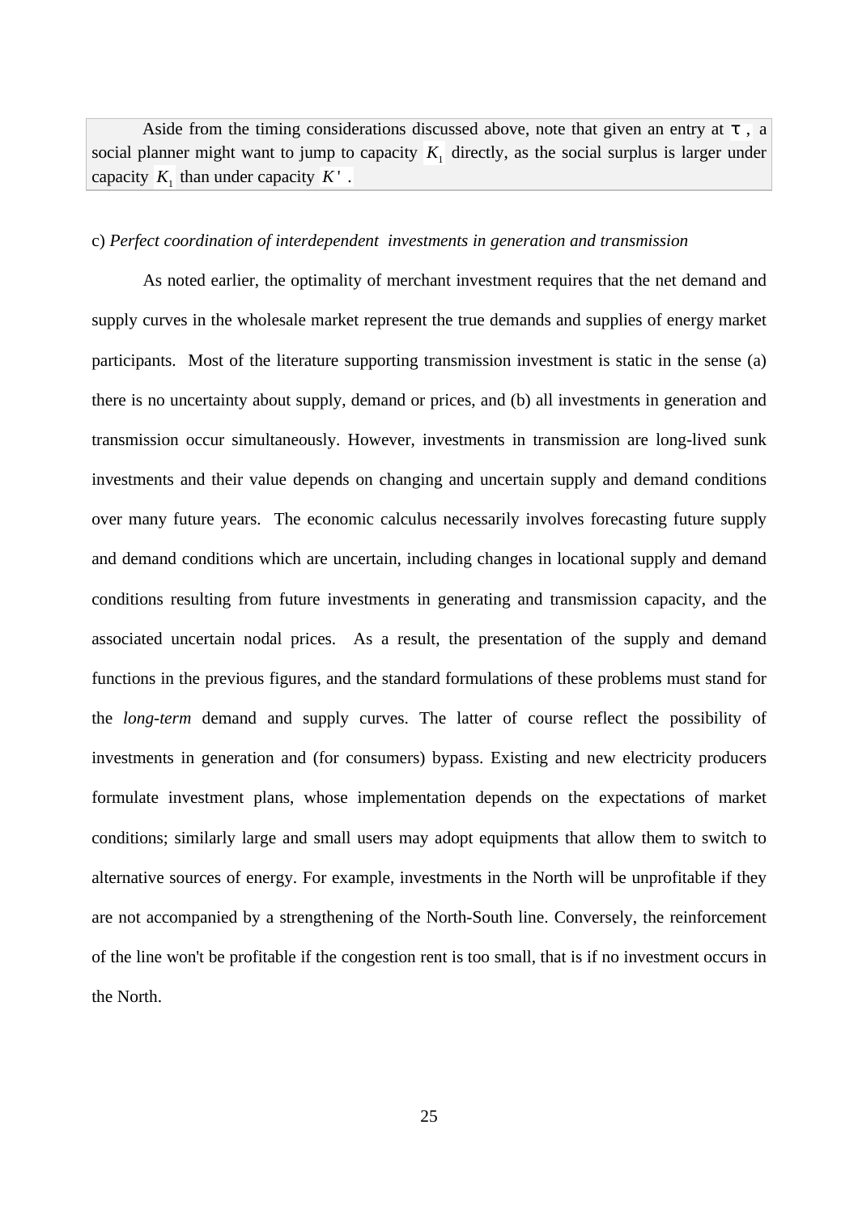Aside from the timing considerations discussed above, note that given an entry at $\tau$, a social planner might want to jump to capacity $K_1$ directly, as the social surplus is larger under capacity $K_1$ than under capacity $K'$.

c) *Perfect coordination of interdependent investments in generation and transmission*

As noted earlier, the optimality of merchant investment requires that the net demand and supply curves in the wholesale market represent the true demands and supplies of energy market participants. Most of the literature supporting transmission investment is static in the sense (a) there is no uncertainty about supply, demand or prices, and (b) all investments in generation and transmission occur simultaneously. However, investments in transmission are long-lived sunk investments and their value depends on changing and uncertain supply and demand conditions over many future years. The economic calculus necessarily involves forecasting future supply and demand conditions which are uncertain, including changes in locational supply and demand conditions resulting from future investments in generating and transmission capacity, and the associated uncertain nodal prices. As a result, the presentation of the supply and demand functions in the previous figures, and the standard formulations of these problems must stand for the *long-term* demand and supply curves. The latter of course reflect the possibility of investments in generation and (for consumers) bypass. Existing and new electricity producers formulate investment plans, whose implementation depends on the expectations of market conditions; similarly large and small users may adopt equipments that allow them to switch to alternative sources of energy. For example, investments in the North will be unprofitable if they are not accompanied by a strengthening of the North-South line. Conversely, the reinforcement of the line won't be profitable if the congestion rent is too small, that is if no investment occurs in the North.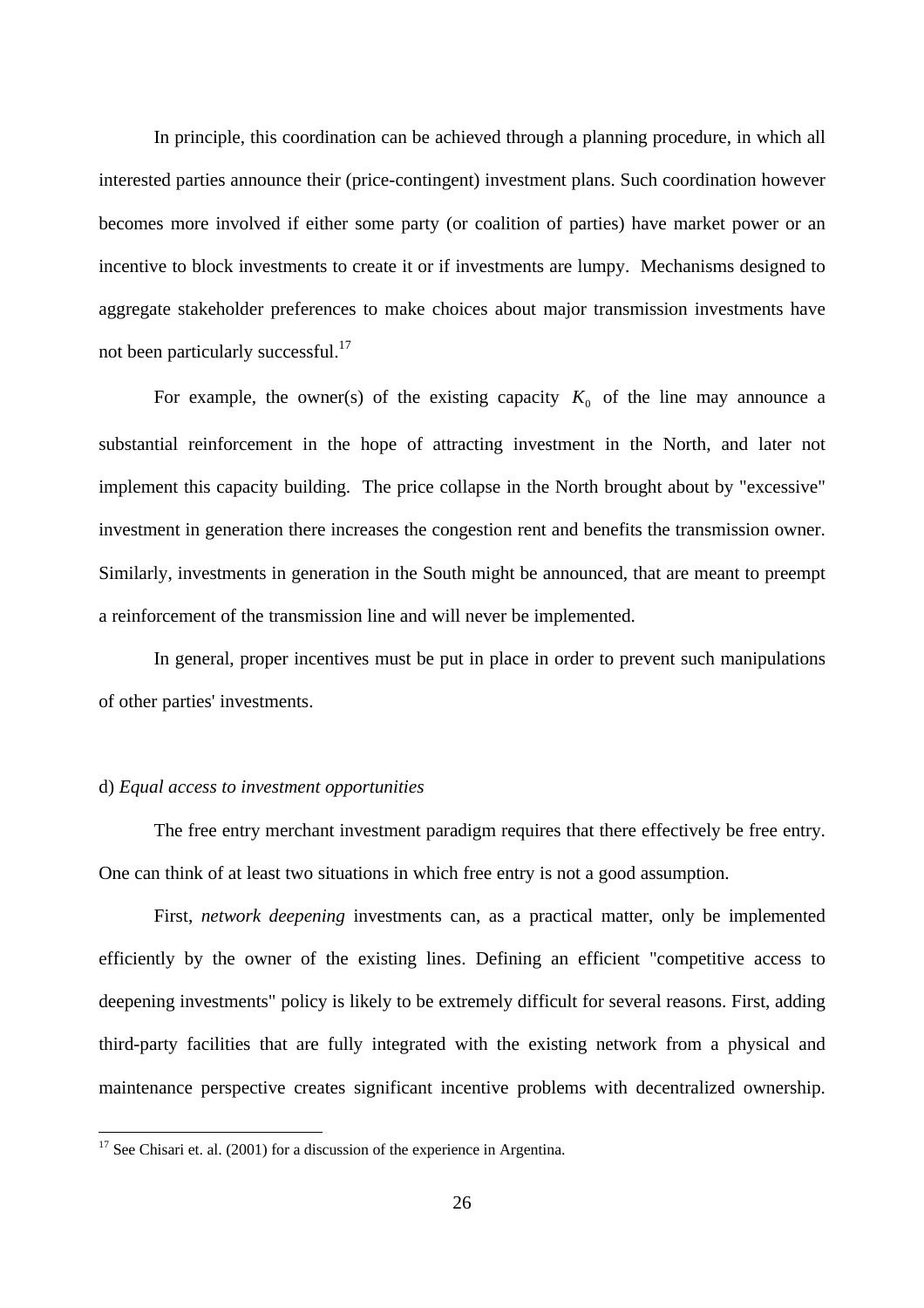In principle, this coordination can be achieved through a planning procedure, in which all interested parties announce their (price-contingent) investment plans. Such coordination however becomes more involved if either some party (or coalition of parties) have market power or an incentive to block investments to create it or if investments are lumpy. Mechanisms designed to aggregate stakeholder preferences to make choices about major transmission investments have not been particularly successful.[17]

For example, the owner(s) of the existing capacity $K_0$ of the line may announce a substantial reinforcement in the hope of attracting investment in the North, and later not implement this capacity building. The price collapse in the North brought about by "excessive" investment in generation there increases the congestion rent and benefits the transmission owner. Similarly, investments in generation in the South might be announced, that are meant to preempt a reinforcement of the transmission line and will never be implemented.

In general, proper incentives must be put in place in order to prevent such manipulations of other parties' investments.

d) *Equal access to investment opportunities*

The free entry merchant investment paradigm requires that there effectively be free entry. One can think of at least two situations in which free entry is not a good assumption.

First, *network deepening* investments can, as a practical matter, only be implemented efficiently by the owner of the existing lines. Defining an efficient "competitive access to deepening investments" policy is likely to be extremely difficult for several reasons. First, adding third-party facilities that are fully integrated with the existing network from a physical and maintenance perspective creates significant incentive problems with decentralized ownership.

[17] See Chisari et. al. (2001) for a discussion of the experience in Argentina.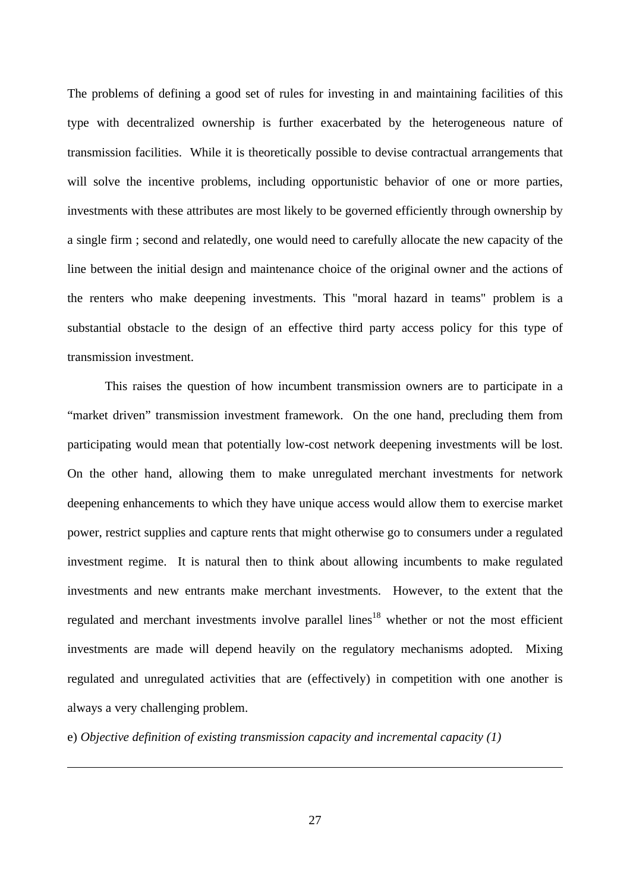The problems of defining a good set of rules for investing in and maintaining facilities of this type with decentralized ownership is further exacerbated by the heterogeneous nature of transmission facilities. While it is theoretically possible to devise contractual arrangements that will solve the incentive problems, including opportunistic behavior of one or more parties, investments with these attributes are most likely to be governed efficiently through ownership by a single firm ; second and relatedly, one would need to carefully allocate the new capacity of the line between the initial design and maintenance choice of the original owner and the actions of the renters who make deepening investments. This "moral hazard in teams" problem is a substantial obstacle to the design of an effective third party access policy for this type of transmission investment.

This raises the question of how incumbent transmission owners are to participate in a “market driven” transmission investment framework. On the one hand, precluding them from participating would mean that potentially low-cost network deepening investments will be lost. On the other hand, allowing them to make unregulated merchant investments for network deepening enhancements to which they have unique access would allow them to exercise market power, restrict supplies and capture rents that might otherwise go to consumers under a regulated investment regime. It is natural then to think about allowing incumbents to make regulated investments and new entrants make merchant investments. However, to the extent that the regulated and merchant investments involve parallel lines[18] whether or not the most efficient investments are made will depend heavily on the regulatory mechanisms adopted. Mixing regulated and unregulated activities that are (effectively) in competition with one another is always a very challenging problem.

e) *Objective definition of existing transmission capacity and incremental capacity (1)*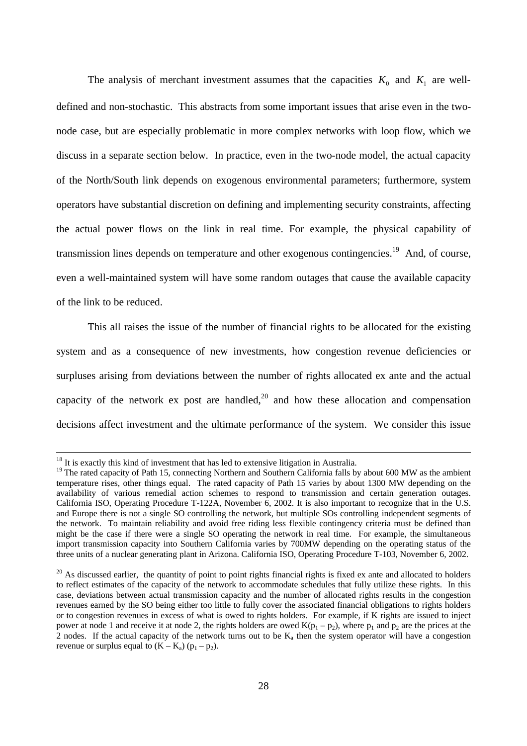The analysis of merchant investment assumes that the capacities $K_0$ and $K_1$ are well-defined and non-stochastic. This abstracts from some important issues that arise even in the two-node case, but are especially problematic in more complex networks with loop flow, which we discuss in a separate section below. In practice, even in the two-node model, the actual capacity of the North/South link depends on exogenous environmental parameters; furthermore, system operators have substantial discretion on defining and implementing security constraints, affecting the actual power flows on the link in real time. For example, the physical capability of transmission lines depends on temperature and other exogenous contingencies.[19] And, of course, even a well-maintained system will have some random outages that cause the available capacity of the link to be reduced.

This all raises the issue of the number of financial rights to be allocated for the existing system and as a consequence of new investments, how congestion revenue deficiencies or surpluses arising from deviations between the number of rights allocated ex ante and the actual capacity of the network ex post are handled,[20] and how these allocation and compensation decisions affect investment and the ultimate performance of the system. We consider this issue

---

[18] It is exactly this kind of investment that has led to extensive litigation in Australia.

[19] The rated capacity of Path 15, connecting Northern and Southern California falls by about 600 MW as the ambient temperature rises, other things equal. The rated capacity of Path 15 varies by about 1300 MW depending on the availability of various remedial action schemes to respond to transmission and certain generation outages. California ISO, Operating Procedure T-122A, November 6, 2002. It is also important to recognize that in the U.S. and Europe there is not a single SO controlling the network, but multiple SOs controlling independent segments of the network. To maintain reliability and avoid free riding less flexible contingency criteria must be defined than might be the case if there were a single SO operating the network in real time. For example, the simultaneous import transmission capacity into Southern California varies by 700MW depending on the operating status of the three units of a nuclear generating plant in Arizona. California ISO, Operating Procedure T-103, November 6, 2002.

[20] As discussed earlier, the quantity of point to point rights financial rights is fixed ex ante and allocated to holders to reflect estimates of the capacity of the network to accommodate schedules that fully utilize these rights. In this case, deviations between actual transmission capacity and the number of allocated rights results in the congestion revenues earned by the SO being either too little to fully cover the associated financial obligations to rights holders or to congestion revenues in excess of what is owed to rights holders. For example, if K rights are issued to inject power at node 1 and receive it at node 2, the rights holders are owed $K(p_1 - p_2)$, where $p_1$ and $p_2$ are the prices at the 2 nodes. If the actual capacity of the network turns out to be $K_a$ then the system operator will have a congestion revenue or surplus equal to $(K - K_a)(p_1 - p_2)$.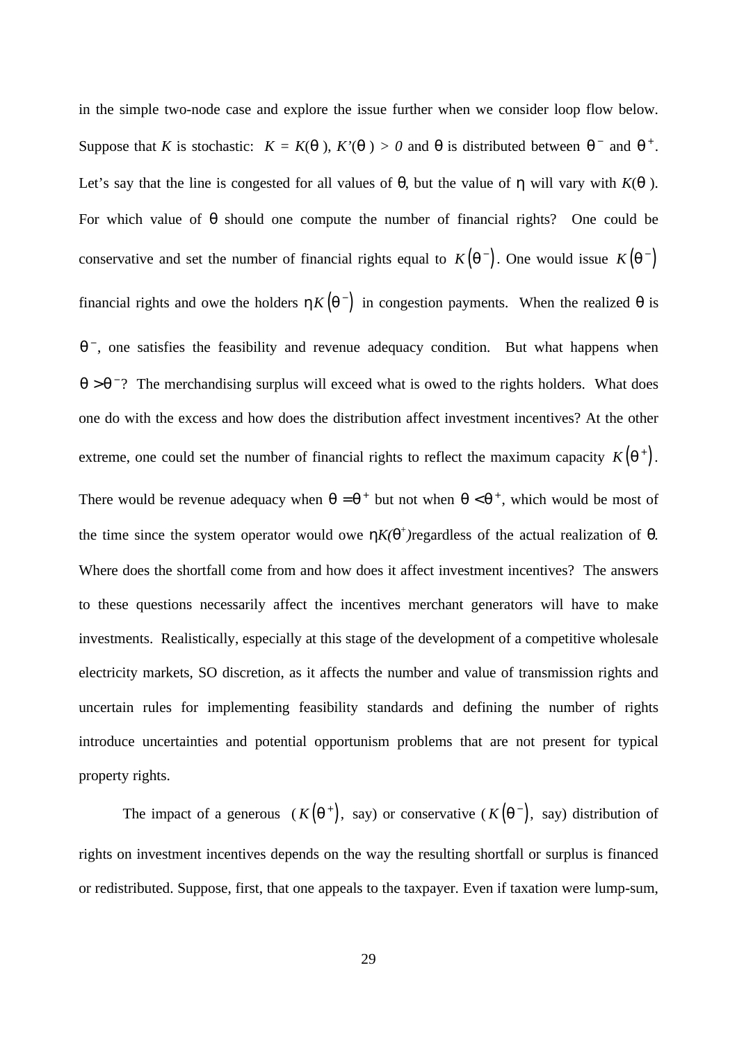in the simple two-node case and explore the issue further when we consider loop flow below. Suppose that $K$ is stochastic: $K = K(\theta)$, $K'(\theta) > 0$ and $\theta$ is distributed between $\theta^-$ and $\theta^+$. Let's say that the line is congested for all values of $\theta$, but the value of $\eta$ will vary with $K(\theta)$. For which value of $\theta$ should one compute the number of financial rights? One could be conservative and set the number of financial rights equal to $K(\theta^-)$. One would issue $K(\theta^-)$ financial rights and owe the holders $\eta K(\theta^-)$ in congestion payments. When the realized $\theta$ is $\theta^-$, one satisfies the feasibility and revenue adequacy condition. But what happens when $\theta > \theta^-$? The merchandising surplus will exceed what is owed to the rights holders. What does one do with the excess and how does the distribution affect investment incentives? At the other extreme, one could set the number of financial rights to reflect the maximum capacity $K(\theta^+)$. There would be revenue adequacy when $\theta = \theta^+$ but not when $\theta < \theta^+$, which would be most of the time since the system operator would owe $\eta K(\theta^+)$ regardless of the actual realization of $\theta$. Where does the shortfall come from and how does it affect investment incentives? The answers to these questions necessarily affect the incentives merchant generators will have to make investments. Realistically, especially at this stage of the development of a competitive wholesale electricity markets, SO discretion, as it affects the number and value of transmission rights and uncertain rules for implementing feasibility standards and defining the number of rights introduce uncertainties and potential opportunism problems that are not present for typical property rights.

The impact of a generous ($K(\theta^+)$, say) or conservative ($K(\theta^-)$, say) distribution of rights on investment incentives depends on the way the resulting shortfall or surplus is financed or redistributed. Suppose, first, that one appeals to the taxpayer. Even if taxation were lump-sum,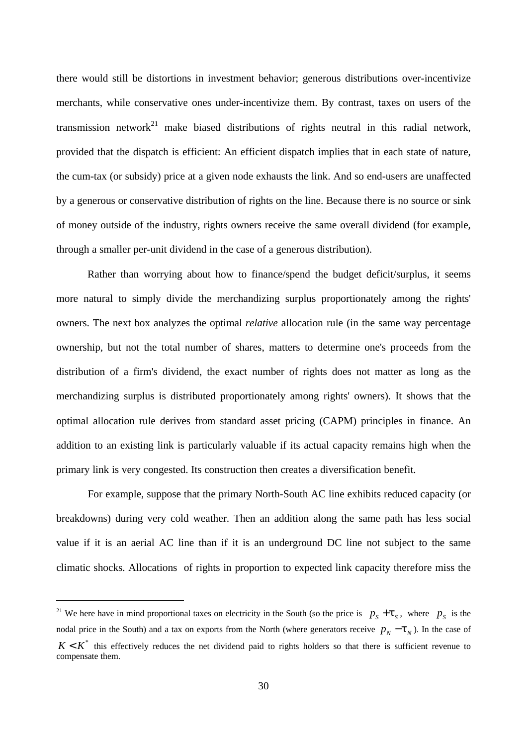there would still be distortions in investment behavior; generous distributions over-incentivize merchants, while conservative ones under-incentivize them. By contrast, taxes on users of the transmission network[21] make biased distributions of rights neutral in this radial network, provided that the dispatch is efficient: An efficient dispatch implies that in each state of nature, the cum-tax (or subsidy) price at a given node exhausts the link. And so end-users are unaffected by a generous or conservative distribution of rights on the line. Because there is no source or sink of money outside of the industry, rights owners receive the same overall dividend (for example, through a smaller per-unit dividend in the case of a generous distribution).

Rather than worrying about how to finance/spend the budget deficit/surplus, it seems more natural to simply divide the merchandizing surplus proportionately among the rights' owners. The next box analyzes the optimal *relative* allocation rule (in the same way percentage ownership, but not the total number of shares, matters to determine one's proceeds from the distribution of a firm's dividend, the exact number of rights does not matter as long as the merchandizing surplus is distributed proportionately among rights' owners). It shows that the optimal allocation rule derives from standard asset pricing (CAPM) principles in finance. An addition to an existing link is particularly valuable if its actual capacity remains high when the primary link is very congested. Its construction then creates a diversification benefit.

For example, suppose that the primary North-South AC line exhibits reduced capacity (or breakdowns) during very cold weather. Then an addition along the same path has less social value if it is an aerial AC line than if it is an underground DC line not subject to the same climatic shocks. Allocations of rights in proportion to expected link capacity therefore miss the

---

[21] We here have in mind proportional taxes on electricity in the South (so the price is $p_S + \tau_S$, where $p_S$ is the nodal price in the South) and a tax on exports from the North (where generators receive $p_N - \tau_N$). In the case of $K < K^*$ this effectively reduces the net dividend paid to rights holders so that there is sufficient revenue to compensate them.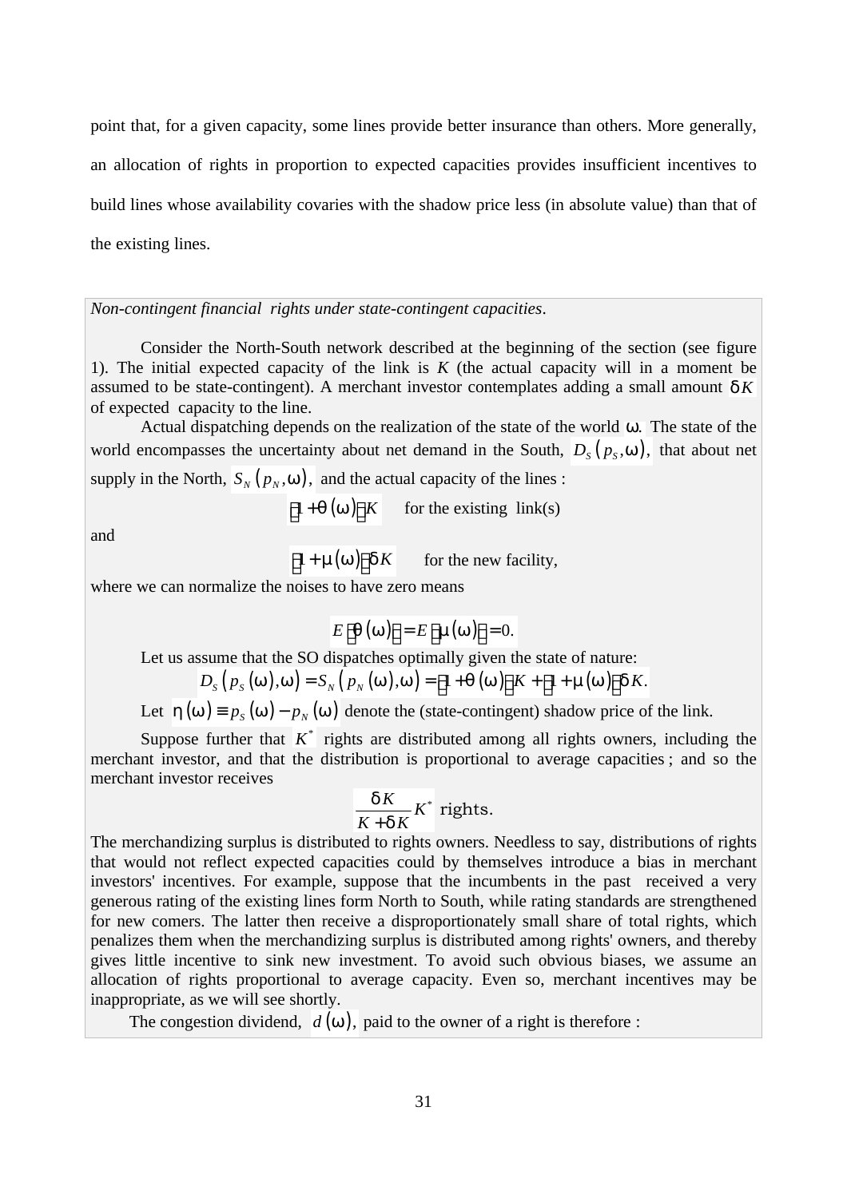point that, for a given capacity, some lines provide better insurance than others. More generally, an allocation of rights in proportion to expected capacities provides insufficient incentives to build lines whose availability covaries with the shadow price less (in absolute value) than that of the existing lines.

*Non-contingent financial rights under state-contingent capacities*.

Consider the North-South network described at the beginning of the section (see figure 1). The initial expected capacity of the link is $K$ (the actual capacity will in a moment be assumed to be state-contingent). A merchant investor contemplates adding a small amount $\delta K$ of expected capacity to the line.

Actual dispatching depends on the realization of the state of the world $\omega$. The state of the world encompasses the uncertainty about net demand in the South, $D_S(p_S,\omega)$, that about net supply in the North, $S_N(p_N,\omega)$, and the actual capacity of the lines :

$$[1+\theta(\omega)]K \quad \text{for the existing link(s)}$$

and

$$[1+\mu(\omega)]\delta K \quad \text{for the new facility,}$$

where we can normalize the noises to have zero means

$$E[\theta(\omega)] = E[\mu(\omega)] = 0.$$

Let us assume that the SO dispatches optimally given the state of nature:

$$D_S(p_S(\omega),\omega) = S_N(p_N(\omega),\omega) = [1+\theta(\omega)]K + [1+\mu(\omega)]\delta K.$$

Let $\eta(\omega) \equiv p_S(\omega) - p_N(\omega)$ denote the (state-contingent) shadow price of the link.

Suppose further that $K^*$ rights are distributed among all rights owners, including the merchant investor, and that the distribution is proportional to average capacities ; and so the merchant investor receives

$$\frac{\delta K}{K+\delta K}K^* \text{ rights.}$$

The merchandizing surplus is distributed to rights owners. Needless to say, distributions of rights that would not reflect expected capacities could by themselves introduce a bias in merchant investors' incentives. For example, suppose that the incumbents in the past received a very generous rating of the existing lines form North to South, while rating standards are strengthened for new comers. The latter then receive a disproportionately small share of total rights, which penalizes them when the merchandizing surplus is distributed among rights' owners, and thereby gives little incentive to sink new investment. To avoid such obvious biases, we assume an allocation of rights proportional to average capacity. Even so, merchant incentives may be inappropriate, as we will see shortly.

The congestion dividend, $d(\omega)$, paid to the owner of a right is therefore :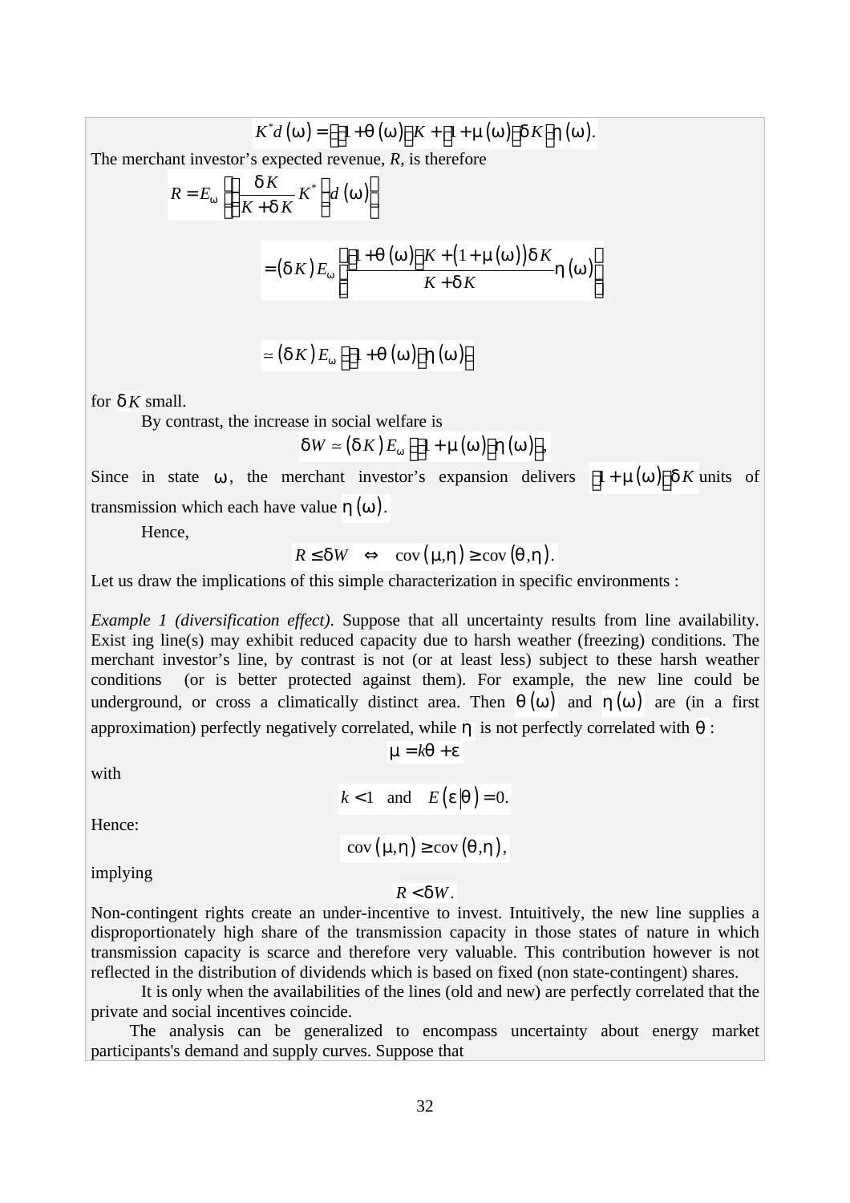$$K^* d(\omega) = \left[\left[1+\theta(\omega)\right]K + \left[1+\mu(\omega)\right]\delta K\right]\eta(\omega).$$

The merchant investor's expected revenue, *R*, is therefore

$$R = E_\omega \left[\left[\frac{\delta K}{K+\delta K} K^*\right] d(\omega)\right]$$

$$= (\delta K) E_\omega \left[\frac{\left[1+\theta(\omega)\right]K + \left(1+\mu(\omega)\right)\delta K}{K+\delta K}\eta(\omega)\right]$$

$$\simeq (\delta K) E_\omega \left[\left[1+\theta(\omega)\right]\eta(\omega)\right]$$

for $\delta K$ small.

By contrast, the increase in social welfare is

$$\delta W \simeq (\delta K) E_\omega \left[\left[1+\mu(\omega)\right]\eta(\omega)\right],$$

Since in state $\omega$, the merchant investor's expansion delivers $\left[1+\mu(\omega)\right]\delta K$ units of transmission which each have value $\eta(\omega)$.

Hence,

$$R \leq \delta W \quad \Leftrightarrow \quad \mathrm{cov}(\mu,\eta) \geq \mathrm{cov}(\theta,\eta).$$

Let us draw the implications of this simple characterization in specific environments :

*Example 1 (diversification effect)*. Suppose that all uncertainty results from line availability. Exist ing line(s) may exhibit reduced capacity due to harsh weather (freezing) conditions. The merchant investor's line, by contrast is not (or at least less) subject to these harsh weather conditions (or is better protected against them). For example, the new line could be underground, or cross a climatically distinct area. Then $\theta(\omega)$ and $\eta(\omega)$ are (in a first approximation) perfectly negatively correlated, while $\eta$ is not perfectly correlated with $\theta$ :

$$\mu = k\theta + \varepsilon$$

with

$$k < 1 \quad \text{and} \quad E(\varepsilon|\theta) = 0.$$

Hence:

$$\mathrm{cov}(\mu,\eta) \geq \mathrm{cov}(\theta,\eta),$$

implying

$$R < \delta W.$$

Non-contingent rights create an under-incentive to invest. Intuitively, the new line supplies a disproportionately high share of the transmission capacity in those states of nature in which transmission capacity is scarce and therefore very valuable. This contribution however is not reflected in the distribution of dividends which is based on fixed (non state-contingent) shares.

It is only when the availabilities of the lines (old and new) are perfectly correlated that the private and social incentives coincide.

The analysis can be generalized to encompass uncertainty about energy market participants's demand and supply curves. Suppose that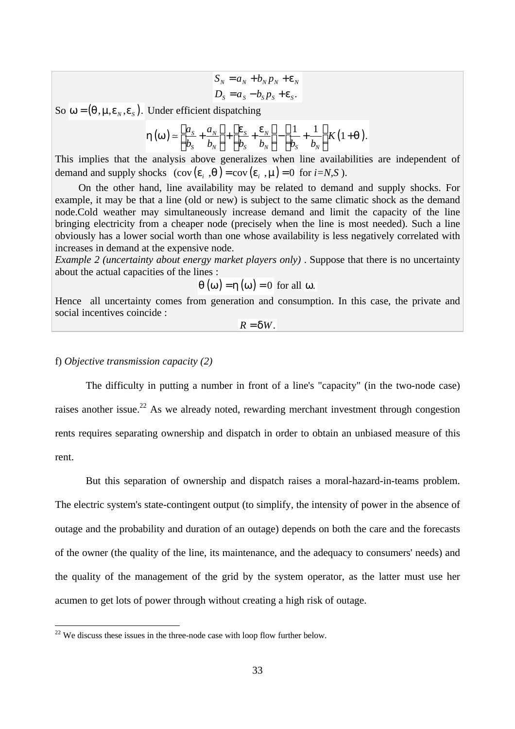$$S_N = a_N + b_N p_N + \varepsilon_N$$
$$D_S = a_S - b_S p_S + \varepsilon_S .$$

So $\omega = (\theta, \mu, \varepsilon_N, \varepsilon_S)$. Under efficient dispatching

$$\eta(\omega) \simeq \left(\frac{a_S}{b_S} + \frac{a_N}{b_N}\right) + \left(\frac{\varepsilon_S}{b_S} + \frac{\varepsilon_N}{b_N}\right) - \left(\frac{1}{b_S} + \frac{1}{b_N}\right) K(1+\theta).$$

This implies that the analysis above generalizes when line availabilities are independent of demand and supply shocks (cov $(\varepsilon_i, \theta) = \text{cov}(\varepsilon_i, \mu) = 0$ for $i=N,S$).

On the other hand, line availability may be related to demand and supply shocks. For example, it may be that a line (old or new) is subject to the same climatic shock as the demand node.Cold weather may simultaneously increase demand and limit the capacity of the line bringing electricity from a cheaper node (precisely when the line is most needed). Such a line obviously has a lower social worth than one whose availability is less negatively correlated with increases in demand at the expensive node.

*Example 2 (uncertainty about energy market players only)* . Suppose that there is no uncertainty about the actual capacities of the lines :

$$\theta(\omega) = \eta(\omega) = 0 \text{ for all } \omega.$$

Hence all uncertainty comes from generation and consumption. In this case, the private and social incentives coincide :

$$R = \delta W .$$

f) *Objective transmission capacity (2)*

The difficulty in putting a number in front of a line's "capacity" (in the two-node case) raises another issue.[22] As we already noted, rewarding merchant investment through congestion rents requires separating ownership and dispatch in order to obtain an unbiased measure of this rent.

But this separation of ownership and dispatch raises a moral-hazard-in-teams problem. The electric system's state-contingent output (to simplify, the intensity of power in the absence of outage and the probability and duration of an outage) depends on both the care and the forecasts of the owner (the quality of the line, its maintenance, and the adequacy to consumers' needs) and the quality of the management of the grid by the system operator, as the latter must use her acumen to get lots of power through without creating a high risk of outage.

[22] We discuss these issues in the three-node case with loop flow further below.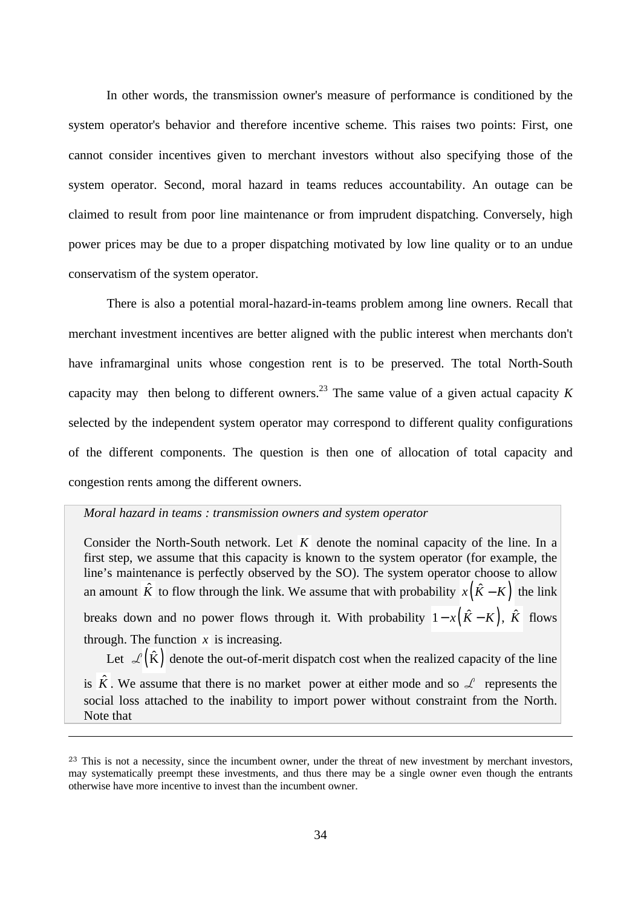In other words, the transmission owner's measure of performance is conditioned by the system operator's behavior and therefore incentive scheme. This raises two points: First, one cannot consider incentives given to merchant investors without also specifying those of the system operator. Second, moral hazard in teams reduces accountability. An outage can be claimed to result from poor line maintenance or from imprudent dispatching. Conversely, high power prices may be due to a proper dispatching motivated by low line quality or to an undue conservatism of the system operator.

There is also a potential moral-hazard-in-teams problem among line owners. Recall that merchant investment incentives are better aligned with the public interest when merchants don't have inframarginal units whose congestion rent is to be preserved. The total North-South capacity may then belong to different owners.[23] The same value of a given actual capacity $K$ selected by the independent system operator may correspond to different quality configurations of the different components. The question is then one of allocation of total capacity and congestion rents among the different owners.

*Moral hazard in teams : transmission owners and system operator*

Consider the North-South network. Let $K$ denote the nominal capacity of the line. In a first step, we assume that this capacity is known to the system operator (for example, the line's maintenance is perfectly observed by the SO). The system operator choose to allow an amount $\hat{K}$ to flow through the link. We assume that with probability $x\left(\hat{K}-K\right)$ the link breaks down and no power flows through it. With probability $1-x\left(\hat{K}-K\right)$, $\hat{K}$ flows through. The function $x$ is increasing.

Let $\mathscr{L}\left(\hat{K}\right)$ denote the out-of-merit dispatch cost when the realized capacity of the line is $\hat{K}$. We assume that there is no market power at either mode and so $\mathscr{L}$ represents the social loss attached to the inability to import power without constraint from the North. Note that

---

[23] This is not a necessity, since the incumbent owner, under the threat of new investment by merchant investors, may systematically preempt these investments, and thus there may be a single owner even though the entrants otherwise have more incentive to invest than the incumbent owner.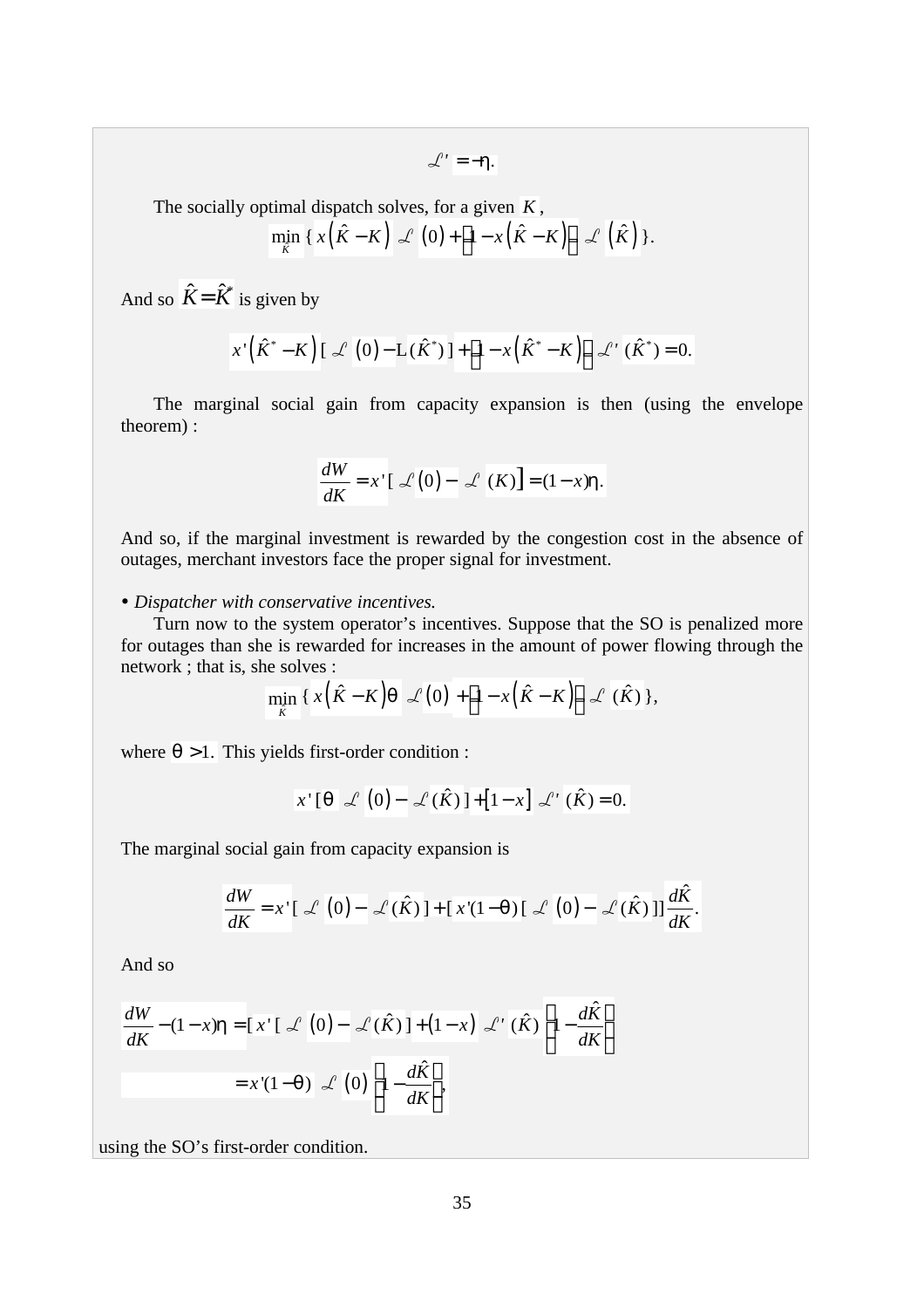$$\mathcal{L}' = -\eta.$$

The socially optimal dispatch solves, for a given $K$,

$$\min_{\hat{K}} \{ x\left(\hat{K} - K\right) \mathcal{L}(0) + \left[1 - x\left(\hat{K} - K\right)\right] \mathcal{L}\left(\hat{K}\right) \}.$$

And so $\hat{K} = \hat{K}^*$ is given by

$$x'\left(\hat{K}^* - K\right)[\mathcal{L}(0) - \mathrm{L}(\hat{K}^*)] + \left[1 - x\left(\hat{K}^* - K\right)\right] \mathcal{L}'(\hat{K}^*) = 0.$$

The marginal social gain from capacity expansion is then (using the envelope theorem) :

$$\frac{dW}{dK} = x'[\mathcal{L}(0) - \mathcal{L}(K)] = (1 - x)\eta.$$

And so, if the marginal investment is rewarded by the congestion cost in the absence of outages, merchant investors face the proper signal for investment.

• *Dispatcher with conservative incentives.*

Turn now to the system operator's incentives. Suppose that the SO is penalized more for outages than she is rewarded for increases in the amount of power flowing through the network ; that is, she solves :

$$\min_{\hat{K}} \{ x\left(\hat{K} - K\right)\theta \mathcal{L}(0) + \left[1 - x\left(\hat{K} - K\right)\right] \mathcal{L}(\hat{K}) \},$$

where $\theta > 1.$ This yields first-order condition :

$$x'[\theta \mathcal{L}(0) - \mathcal{L}(\hat{K})] + [1 - x] \mathcal{L}'(\hat{K}) = 0.$$

The marginal social gain from capacity expansion is

$$\frac{dW}{dK} = x'[\mathcal{L}(0) - \mathcal{L}(\hat{K})] + [x'(1 - \theta)[\mathcal{L}(0) - \mathcal{L}(\hat{K})]]\frac{d\hat{K}}{dK}.$$

And so

$$\frac{dW}{dK} - (1 - x)\eta = [x'[\mathcal{L}(0) - \mathcal{L}(\hat{K})] + (1 - x)\mathcal{L}'(\hat{K})\left(1 - \frac{d\hat{K}}{dK}\right)$$

$$= x'(1 - \theta)\mathcal{L}(0)\left(1 - \frac{d\hat{K}}{dK}\right),$$

using the SO's first-order condition.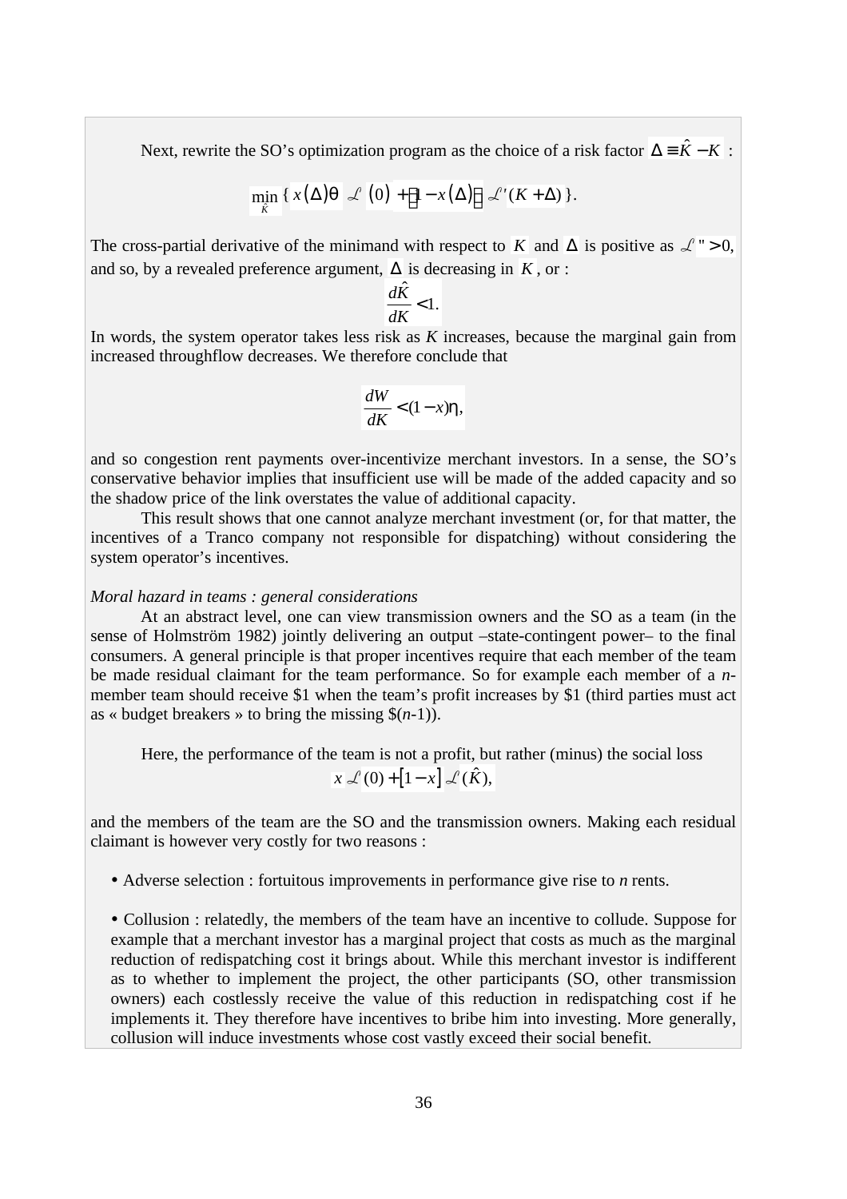Next, rewrite the SO's optimization program as the choice of a risk factor $\Delta \equiv \hat{K} - K$ :

$$\min_{\hat{K}} \{ x(\Delta)\theta \mathscr{L}(0) + [1 - x(\Delta)] \mathscr{L}'(K + \Delta) \}.$$

The cross-partial derivative of the minimand with respect to $K$ and $\Delta$ is positive as $\mathscr{L}'' > 0$, and so, by a revealed preference argument, $\Delta$ is decreasing in $K$, or :

$$\frac{d\hat{K}}{dK} < 1.$$

In words, the system operator takes less risk as *K* increases, because the marginal gain from increased throughflow decreases. We therefore conclude that

$$\frac{dW}{dK} < (1 - x)\eta,$$

and so congestion rent payments over-incentivize merchant investors. In a sense, the SO's conservative behavior implies that insufficient use will be made of the added capacity and so the shadow price of the link overstates the value of additional capacity.

This result shows that one cannot analyze merchant investment (or, for that matter, the incentives of a Tranco company not responsible for dispatching) without considering the system operator's incentives.

*Moral hazard in teams : general considerations*

At an abstract level, one can view transmission owners and the SO as a team (in the sense of Holmström 1982) jointly delivering an output –state-contingent power– to the final consumers. A general principle is that proper incentives require that each member of the team be made residual claimant for the team performance. So for example each member of a *n*-member team should receive \$1 when the team's profit increases by \$1 (third parties must act as « budget breakers » to bring the missing \$(*n*-1)).

Here, the performance of the team is not a profit, but rather (minus) the social loss

$$x \mathscr{L}(0) + [1 - x] \mathscr{L}(\hat{K}),$$

and the members of the team are the SO and the transmission owners. Making each residual claimant is however very costly for two reasons :

- Adverse selection : fortuitous improvements in performance give rise to *n* rents.

- Collusion : relatedly, the members of the team have an incentive to collude. Suppose for example that a merchant investor has a marginal project that costs as much as the marginal reduction of redispatching cost it brings about. While this merchant investor is indifferent as to whether to implement the project, the other participants (SO, other transmission owners) each costlessly receive the value of this reduction in redispatching cost if he implements it. They therefore have incentives to bribe him into investing. More generally, collusion will induce investments whose cost vastly exceed their social benefit.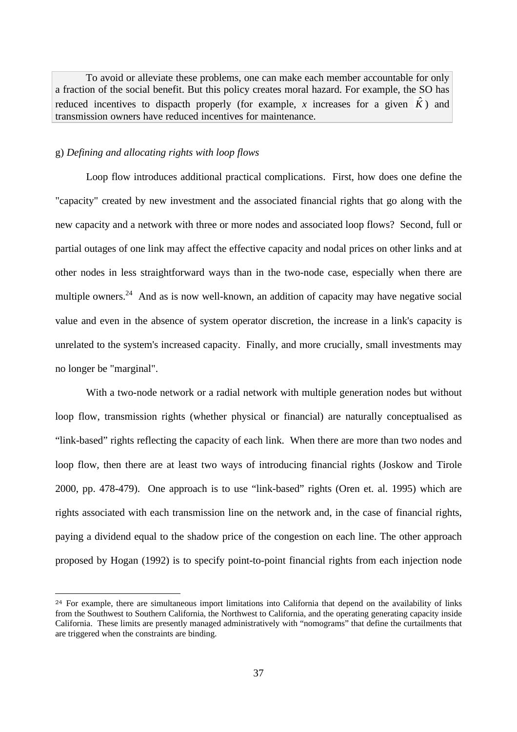To avoid or alleviate these problems, one can make each member accountable for only a fraction of the social benefit. But this policy creates moral hazard. For example, the SO has reduced incentives to dispacth properly (for example, $x$ increases for a given $\hat{K}$) and transmission owners have reduced incentives for maintenance.

g) *Defining and allocating rights with loop flows*

Loop flow introduces additional practical complications. First, how does one define the "capacity" created by new investment and the associated financial rights that go along with the new capacity and a network with three or more nodes and associated loop flows? Second, full or partial outages of one link may affect the effective capacity and nodal prices on other links and at other nodes in less straightforward ways than in the two-node case, especially when there are multiple owners.[24] And as is now well-known, an addition of capacity may have negative social value and even in the absence of system operator discretion, the increase in a link's capacity is unrelated to the system's increased capacity. Finally, and more crucially, small investments may no longer be "marginal".

With a two-node network or a radial network with multiple generation nodes but without loop flow, transmission rights (whether physical or financial) are naturally conceptualised as "link-based" rights reflecting the capacity of each link. When there are more than two nodes and loop flow, then there are at least two ways of introducing financial rights (Joskow and Tirole 2000, pp. 478-479). One approach is to use "link-based" rights (Oren et. al. 1995) which are rights associated with each transmission line on the network and, in the case of financial rights, paying a dividend equal to the shadow price of the congestion on each line. The other approach proposed by Hogan (1992) is to specify point-to-point financial rights from each injection node

[24] For example, there are simultaneous import limitations into California that depend on the availability of links from the Southwest to Southern California, the Northwest to California, and the operating generating capacity inside California. These limits are presently managed administratively with "nomograms" that define the curtailments that are triggered when the constraints are binding.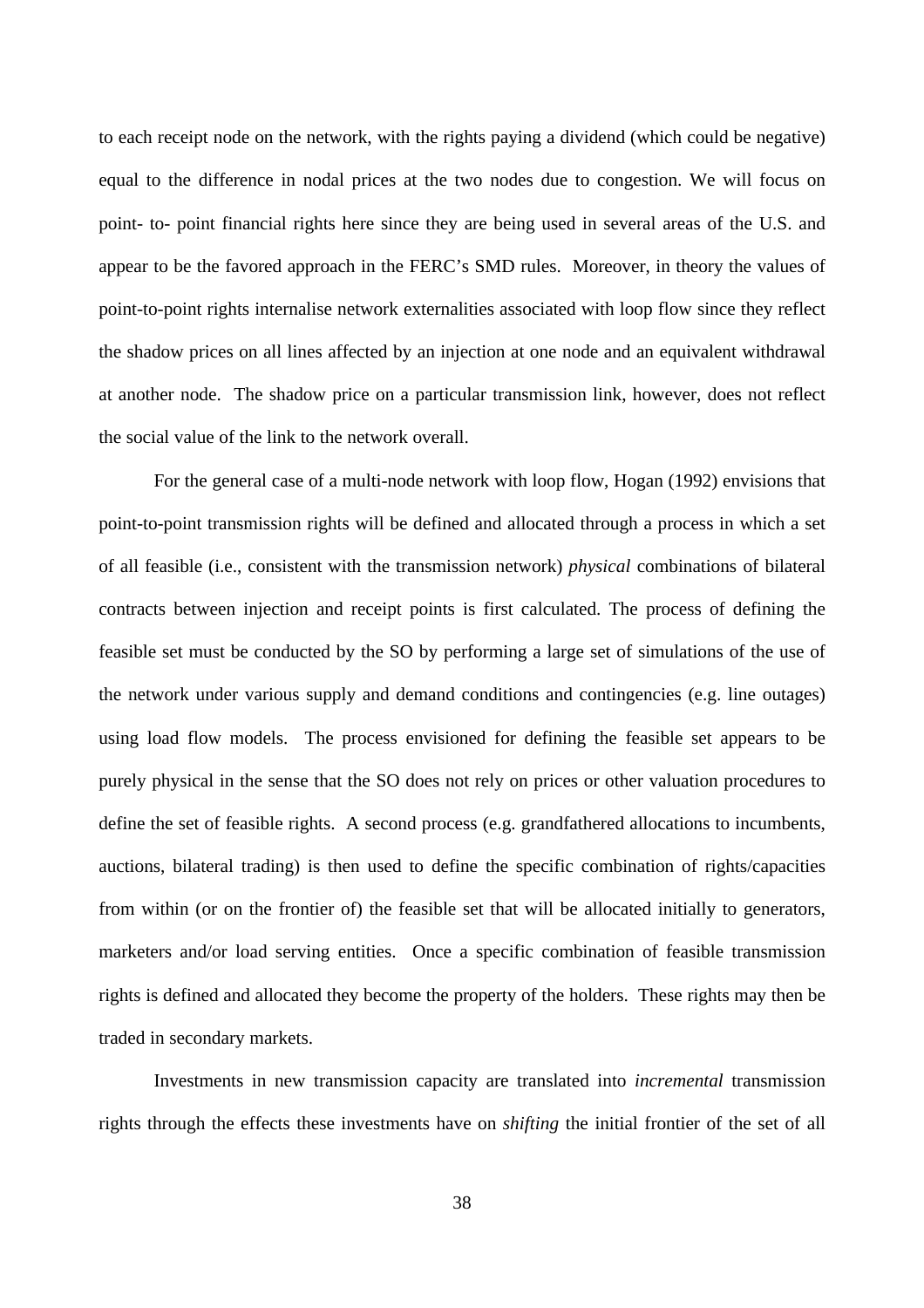to each receipt node on the network, with the rights paying a dividend (which could be negative) equal to the difference in nodal prices at the two nodes due to congestion. We will focus on point- to- point financial rights here since they are being used in several areas of the U.S. and appear to be the favored approach in the FERC's SMD rules. Moreover, in theory the values of point-to-point rights internalise network externalities associated with loop flow since they reflect the shadow prices on all lines affected by an injection at one node and an equivalent withdrawal at another node. The shadow price on a particular transmission link, however, does not reflect the social value of the link to the network overall.

For the general case of a multi-node network with loop flow, Hogan (1992) envisions that point-to-point transmission rights will be defined and allocated through a process in which a set of all feasible (i.e., consistent with the transmission network) *physical* combinations of bilateral contracts between injection and receipt points is first calculated. The process of defining the feasible set must be conducted by the SO by performing a large set of simulations of the use of the network under various supply and demand conditions and contingencies (e.g. line outages) using load flow models. The process envisioned for defining the feasible set appears to be purely physical in the sense that the SO does not rely on prices or other valuation procedures to define the set of feasible rights. A second process (e.g. grandfathered allocations to incumbents, auctions, bilateral trading) is then used to define the specific combination of rights/capacities from within (or on the frontier of) the feasible set that will be allocated initially to generators, marketers and/or load serving entities. Once a specific combination of feasible transmission rights is defined and allocated they become the property of the holders. These rights may then be traded in secondary markets.

Investments in new transmission capacity are translated into *incremental* transmission rights through the effects these investments have on *shifting* the initial frontier of the set of all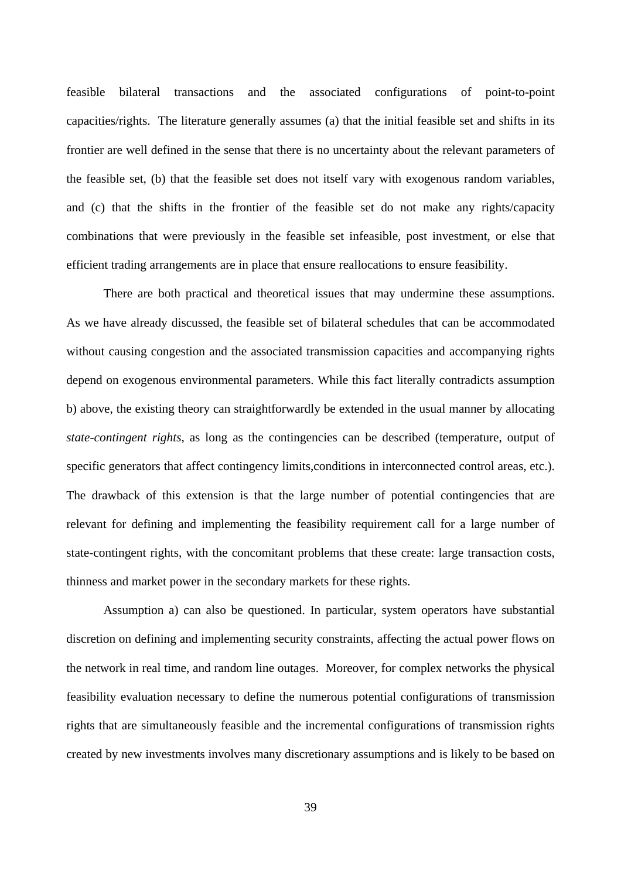feasible bilateral transactions and the associated configurations of point-to-point capacities/rights. The literature generally assumes (a) that the initial feasible set and shifts in its frontier are well defined in the sense that there is no uncertainty about the relevant parameters of the feasible set, (b) that the feasible set does not itself vary with exogenous random variables, and (c) that the shifts in the frontier of the feasible set do not make any rights/capacity combinations that were previously in the feasible set infeasible, post investment, or else that efficient trading arrangements are in place that ensure reallocations to ensure feasibility.

There are both practical and theoretical issues that may undermine these assumptions. As we have already discussed, the feasible set of bilateral schedules that can be accommodated without causing congestion and the associated transmission capacities and accompanying rights depend on exogenous environmental parameters. While this fact literally contradicts assumption b) above, the existing theory can straightforwardly be extended in the usual manner by allocating *state-contingent rights*, as long as the contingencies can be described (temperature, output of specific generators that affect contingency limits,conditions in interconnected control areas, etc.). The drawback of this extension is that the large number of potential contingencies that are relevant for defining and implementing the feasibility requirement call for a large number of state-contingent rights, with the concomitant problems that these create: large transaction costs, thinness and market power in the secondary markets for these rights.

Assumption a) can also be questioned. In particular, system operators have substantial discretion on defining and implementing security constraints, affecting the actual power flows on the network in real time, and random line outages. Moreover, for complex networks the physical feasibility evaluation necessary to define the numerous potential configurations of transmission rights that are simultaneously feasible and the incremental configurations of transmission rights created by new investments involves many discretionary assumptions and is likely to be based on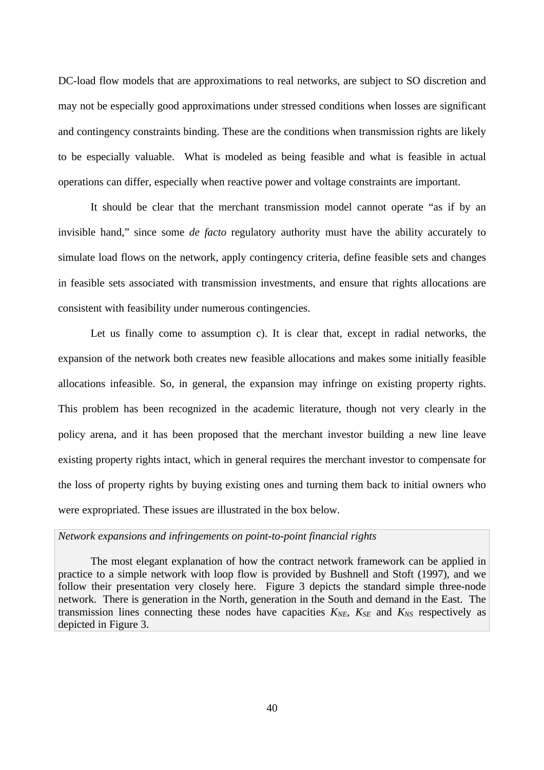DC-load flow models that are approximations to real networks, are subject to SO discretion and may not be especially good approximations under stressed conditions when losses are significant and contingency constraints binding. These are the conditions when transmission rights are likely to be especially valuable. What is modeled as being feasible and what is feasible in actual operations can differ, especially when reactive power and voltage constraints are important.

It should be clear that the merchant transmission model cannot operate “as if by an invisible hand,” since some *de facto* regulatory authority must have the ability accurately to simulate load flows on the network, apply contingency criteria, define feasible sets and changes in feasible sets associated with transmission investments, and ensure that rights allocations are consistent with feasibility under numerous contingencies.

Let us finally come to assumption c). It is clear that, except in radial networks, the expansion of the network both creates new feasible allocations and makes some initially feasible allocations infeasible. So, in general, the expansion may infringe on existing property rights. This problem has been recognized in the academic literature, though not very clearly in the policy arena, and it has been proposed that the merchant investor building a new line leave existing property rights intact, which in general requires the merchant investor to compensate for the loss of property rights by buying existing ones and turning them back to initial owners who were expropriated. These issues are illustrated in the box below.

*Network expansions and infringements on point-to-point financial rights*

The most elegant explanation of how the contract network framework can be applied in practice to a simple network with loop flow is provided by Bushnell and Stoft (1997), and we follow their presentation very closely here. Figure 3 depicts the standard simple three-node network. There is generation in the North, generation in the South and demand in the East. The transmission lines connecting these nodes have capacities $K_{NE}$, $K_{SE}$ and $K_{NS}$ respectively as depicted in Figure 3.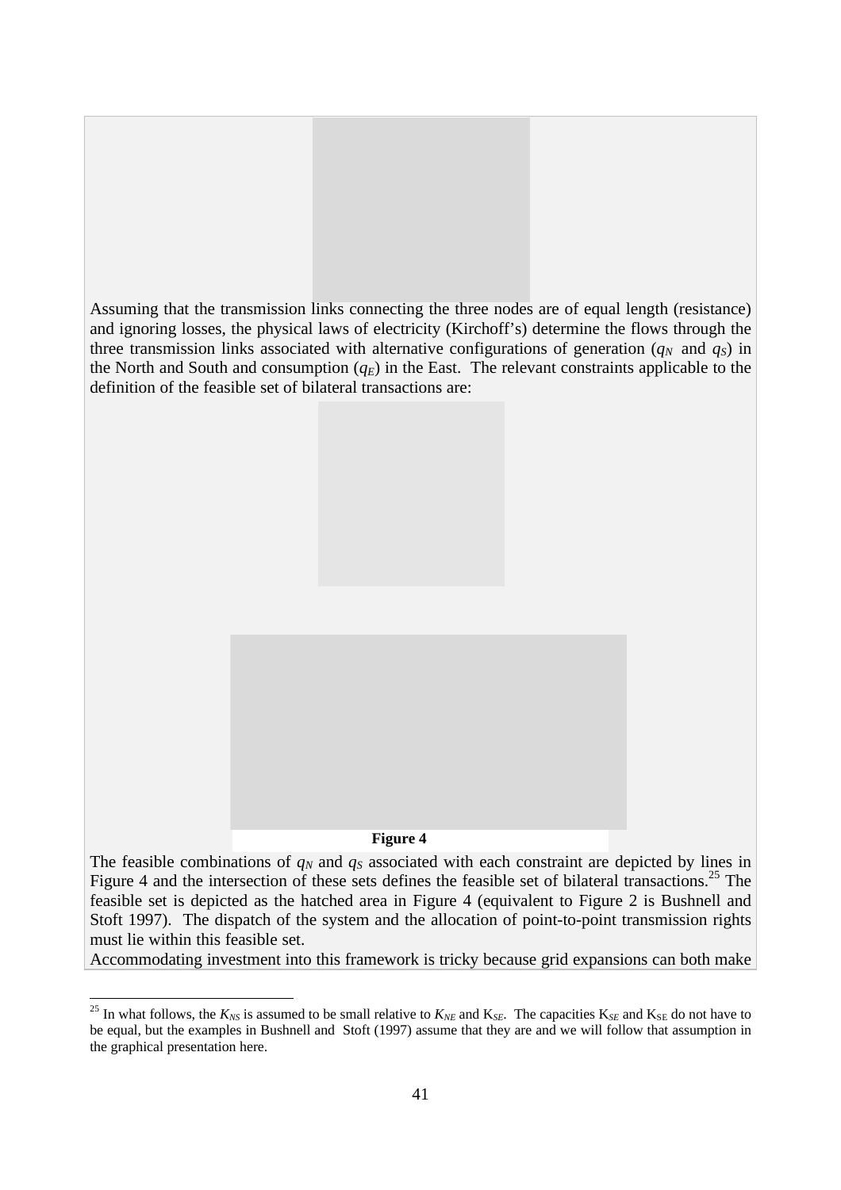Assuming that the transmission links connecting the three nodes are of equal length (resistance) and ignoring losses, the physical laws of electricity (Kirchoff's) determine the flows through the three transmission links associated with alternative configurations of generation ($q_N$ and $q_S$) in the North and South and consumption ($q_E$) in the East. The relevant constraints applicable to the definition of the feasible set of bilateral transactions are:

**Figure 4**

The feasible combinations of $q_N$ and $q_S$ associated with each constraint are depicted by lines in Figure 4 and the intersection of these sets defines the feasible set of bilateral transactions.[25] The feasible set is depicted as the hatched area in Figure 4 (equivalent to Figure 2 is Bushnell and Stoft 1997). The dispatch of the system and the allocation of point-to-point transmission rights must lie within this feasible set.

Accommodating investment into this framework is tricky because grid expansions can both make

[25] In what follows, the $K_{NS}$ is assumed to be small relative to $K_{NE}$ and $K_{SE}$. The capacities $K_{SE}$ and $K_{SE}$ do not have to be equal, but the examples in Bushnell and Stoft (1997) assume that they are and we will follow that assumption in the graphical presentation here.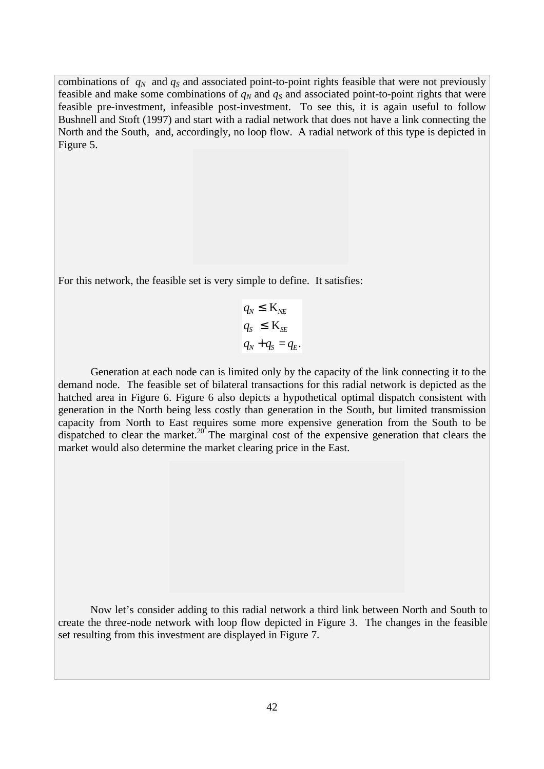combinations of $q_N$ and $q_S$ and associated point-to-point rights feasible that were not previously feasible and make some combinations of $q_N$ and $q_S$ and associated point-to-point rights that were feasible pre-investment, infeasible post-investment. To see this, it is again useful to follow Bushnell and Stoft (1997) and start with a radial network that does not have a link connecting the North and the South, and, accordingly, no loop flow. A radial network of this type is depicted in Figure 5.

For this network, the feasible set is very simple to define. It satisfies:

$$
\begin{aligned}
q_N &\leq K_{NE} \\
q_S &\leq K_{SE} \\
q_N + q_S &= q_E.
\end{aligned}
$$

Generation at each node can is limited only by the capacity of the link connecting it to the demand node. The feasible set of bilateral transactions for this radial network is depicted as the hatched area in Figure 6. Figure 6 also depicts a hypothetical optimal dispatch consistent with generation in the North being less costly than generation in the South, but limited transmission capacity from North to East requires some more expensive generation from the South to be dispatched to clear the market.[20] The marginal cost of the expensive generation that clears the market would also determine the market clearing price in the East.

Now let's consider adding to this radial network a third link between North and South to create the three-node network with loop flow depicted in Figure 3. The changes in the feasible set resulting from this investment are displayed in Figure 7.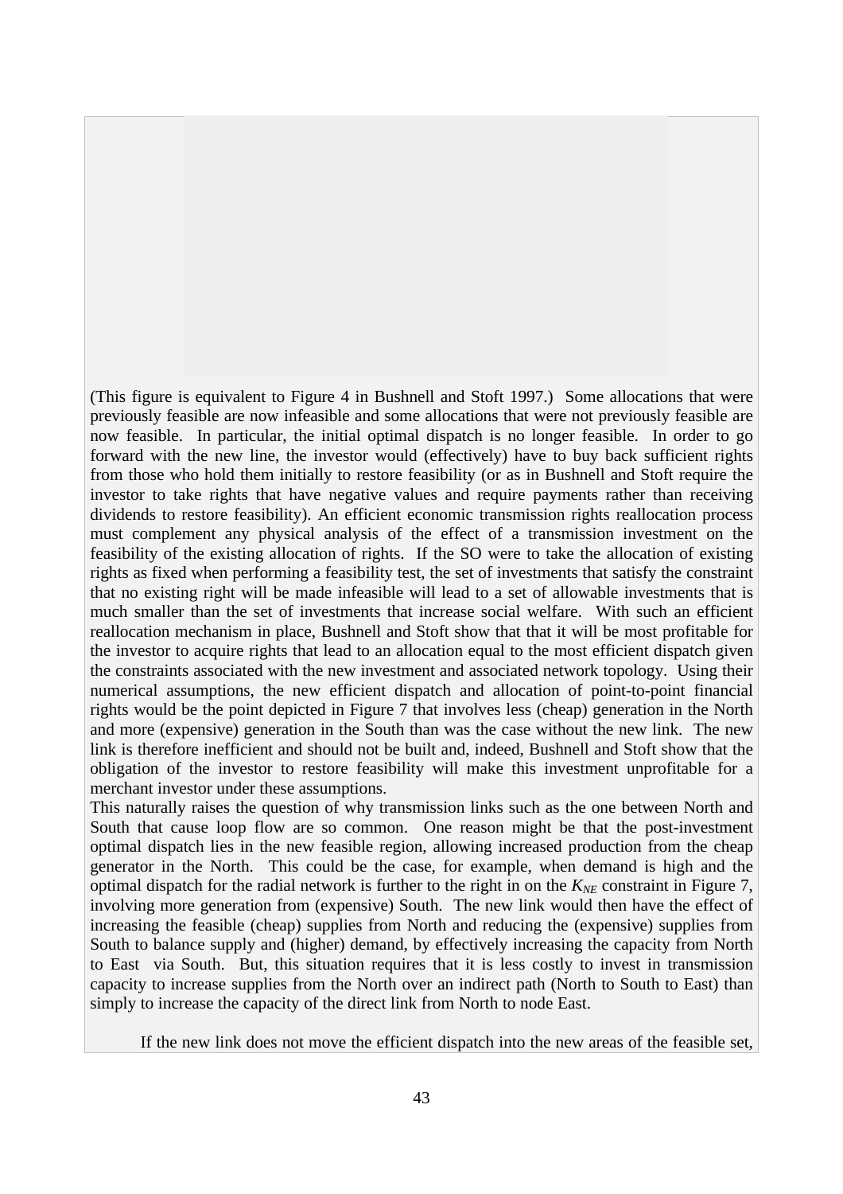(This figure is equivalent to Figure 4 in Bushnell and Stoft 1997.) Some allocations that were previously feasible are now infeasible and some allocations that were not previously feasible are now feasible. In particular, the initial optimal dispatch is no longer feasible. In order to go forward with the new line, the investor would (effectively) have to buy back sufficient rights from those who hold them initially to restore feasibility (or as in Bushnell and Stoft require the investor to take rights that have negative values and require payments rather than receiving dividends to restore feasibility). An efficient economic transmission rights reallocation process must complement any physical analysis of the effect of a transmission investment on the feasibility of the existing allocation of rights. If the SO were to take the allocation of existing rights as fixed when performing a feasibility test, the set of investments that satisfy the constraint that no existing right will be made infeasible will lead to a set of allowable investments that is much smaller than the set of investments that increase social welfare. With such an efficient reallocation mechanism in place, Bushnell and Stoft show that that it will be most profitable for the investor to acquire rights that lead to an allocation equal to the most efficient dispatch given the constraints associated with the new investment and associated network topology. Using their numerical assumptions, the new efficient dispatch and allocation of point-to-point financial rights would be the point depicted in Figure 7 that involves less (cheap) generation in the North and more (expensive) generation in the South than was the case without the new link. The new link is therefore inefficient and should not be built and, indeed, Bushnell and Stoft show that the obligation of the investor to restore feasibility will make this investment unprofitable for a merchant investor under these assumptions.

This naturally raises the question of why transmission links such as the one between North and South that cause loop flow are so common. One reason might be that the post-investment optimal dispatch lies in the new feasible region, allowing increased production from the cheap generator in the North. This could be the case, for example, when demand is high and the optimal dispatch for the radial network is further to the right in on the $K_{NE}$ constraint in Figure 7, involving more generation from (expensive) South. The new link would then have the effect of increasing the feasible (cheap) supplies from North and reducing the (expensive) supplies from South to balance supply and (higher) demand, by effectively increasing the capacity from North to East via South. But, this situation requires that it is less costly to invest in transmission capacity to increase supplies from the North over an indirect path (North to South to East) than simply to increase the capacity of the direct link from North to node East.

If the new link does not move the efficient dispatch into the new areas of the feasible set,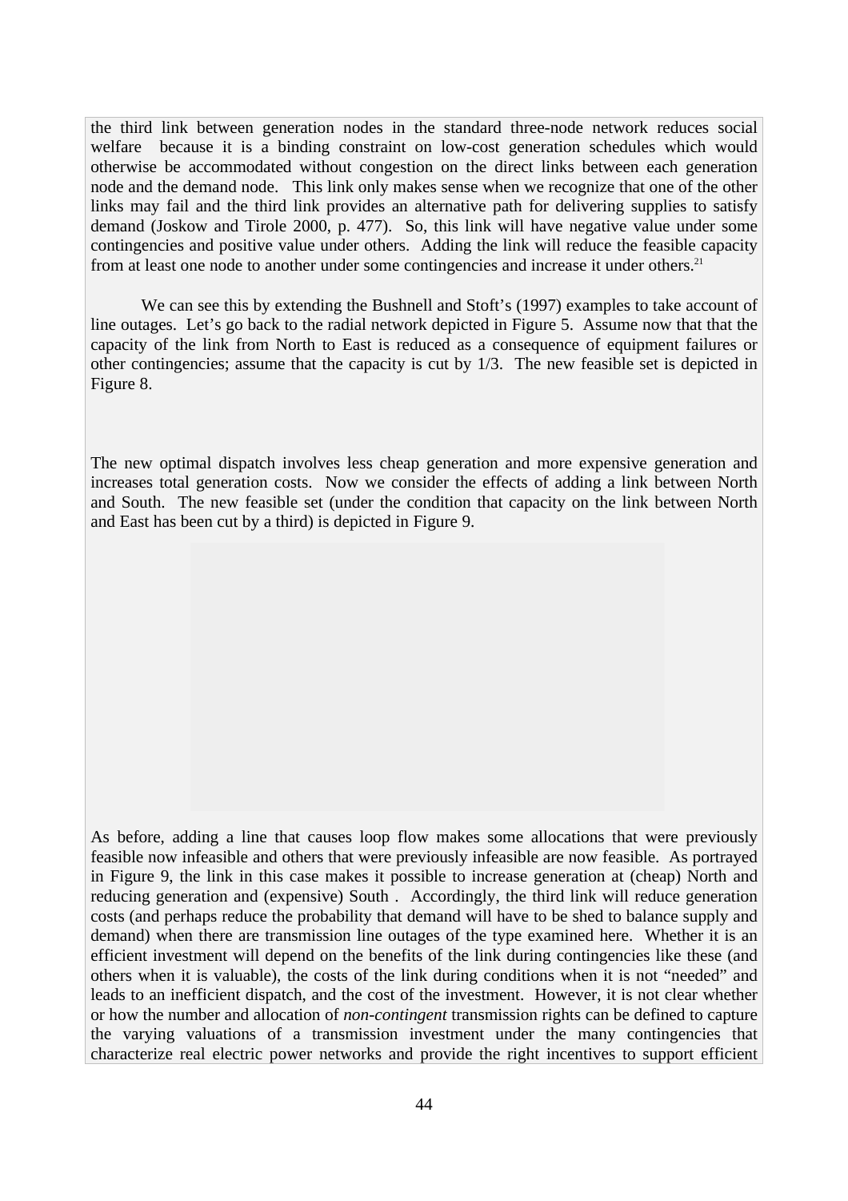the third link between generation nodes in the standard three-node network reduces social welfare because it is a binding constraint on low-cost generation schedules which would otherwise be accommodated without congestion on the direct links between each generation node and the demand node. This link only makes sense when we recognize that one of the other links may fail and the third link provides an alternative path for delivering supplies to satisfy demand (Joskow and Tirole 2000, p. 477). So, this link will have negative value under some contingencies and positive value under others. Adding the link will reduce the feasible capacity from at least one node to another under some contingencies and increase it under others.[21]

We can see this by extending the Bushnell and Stoft's (1997) examples to take account of line outages. Let's go back to the radial network depicted in Figure 5. Assume now that that the capacity of the link from North to East is reduced as a consequence of equipment failures or other contingencies; assume that the capacity is cut by 1/3. The new feasible set is depicted in Figure 8.

The new optimal dispatch involves less cheap generation and more expensive generation and increases total generation costs. Now we consider the effects of adding a link between North and South. The new feasible set (under the condition that capacity on the link between North and East has been cut by a third) is depicted in Figure 9.

As before, adding a line that causes loop flow makes some allocations that were previously feasible now infeasible and others that were previously infeasible are now feasible. As portrayed in Figure 9, the link in this case makes it possible to increase generation at (cheap) North and reducing generation and (expensive) South . Accordingly, the third link will reduce generation costs (and perhaps reduce the probability that demand will have to be shed to balance supply and demand) when there are transmission line outages of the type examined here. Whether it is an efficient investment will depend on the benefits of the link during contingencies like these (and others when it is valuable), the costs of the link during conditions when it is not "needed" and leads to an inefficient dispatch, and the cost of the investment. However, it is not clear whether or how the number and allocation of *non-contingent* transmission rights can be defined to capture the varying valuations of a transmission investment under the many contingencies that characterize real electric power networks and provide the right incentives to support efficient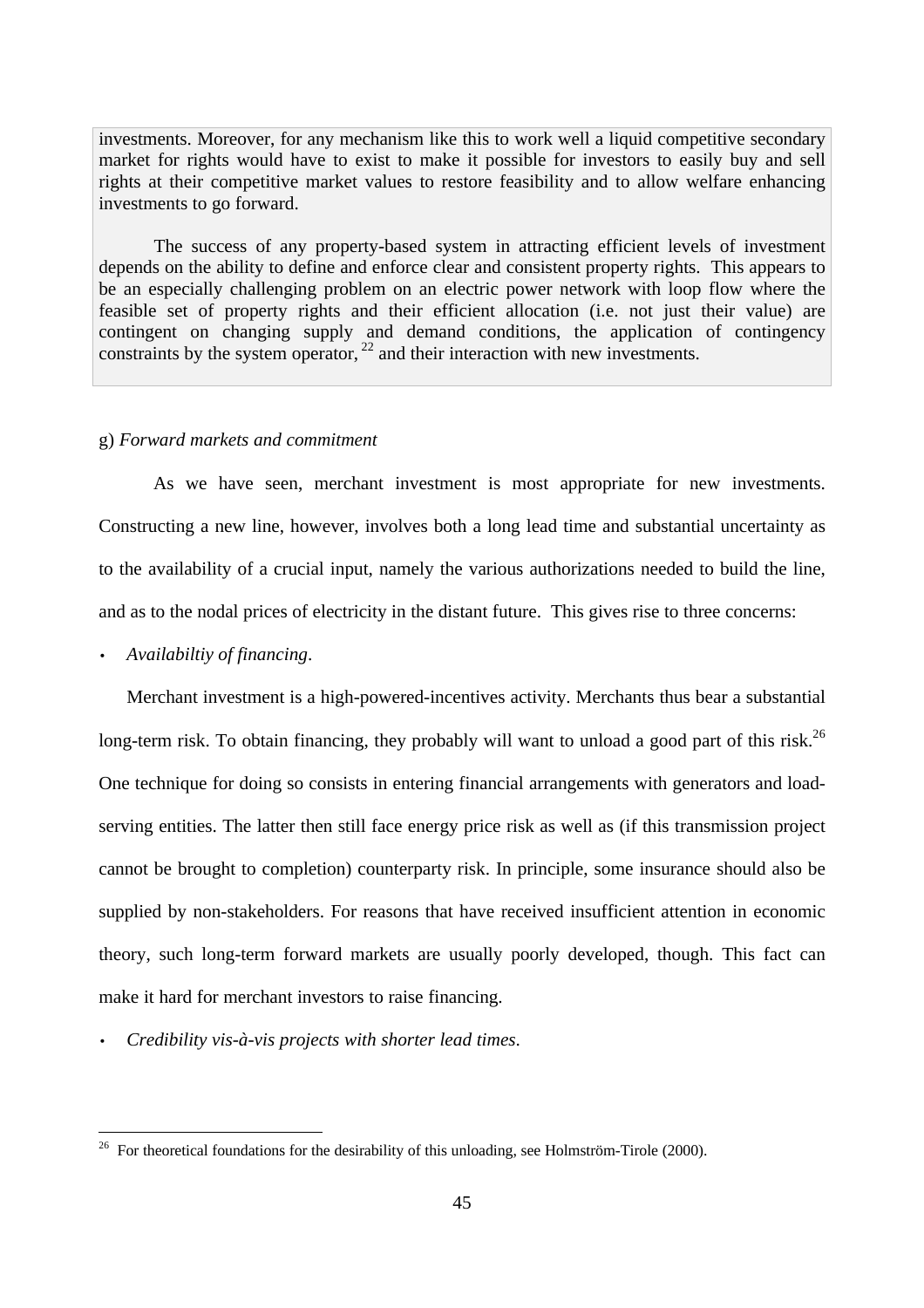investments. Moreover, for any mechanism like this to work well a liquid competitive secondary market for rights would have to exist to make it possible for investors to easily buy and sell rights at their competitive market values to restore feasibility and to allow welfare enhancing investments to go forward.

The success of any property-based system in attracting efficient levels of investment depends on the ability to define and enforce clear and consistent property rights. This appears to be an especially challenging problem on an electric power network with loop flow where the feasible set of property rights and their efficient allocation (i.e. not just their value) are contingent on changing supply and demand conditions, the application of contingency constraints by the system operator, [22] and their interaction with new investments.

g) *Forward markets and commitment*

As we have seen, merchant investment is most appropriate for new investments. Constructing a new line, however, involves both a long lead time and substantial uncertainty as to the availability of a crucial input, namely the various authorizations needed to build the line, and as to the nodal prices of electricity in the distant future. This gives rise to three concerns:

- *Availabiltiy of financing*.

Merchant investment is a high-powered-incentives activity. Merchants thus bear a substantial long-term risk. To obtain financing, they probably will want to unload a good part of this risk.[26] One technique for doing so consists in entering financial arrangements with generators and load-serving entities. The latter then still face energy price risk as well as (if this transmission project cannot be brought to completion) counterparty risk. In principle, some insurance should also be supplied by non-stakeholders. For reasons that have received insufficient attention in economic theory, such long-term forward markets are usually poorly developed, though. This fact can make it hard for merchant investors to raise financing.

- *Credibility vis-à-vis projects with shorter lead times*.

[26] For theoretical foundations for the desirability of this unloading, see Holmström-Tirole (2000).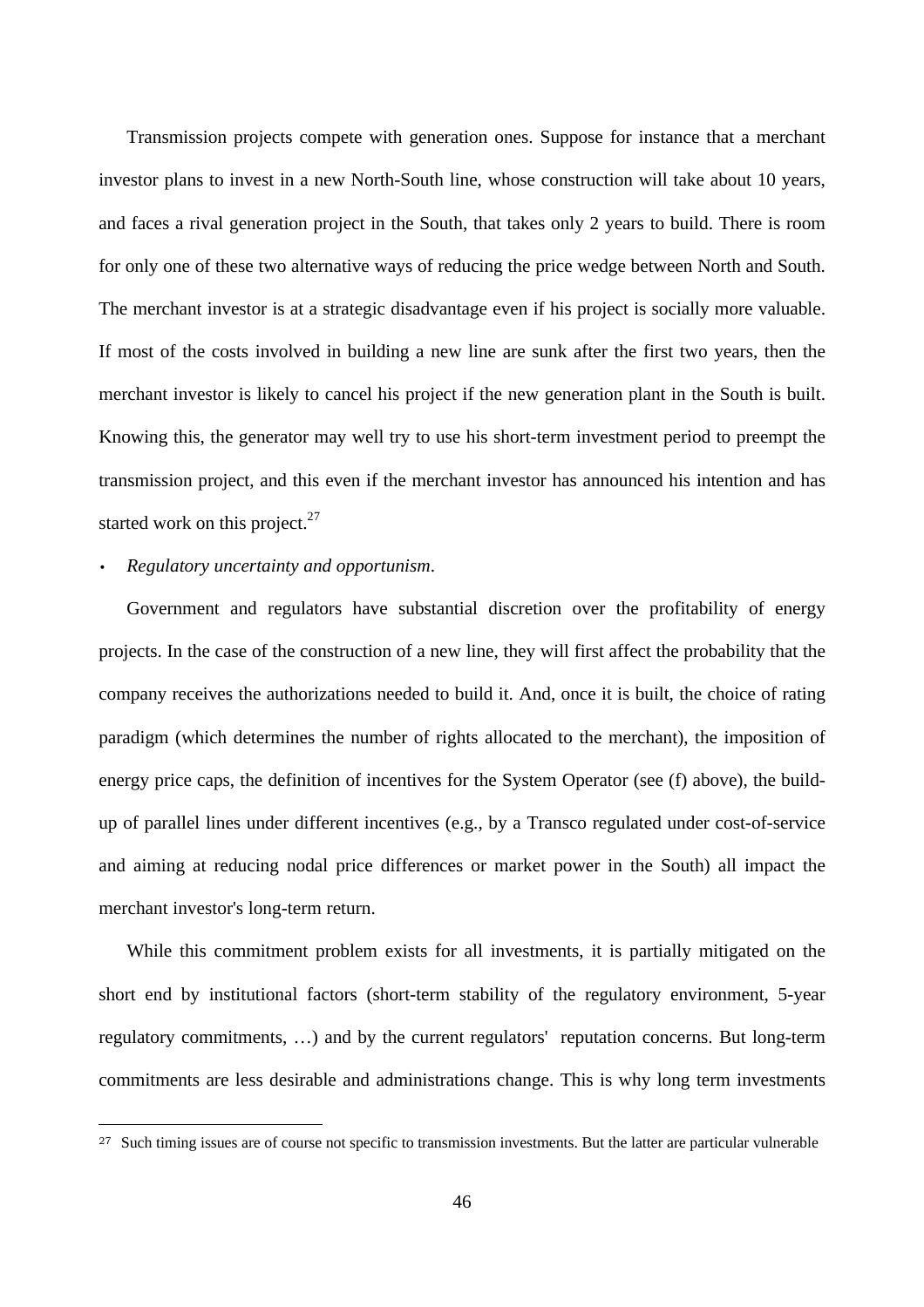Transmission projects compete with generation ones. Suppose for instance that a merchant investor plans to invest in a new North-South line, whose construction will take about 10 years, and faces a rival generation project in the South, that takes only 2 years to build. There is room for only one of these two alternative ways of reducing the price wedge between North and South. The merchant investor is at a strategic disadvantage even if his project is socially more valuable. If most of the costs involved in building a new line are sunk after the first two years, then the merchant investor is likely to cancel his project if the new generation plant in the South is built. Knowing this, the generator may well try to use his short-term investment period to preempt the transmission project, and this even if the merchant investor has announced his intention and has started work on this project.[27]

- *Regulatory uncertainty and opportunism*.

Government and regulators have substantial discretion over the profitability of energy projects. In the case of the construction of a new line, they will first affect the probability that the company receives the authorizations needed to build it. And, once it is built, the choice of rating paradigm (which determines the number of rights allocated to the merchant), the imposition of energy price caps, the definition of incentives for the System Operator (see (f) above), the build-up of parallel lines under different incentives (e.g., by a Transco regulated under cost-of-service and aiming at reducing nodal price differences or market power in the South) all impact the merchant investor's long-term return.

While this commitment problem exists for all investments, it is partially mitigated on the short end by institutional factors (short-term stability of the regulatory environment, 5-year regulatory commitments, …) and by the current regulators'  reputation concerns. But long-term commitments are less desirable and administrations change. This is why long term investments

[27] Such timing issues are of course not specific to transmission investments. But the latter are particular vulnerable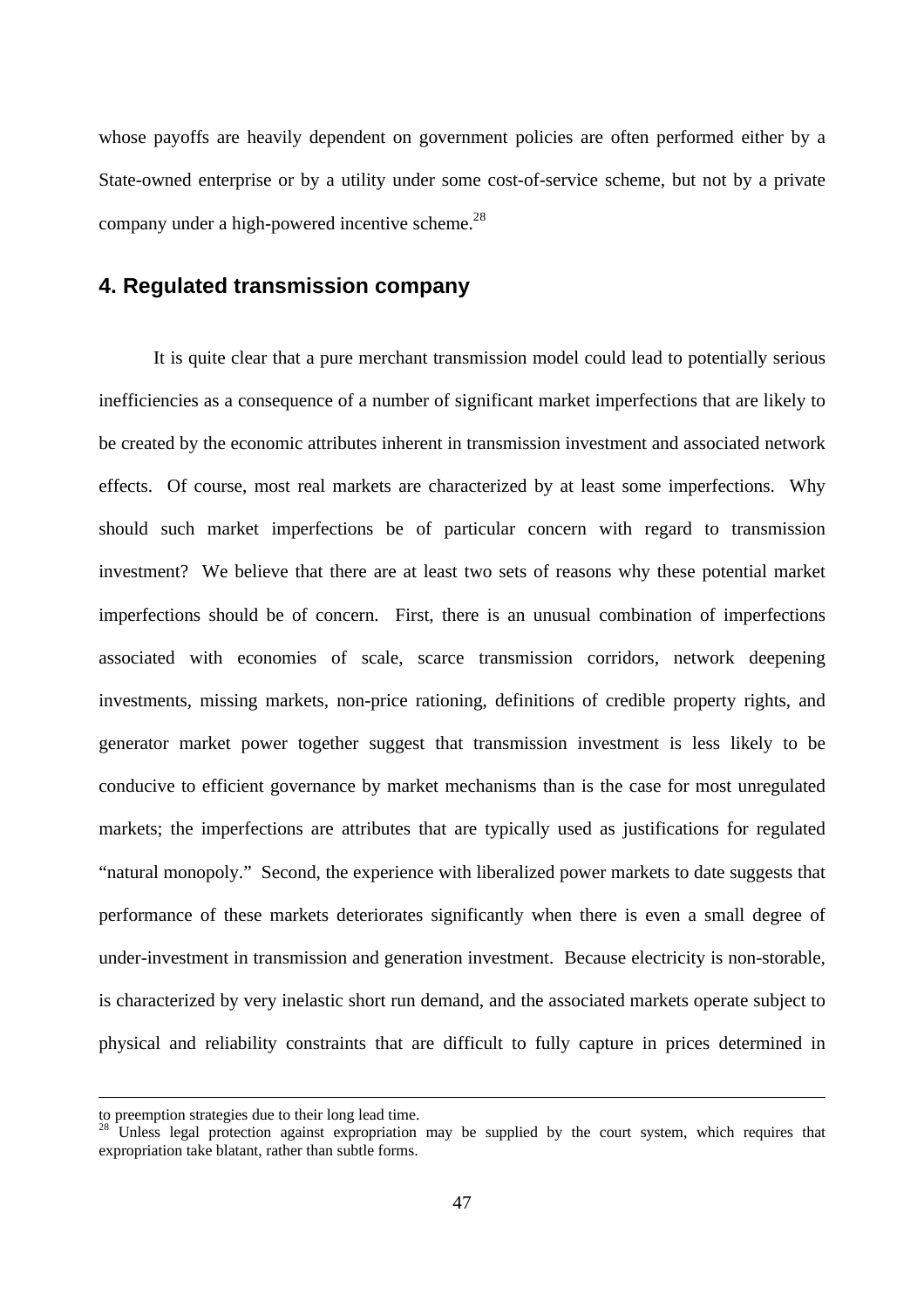whose payoffs are heavily dependent on government policies are often performed either by a State-owned enterprise or by a utility under some cost-of-service scheme, but not by a private company under a high-powered incentive scheme.[28]

## 4. Regulated transmission company

It is quite clear that a pure merchant transmission model could lead to potentially serious inefficiencies as a consequence of a number of significant market imperfections that are likely to be created by the economic attributes inherent in transmission investment and associated network effects. Of course, most real markets are characterized by at least some imperfections. Why should such market imperfections be of particular concern with regard to transmission investment? We believe that there are at least two sets of reasons why these potential market imperfections should be of concern. First, there is an unusual combination of imperfections associated with economies of scale, scarce transmission corridors, network deepening investments, missing markets, non-price rationing, definitions of credible property rights, and generator market power together suggest that transmission investment is less likely to be conducive to efficient governance by market mechanisms than is the case for most unregulated markets; the imperfections are attributes that are typically used as justifications for regulated "natural monopoly." Second, the experience with liberalized power markets to date suggests that performance of these markets deteriorates significantly when there is even a small degree of under-investment in transmission and generation investment. Because electricity is non-storable, is characterized by very inelastic short run demand, and the associated markets operate subject to physical and reliability constraints that are difficult to fully capture in prices determined in

---

to preemption strategies due to their long lead time.

[28] Unless legal protection against expropriation may be supplied by the court system, which requires that expropriation take blatant, rather than subtle forms.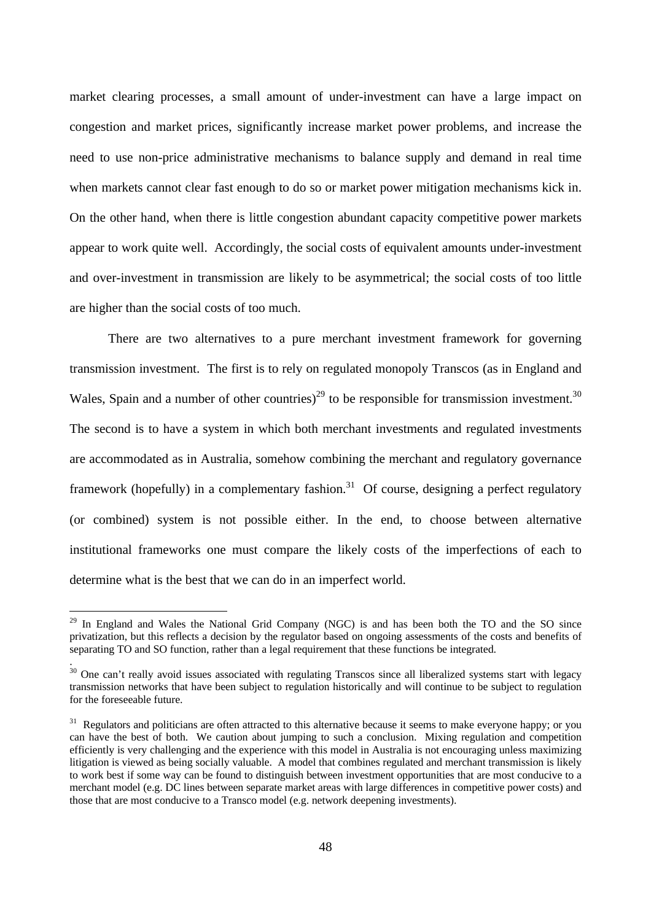market clearing processes, a small amount of under-investment can have a large impact on congestion and market prices, significantly increase market power problems, and increase the need to use non-price administrative mechanisms to balance supply and demand in real time when markets cannot clear fast enough to do so or market power mitigation mechanisms kick in. On the other hand, when there is little congestion abundant capacity competitive power markets appear to work quite well. Accordingly, the social costs of equivalent amounts under-investment and over-investment in transmission are likely to be asymmetrical; the social costs of too little are higher than the social costs of too much.

There are two alternatives to a pure merchant investment framework for governing transmission investment. The first is to rely on regulated monopoly Transcos (as in England and Wales, Spain and a number of other countries)[29] to be responsible for transmission investment.[30] The second is to have a system in which both merchant investments and regulated investments are accommodated as in Australia, somehow combining the merchant and regulatory governance framework (hopefully) in a complementary fashion.[31] Of course, designing a perfect regulatory (or combined) system is not possible either. In the end, to choose between alternative institutional frameworks one must compare the likely costs of the imperfections of each to determine what is the best that we can do in an imperfect world.

---

[29] In England and Wales the National Grid Company (NGC) is and has been both the TO and the SO since privatization, but this reflects a decision by the regulator based on ongoing assessments of the costs and benefits of separating TO and SO function, rather than a legal requirement that these functions be integrated.

[30] One can't really avoid issues associated with regulating Transcos since all liberalized systems start with legacy transmission networks that have been subject to regulation historically and will continue to be subject to regulation for the foreseeable future.

[31] Regulators and politicians are often attracted to this alternative because it seems to make everyone happy; or you can have the best of both. We caution about jumping to such a conclusion. Mixing regulation and competition efficiently is very challenging and the experience with this model in Australia is not encouraging unless maximizing litigation is viewed as being socially valuable. A model that combines regulated and merchant transmission is likely to work best if some way can be found to distinguish between investment opportunities that are most conducive to a merchant model (e.g. DC lines between separate market areas with large differences in competitive power costs) and those that are most conducive to a Transco model (e.g. network deepening investments).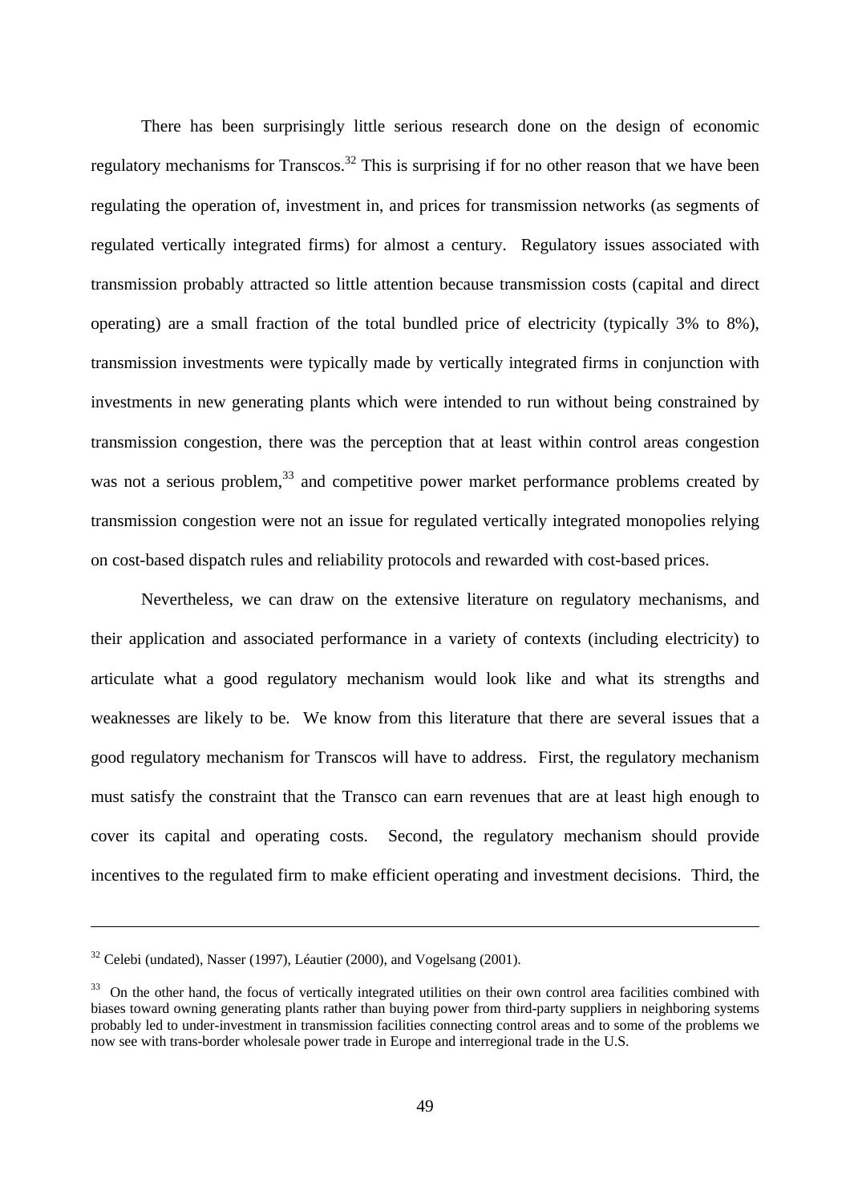There has been surprisingly little serious research done on the design of economic regulatory mechanisms for Transcos.[32] This is surprising if for no other reason that we have been regulating the operation of, investment in, and prices for transmission networks (as segments of regulated vertically integrated firms) for almost a century. Regulatory issues associated with transmission probably attracted so little attention because transmission costs (capital and direct operating) are a small fraction of the total bundled price of electricity (typically 3% to 8%), transmission investments were typically made by vertically integrated firms in conjunction with investments in new generating plants which were intended to run without being constrained by transmission congestion, there was the perception that at least within control areas congestion was not a serious problem,[33] and competitive power market performance problems created by transmission congestion were not an issue for regulated vertically integrated monopolies relying on cost-based dispatch rules and reliability protocols and rewarded with cost-based prices.

Nevertheless, we can draw on the extensive literature on regulatory mechanisms, and their application and associated performance in a variety of contexts (including electricity) to articulate what a good regulatory mechanism would look like and what its strengths and weaknesses are likely to be. We know from this literature that there are several issues that a good regulatory mechanism for Transcos will have to address. First, the regulatory mechanism must satisfy the constraint that the Transco can earn revenues that are at least high enough to cover its capital and operating costs. Second, the regulatory mechanism should provide incentives to the regulated firm to make efficient operating and investment decisions. Third, the

---

[32] Celebi (undated), Nasser (1997), Léautier (2000), and Vogelsang (2001).

[33] On the other hand, the focus of vertically integrated utilities on their own control area facilities combined with biases toward owning generating plants rather than buying power from third-party suppliers in neighboring systems probably led to under-investment in transmission facilities connecting control areas and to some of the problems we now see with trans-border wholesale power trade in Europe and interregional trade in the U.S.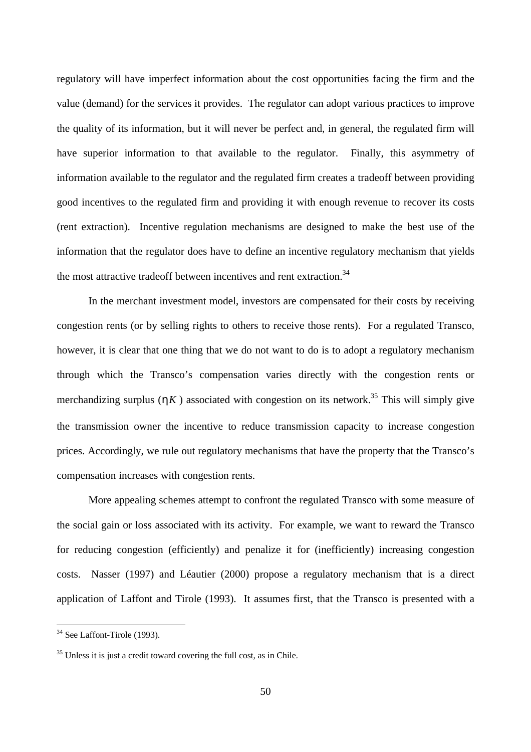regulatory will have imperfect information about the cost opportunities facing the firm and the value (demand) for the services it provides. The regulator can adopt various practices to improve the quality of its information, but it will never be perfect and, in general, the regulated firm will have superior information to that available to the regulator. Finally, this asymmetry of information available to the regulator and the regulated firm creates a tradeoff between providing good incentives to the regulated firm and providing it with enough revenue to recover its costs (rent extraction). Incentive regulation mechanisms are designed to make the best use of the information that the regulator does have to define an incentive regulatory mechanism that yields the most attractive tradeoff between incentives and rent extraction.[34]

In the merchant investment model, investors are compensated for their costs by receiving congestion rents (or by selling rights to others to receive those rents). For a regulated Transco, however, it is clear that one thing that we do not want to do is to adopt a regulatory mechanism through which the Transco's compensation varies directly with the congestion rents or merchandizing surplus ($\eta K$) associated with congestion on its network.[35] This will simply give the transmission owner the incentive to reduce transmission capacity to increase congestion prices. Accordingly, we rule out regulatory mechanisms that have the property that the Transco's compensation increases with congestion rents.

More appealing schemes attempt to confront the regulated Transco with some measure of the social gain or loss associated with its activity. For example, we want to reward the Transco for reducing congestion (efficiently) and penalize it for (inefficiently) increasing congestion costs. Nasser (1997) and Léautier (2000) propose a regulatory mechanism that is a direct application of Laffont and Tirole (1993). It assumes first, that the Transco is presented with a

[34] See Laffont-Tirole (1993).

[35] Unless it is just a credit toward covering the full cost, as in Chile.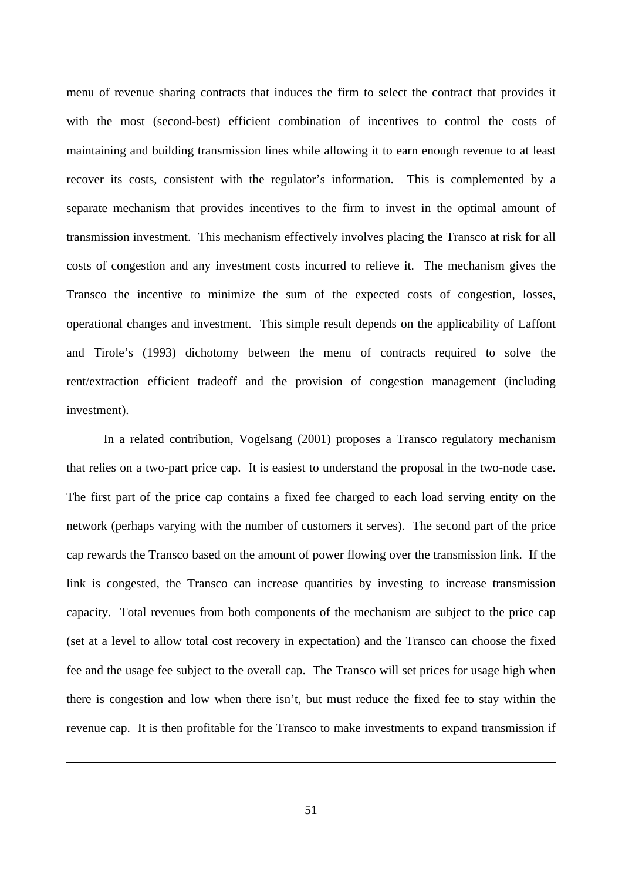menu of revenue sharing contracts that induces the firm to select the contract that provides it with the most (second-best) efficient combination of incentives to control the costs of maintaining and building transmission lines while allowing it to earn enough revenue to at least recover its costs, consistent with the regulator's information. This is complemented by a separate mechanism that provides incentives to the firm to invest in the optimal amount of transmission investment. This mechanism effectively involves placing the Transco at risk for all costs of congestion and any investment costs incurred to relieve it. The mechanism gives the Transco the incentive to minimize the sum of the expected costs of congestion, losses, operational changes and investment. This simple result depends on the applicability of Laffont and Tirole's (1993) dichotomy between the menu of contracts required to solve the rent/extraction efficient tradeoff and the provision of congestion management (including investment).

In a related contribution, Vogelsang (2001) proposes a Transco regulatory mechanism that relies on a two-part price cap. It is easiest to understand the proposal in the two-node case. The first part of the price cap contains a fixed fee charged to each load serving entity on the network (perhaps varying with the number of customers it serves). The second part of the price cap rewards the Transco based on the amount of power flowing over the transmission link. If the link is congested, the Transco can increase quantities by investing to increase transmission capacity. Total revenues from both components of the mechanism are subject to the price cap (set at a level to allow total cost recovery in expectation) and the Transco can choose the fixed fee and the usage fee subject to the overall cap. The Transco will set prices for usage high when there is congestion and low when there isn't, but must reduce the fixed fee to stay within the revenue cap. It is then profitable for the Transco to make investments to expand transmission if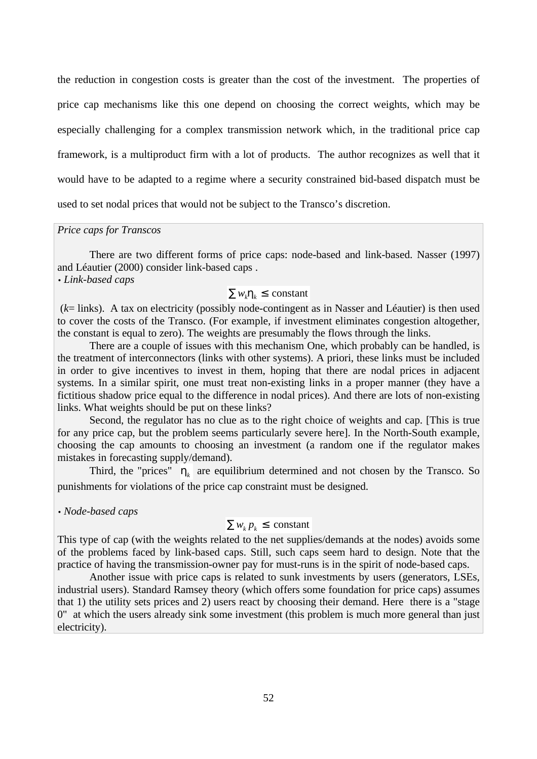the reduction in congestion costs is greater than the cost of the investment. The properties of price cap mechanisms like this one depend on choosing the correct weights, which may be especially challenging for a complex transmission network which, in the traditional price cap framework, is a multiproduct firm with a lot of products. The author recognizes as well that it would have to be adapted to a regime where a security constrained bid-based dispatch must be used to set nodal prices that would not be subject to the Transco's discretion.

*Price caps for Transcos*

There are two different forms of price caps: node-based and link-based. Nasser (1997) and Léautier (2000) consider link-based caps .

• *Link-based caps*

$$\sum w_k \eta_k \leq \text{constant}$$

($k$= links). A tax on electricity (possibly node-contingent as in Nasser and Léautier) is then used to cover the costs of the Transco. (For example, if investment eliminates congestion altogether, the constant is equal to zero). The weights are presumably the flows through the links.

There are a couple of issues with this mechanism One, which probably can be handled, is the treatment of interconnectors (links with other systems). A priori, these links must be included in order to give incentives to invest in them, hoping that there are nodal prices in adjacent systems. In a similar spirit, one must treat non-existing links in a proper manner (they have a fictitious shadow price equal to the difference in nodal prices). And there are lots of non-existing links. What weights should be put on these links?

Second, the regulator has no clue as to the right choice of weights and cap. [This is true for any price cap, but the problem seems particularly severe here]. In the North-South example, choosing the cap amounts to choosing an investment (a random one if the regulator makes mistakes in forecasting supply/demand).

Third, the "prices" $\eta_k$ are equilibrium determined and not chosen by the Transco. So punishments for violations of the price cap constraint must be designed.

• *Node-based caps*

$$\sum w_k p_k \leq \text{constant}$$

This type of cap (with the weights related to the net supplies/demands at the nodes) avoids some of the problems faced by link-based caps. Still, such caps seem hard to design. Note that the practice of having the transmission-owner pay for must-runs is in the spirit of node-based caps.

Another issue with price caps is related to sunk investments by users (generators, LSEs, industrial users). Standard Ramsey theory (which offers some foundation for price caps) assumes that 1) the utility sets prices and 2) users react by choosing their demand. Here there is a "stage 0" at which the users already sink some investment (this problem is much more general than just electricity).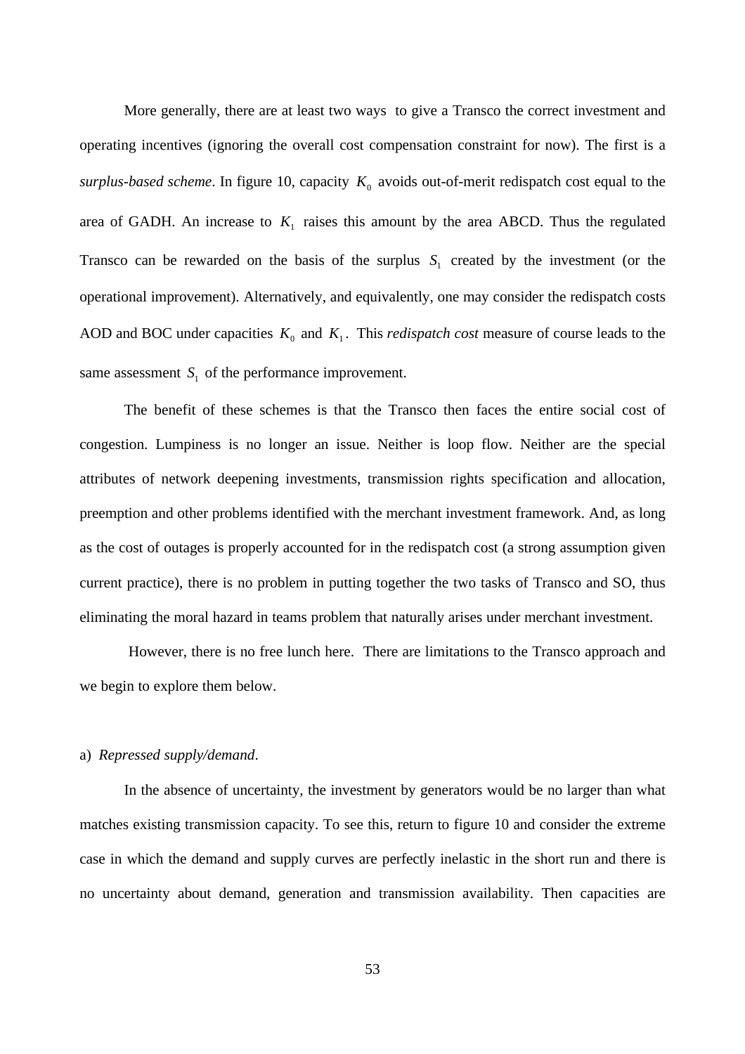More generally, there are at least two ways to give a Transco the correct investment and operating incentives (ignoring the overall cost compensation constraint for now). The first is a *surplus-based scheme*. In figure 10, capacity $K_0$ avoids out-of-merit redispatch cost equal to the area of GADH. An increase to $K_1$ raises this amount by the area ABCD. Thus the regulated Transco can be rewarded on the basis of the surplus $S_1$ created by the investment (or the operational improvement). Alternatively, and equivalently, one may consider the redispatch costs AOD and BOC under capacities $K_0$ and $K_1$. This *redispatch cost* measure of course leads to the same assessment $S_1$ of the performance improvement.

The benefit of these schemes is that the Transco then faces the entire social cost of congestion. Lumpiness is no longer an issue. Neither is loop flow. Neither are the special attributes of network deepening investments, transmission rights specification and allocation, preemption and other problems identified with the merchant investment framework. And, as long as the cost of outages is properly accounted for in the redispatch cost (a strong assumption given current practice), there is no problem in putting together the two tasks of Transco and SO, thus eliminating the moral hazard in teams problem that naturally arises under merchant investment.

However, there is no free lunch here. There are limitations to the Transco approach and we begin to explore them below.

a) *Repressed supply/demand*.

In the absence of uncertainty, the investment by generators would be no larger than what matches existing transmission capacity. To see this, return to figure 10 and consider the extreme case in which the demand and supply curves are perfectly inelastic in the short run and there is no uncertainty about demand, generation and transmission availability. Then capacities are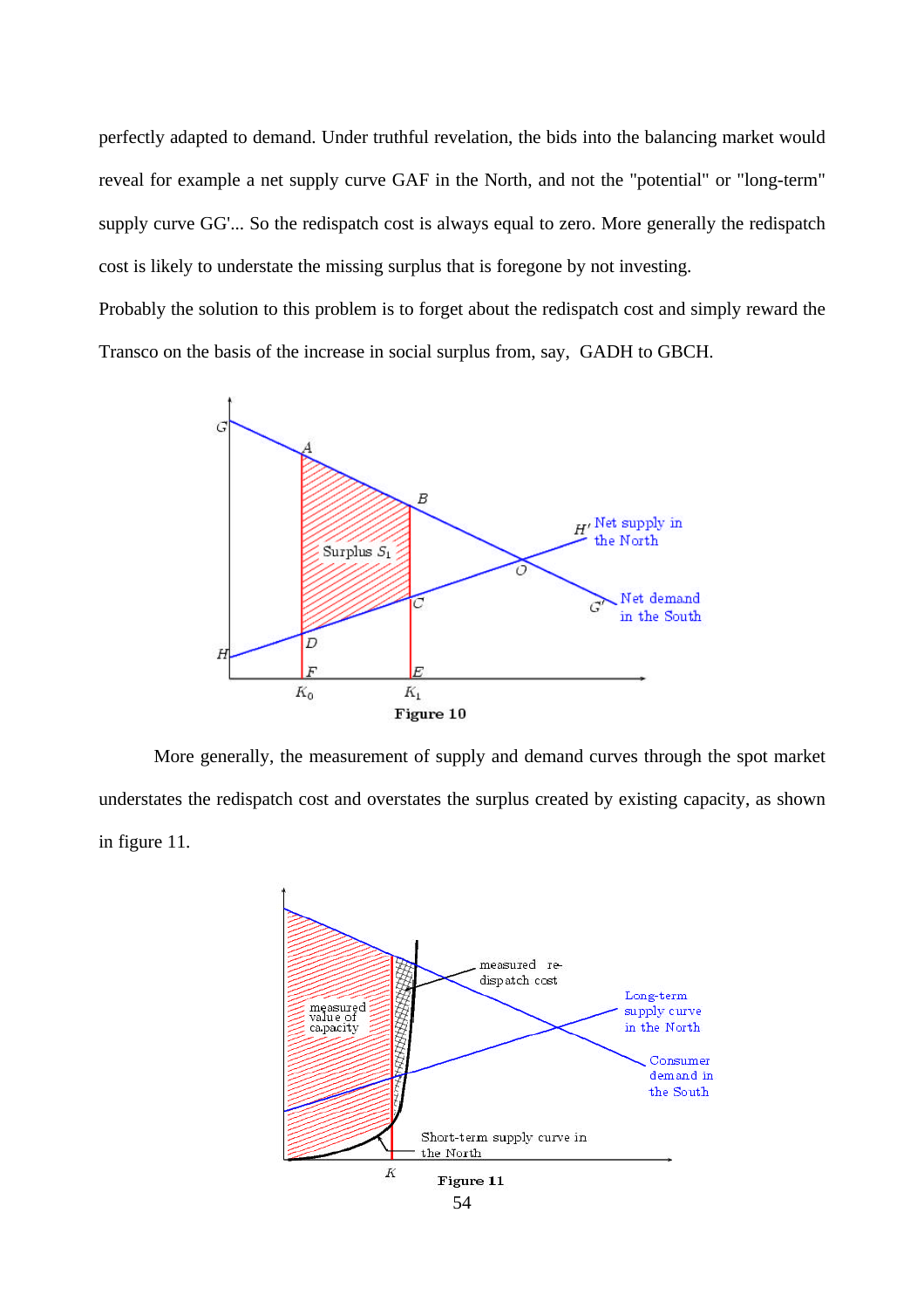perfectly adapted to demand. Under truthful revelation, the bids into the balancing market would reveal for example a net supply curve GAF in the North, and not the "potential" or "long-term" supply curve GG'... So the redispatch cost is always equal to zero. More generally the redispatch cost is likely to understate the missing surplus that is foregone by not investing.

Probably the solution to this problem is to forget about the redispatch cost and simply reward the Transco on the basis of the increase in social surplus from, say, GADH to GBCH.

**Figure 10**

More generally, the measurement of supply and demand curves through the spot market understates the redispatch cost and overstates the surplus created by existing capacity, as shown in figure 11.

**Figure 11**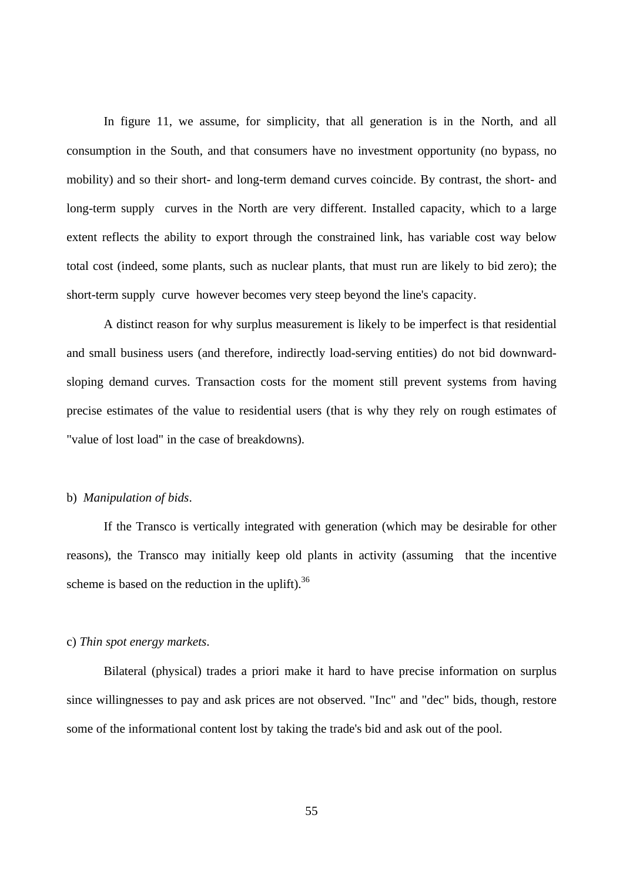In figure 11, we assume, for simplicity, that all generation is in the North, and all consumption in the South, and that consumers have no investment opportunity (no bypass, no mobility) and so their short- and long-term demand curves coincide. By contrast, the short- and long-term supply curves in the North are very different. Installed capacity, which to a large extent reflects the ability to export through the constrained link, has variable cost way below total cost (indeed, some plants, such as nuclear plants, that must run are likely to bid zero); the short-term supply curve however becomes very steep beyond the line's capacity.

A distinct reason for why surplus measurement is likely to be imperfect is that residential and small business users (and therefore, indirectly load-serving entities) do not bid downward-sloping demand curves. Transaction costs for the moment still prevent systems from having precise estimates of the value to residential users (that is why they rely on rough estimates of "value of lost load" in the case of breakdowns).

b) *Manipulation of bids*.

If the Transco is vertically integrated with generation (which may be desirable for other reasons), the Transco may initially keep old plants in activity (assuming that the incentive scheme is based on the reduction in the uplift).[36]

c) *Thin spot energy markets*.

Bilateral (physical) trades a priori make it hard to have precise information on surplus since willingnesses to pay and ask prices are not observed. "Inc" and "dec" bids, though, restore some of the informational content lost by taking the trade's bid and ask out of the pool.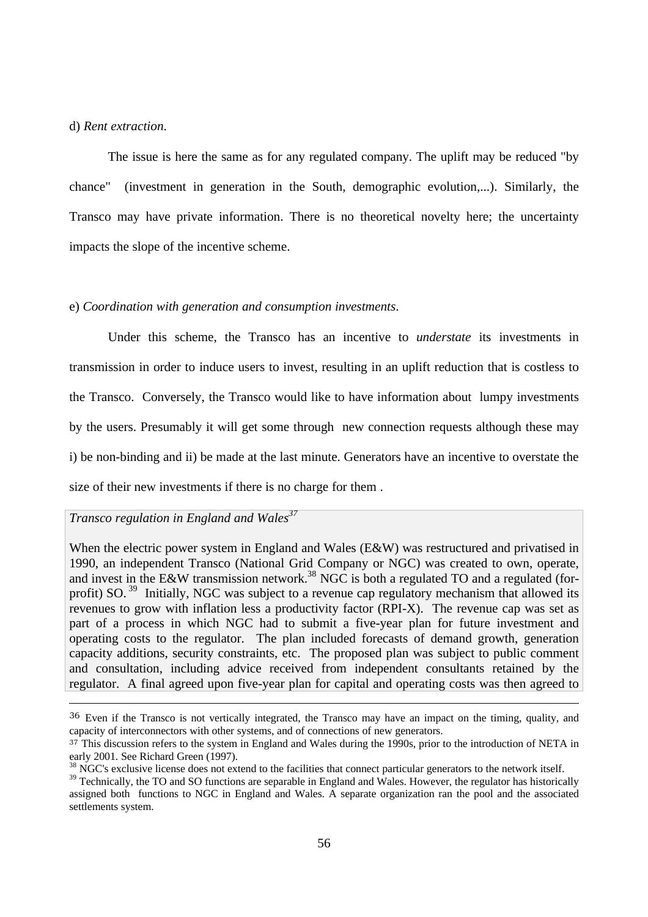d) *Rent extraction*.

The issue is here the same as for any regulated company. The uplift may be reduced "by chance" (investment in generation in the South, demographic evolution,...). Similarly, the Transco may have private information. There is no theoretical novelty here; the uncertainty impacts the slope of the incentive scheme.

e) *Coordination with generation and consumption investments*.

Under this scheme, the Transco has an incentive to *understate* its investments in transmission in order to induce users to invest, resulting in an uplift reduction that is costless to the Transco. Conversely, the Transco would like to have information about lumpy investments by the users. Presumably it will get some through new connection requests although these may i) be non-binding and ii) be made at the last minute. Generators have an incentive to overstate the size of their new investments if there is no charge for them .

*Transco regulation in England and Wales*[37]

When the electric power system in England and Wales (E&W) was restructured and privatised in 1990, an independent Transco (National Grid Company or NGC) was created to own, operate, and invest in the E&W transmission network.[38] NGC is both a regulated TO and a regulated (for-profit) SO.[39] Initially, NGC was subject to a revenue cap regulatory mechanism that allowed its revenues to grow with inflation less a productivity factor (RPI-X). The revenue cap was set as part of a process in which NGC had to submit a five-year plan for future investment and operating costs to the regulator. The plan included forecasts of demand growth, generation capacity additions, security constraints, etc. The proposed plan was subject to public comment and consultation, including advice received from independent consultants retained by the regulator. A final agreed upon five-year plan for capital and operating costs was then agreed to

---

[36] Even if the Transco is not vertically integrated, the Transco may have an impact on the timing, quality, and capacity of interconnectors with other systems, and of connections of new generators.

[37] This discussion refers to the system in England and Wales during the 1990s, prior to the introduction of NETA in early 2001. See Richard Green (1997).

[38] NGC's exclusive license does not extend to the facilities that connect particular generators to the network itself.

[39] Technically, the TO and SO functions are separable in England and Wales. However, the regulator has historically assigned both functions to NGC in England and Wales. A separate organization ran the pool and the associated settlements system.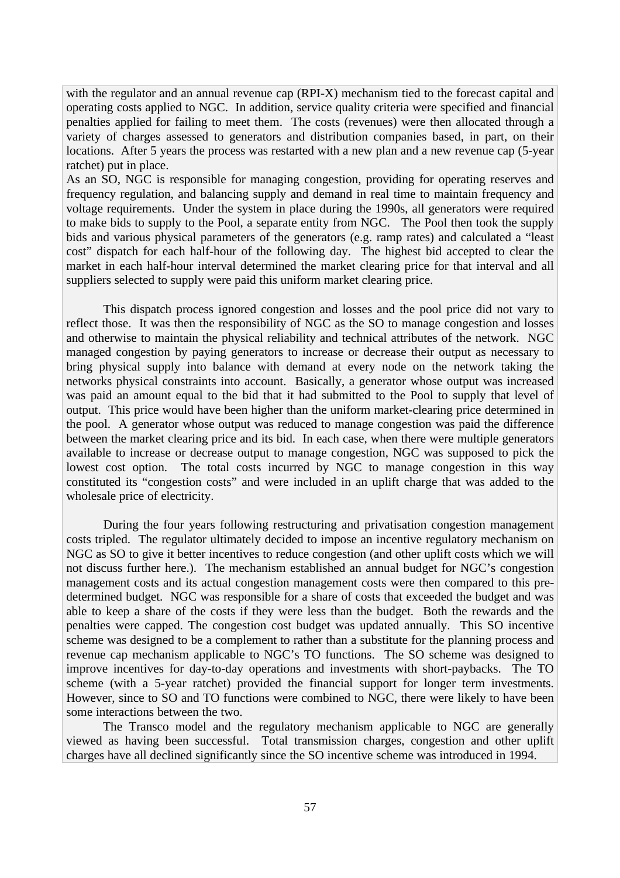with the regulator and an annual revenue cap (RPI-X) mechanism tied to the forecast capital and operating costs applied to NGC. In addition, service quality criteria were specified and financial penalties applied for failing to meet them. The costs (revenues) were then allocated through a variety of charges assessed to generators and distribution companies based, in part, on their locations. After 5 years the process was restarted with a new plan and a new revenue cap (5-year ratchet) put in place.

As an SO, NGC is responsible for managing congestion, providing for operating reserves and frequency regulation, and balancing supply and demand in real time to maintain frequency and voltage requirements. Under the system in place during the 1990s, all generators were required to make bids to supply to the Pool, a separate entity from NGC. The Pool then took the supply bids and various physical parameters of the generators (e.g. ramp rates) and calculated a "least cost" dispatch for each half-hour of the following day. The highest bid accepted to clear the market in each half-hour interval determined the market clearing price for that interval and all suppliers selected to supply were paid this uniform market clearing price.

This dispatch process ignored congestion and losses and the pool price did not vary to reflect those. It was then the responsibility of NGC as the SO to manage congestion and losses and otherwise to maintain the physical reliability and technical attributes of the network. NGC managed congestion by paying generators to increase or decrease their output as necessary to bring physical supply into balance with demand at every node on the network taking the networks physical constraints into account. Basically, a generator whose output was increased was paid an amount equal to the bid that it had submitted to the Pool to supply that level of output. This price would have been higher than the uniform market-clearing price determined in the pool. A generator whose output was reduced to manage congestion was paid the difference between the market clearing price and its bid. In each case, when there were multiple generators available to increase or decrease output to manage congestion, NGC was supposed to pick the lowest cost option. The total costs incurred by NGC to manage congestion in this way constituted its "congestion costs" and were included in an uplift charge that was added to the wholesale price of electricity.

During the four years following restructuring and privatisation congestion management costs tripled. The regulator ultimately decided to impose an incentive regulatory mechanism on NGC as SO to give it better incentives to reduce congestion (and other uplift costs which we will not discuss further here.). The mechanism established an annual budget for NGC's congestion management costs and its actual congestion management costs were then compared to this pre-determined budget. NGC was responsible for a share of costs that exceeded the budget and was able to keep a share of the costs if they were less than the budget. Both the rewards and the penalties were capped. The congestion cost budget was updated annually. This SO incentive scheme was designed to be a complement to rather than a substitute for the planning process and revenue cap mechanism applicable to NGC's TO functions. The SO scheme was designed to improve incentives for day-to-day operations and investments with short-paybacks. The TO scheme (with a 5-year ratchet) provided the financial support for longer term investments. However, since to SO and TO functions were combined to NGC, there were likely to have been some interactions between the two.

The Transco model and the regulatory mechanism applicable to NGC are generally viewed as having been successful. Total transmission charges, congestion and other uplift charges have all declined significantly since the SO incentive scheme was introduced in 1994.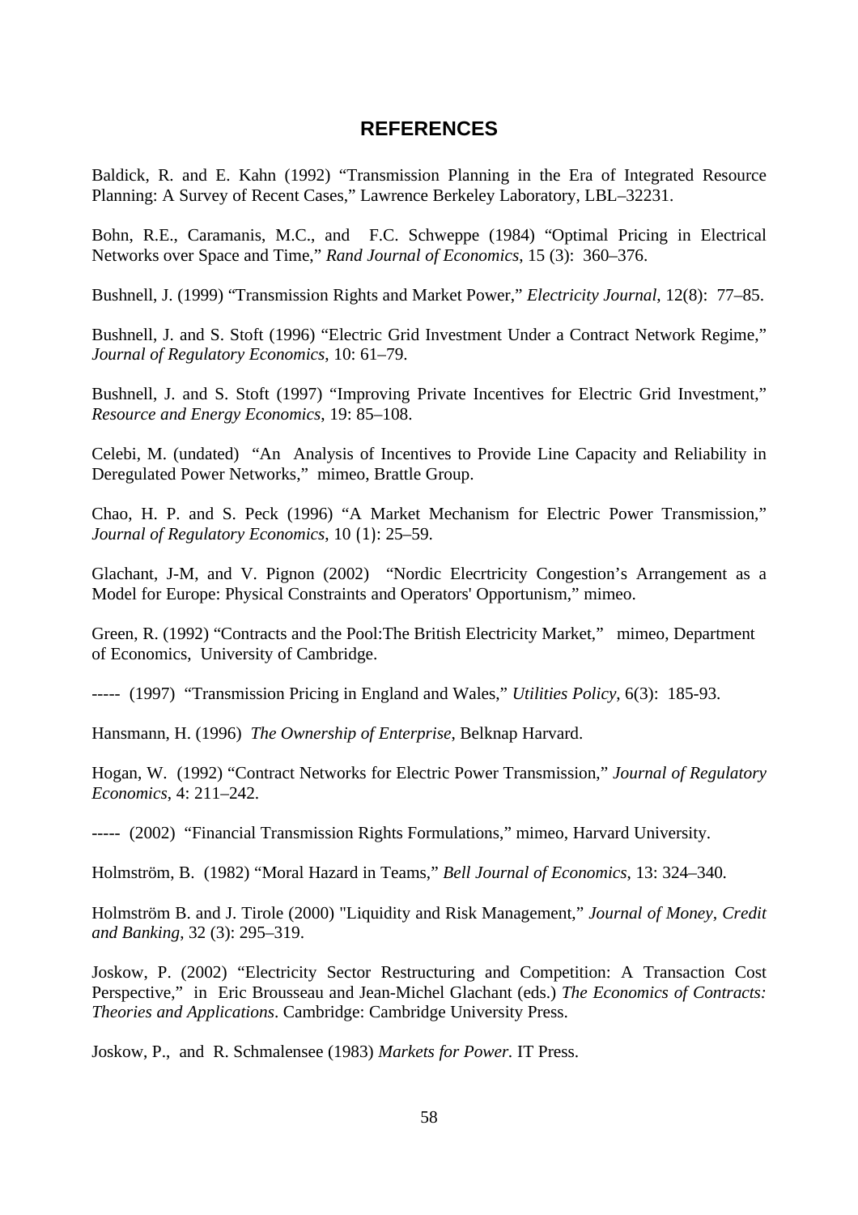## REFERENCES

Baldick, R. and E. Kahn (1992) "Transmission Planning in the Era of Integrated Resource Planning: A Survey of Recent Cases," Lawrence Berkeley Laboratory, LBL–32231.

Bohn, R.E., Caramanis, M.C., and F.C. Schweppe (1984) "Optimal Pricing in Electrical Networks over Space and Time," *Rand Journal of Economics*, 15 (3): 360–376.

Bushnell, J. (1999) "Transmission Rights and Market Power," *Electricity Journal*, 12(8): 77–85.

Bushnell, J. and S. Stoft (1996) "Electric Grid Investment Under a Contract Network Regime," *Journal of Regulatory Economics*, 10: 61–79.

Bushnell, J. and S. Stoft (1997) "Improving Private Incentives for Electric Grid Investment," *Resource and Energy Economics*, 19: 85–108.

Celebi, M. (undated) "An Analysis of Incentives to Provide Line Capacity and Reliability in Deregulated Power Networks," mimeo, Brattle Group.

Chao, H. P. and S. Peck (1996) "A Market Mechanism for Electric Power Transmission," *Journal of Regulatory Economics*, 10 (1): 25–59.

Glachant, J-M, and V. Pignon (2002) "Nordic Elecrtricity Congestion's Arrangement as a Model for Europe: Physical Constraints and Operators' Opportunism," mimeo.

Green, R. (1992) "Contracts and the Pool:The British Electricity Market," mimeo, Department of Economics, University of Cambridge.

----- (1997) "Transmission Pricing in England and Wales," *Utilities Policy*, 6(3): 185-93.

Hansmann, H. (1996) *The Ownership of Enterprise*, Belknap Harvard.

Hogan, W. (1992) "Contract Networks for Electric Power Transmission," *Journal of Regulatory Economics*, 4: 211–242.

----- (2002) "Financial Transmission Rights Formulations," mimeo, Harvard University.

Holmström, B. (1982) "Moral Hazard in Teams," *Bell Journal of Economics*, 13: 324–340.

Holmström B. and J. Tirole (2000) "Liquidity and Risk Management," *Journal of Money, Credit and Banking*, 32 (3): 295–319.

Joskow, P. (2002) "Electricity Sector Restructuring and Competition: A Transaction Cost Perspective," in Eric Brousseau and Jean-Michel Glachant (eds.) *The Economics of Contracts: Theories and Applications*. Cambridge: Cambridge University Press.

Joskow, P., and R. Schmalensee (1983) *Markets for Power.* IT Press.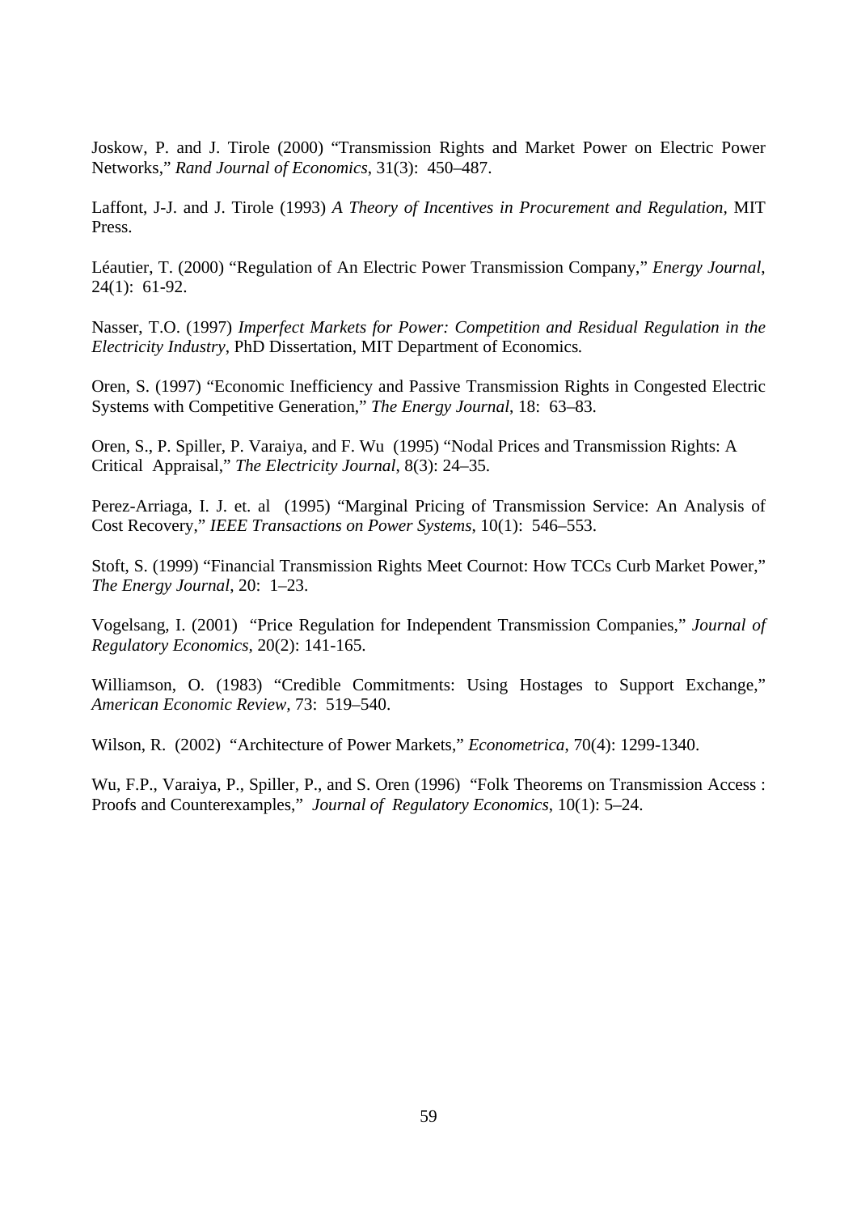Joskow, P. and J. Tirole (2000) "Transmission Rights and Market Power on Electric Power Networks," *Rand Journal of Economics*, 31(3): 450–487.

Laffont, J-J. and J. Tirole (1993) *A Theory of Incentives in Procurement and Regulation*, MIT Press.

Léautier, T. (2000) "Regulation of An Electric Power Transmission Company," *Energy Journal*, 24(1): 61-92.

Nasser, T.O. (1997) *Imperfect Markets for Power: Competition and Residual Regulation in the Electricity Industry*, PhD Dissertation, MIT Department of Economics.

Oren, S. (1997) "Economic Inefficiency and Passive Transmission Rights in Congested Electric Systems with Competitive Generation," *The Energy Journal*, 18: 63–83.

Oren, S., P. Spiller, P. Varaiya, and F. Wu (1995) "Nodal Prices and Transmission Rights: A Critical Appraisal," *The Electricity Journal*, 8(3): 24–35.

Perez-Arriaga, I. J. et. al (1995) "Marginal Pricing of Transmission Service: An Analysis of Cost Recovery," *IEEE Transactions on Power Systems*, 10(1): 546–553.

Stoft, S. (1999) "Financial Transmission Rights Meet Cournot: How TCCs Curb Market Power," *The Energy Journal*, 20: 1–23.

Vogelsang, I. (2001) "Price Regulation for Independent Transmission Companies," *Journal of Regulatory Economics*, 20(2): 141-165.

Williamson, O. (1983) "Credible Commitments: Using Hostages to Support Exchange," *American Economic Review*, 73: 519–540.

Wilson, R. (2002) "Architecture of Power Markets," *Econometrica*, 70(4): 1299-1340.

Wu, F.P., Varaiya, P., Spiller, P., and S. Oren (1996) "Folk Theorems on Transmission Access : Proofs and Counterexamples," *Journal of Regulatory Economics*, 10(1): 5–24.